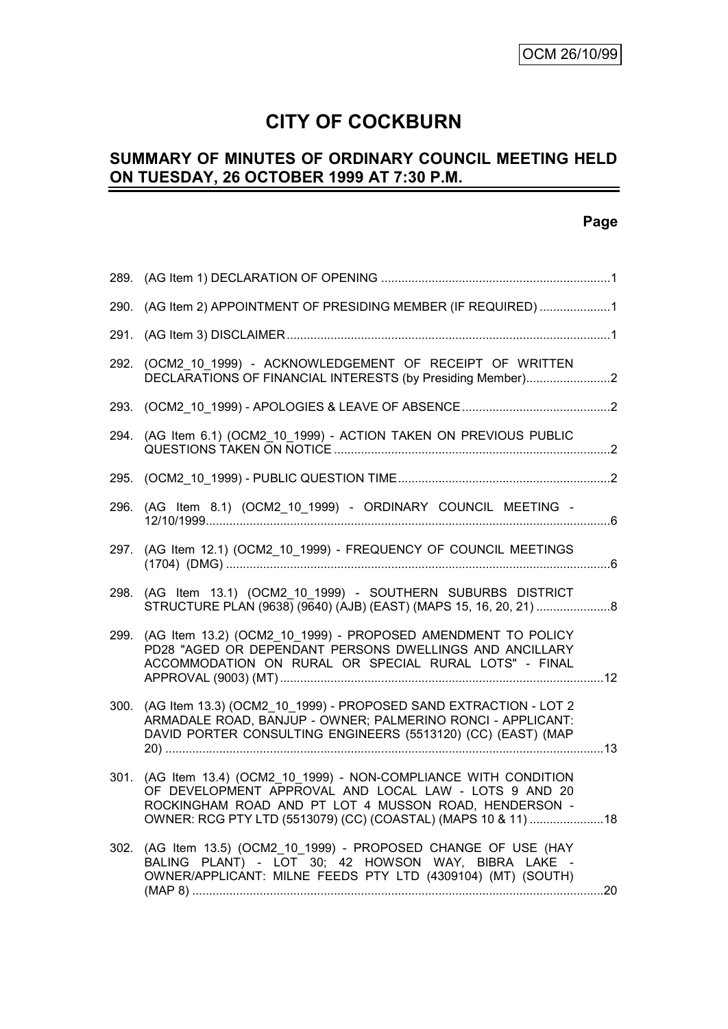OCM 26/10/99

# CITY OF COCKBURN

## SUMMARY OF MINUTES OF ORDINARY COUNCIL MEETING HELD ON TUESDAY, 26 OCTOBER 1999 AT 7:30 P.M.

**Page**

289. (AG Item 1) DECLARATION OF OPENING ....................................................................1

290. (AG Item 2) APPOINTMENT OF PRESIDING MEMBER (IF REQUIRED) .....................1

291. (AG Item 3) DISCLAIMER ...............................................................................................1

292. (OCM2_10_1999) - ACKNOWLEDGEMENT OF RECEIPT OF WRITTEN DECLARATIONS OF FINANCIAL INTERESTS (by Presiding Member).........................2

293. (OCM2_10_1999) - APOLOGIES & LEAVE OF ABSENCE ............................................2

294. (AG Item 6.1) (OCM2_10_1999) - ACTION TAKEN ON PREVIOUS PUBLIC QUESTIONS TAKEN ON NOTICE .................................................................................2

295. (OCM2_10_1999) - PUBLIC QUESTION TIME ...............................................................2

296. (AG Item 8.1) (OCM2_10_1999) - ORDINARY COUNCIL MEETING - 12/10/1999.......................................................................................................................6

297. (AG Item 12.1) (OCM2_10_1999) - FREQUENCY OF COUNCIL MEETINGS (1704) (DMG) .................................................................................................................6

298. (AG Item 13.1) (OCM2_10_1999) - SOUTHERN SUBURBS DISTRICT STRUCTURE PLAN (9638) (9640) (AJB) (EAST) (MAPS 15, 16, 20, 21) ......................8

299. (AG Item 13.2) (OCM2_10_1999) - PROPOSED AMENDMENT TO POLICY PD28 "AGED OR DEPENDANT PERSONS DWELLINGS AND ANCILLARY ACCOMMODATION ON RURAL OR SPECIAL RURAL LOTS" - FINAL APPROVAL (9003) (MT) ...............................................................................................12

300. (AG Item 13.3) (OCM2_10_1999) - PROPOSED SAND EXTRACTION - LOT 2 ARMADALE ROAD, BANJUP - OWNER; PALMERINO RONCI - APPLICANT: DAVID PORTER CONSULTING ENGINEERS (5513120) (CC) (EAST) (MAP 20) .................................................................................................................................13

301. (AG Item 13.4) (OCM2_10_1999) - NON-COMPLIANCE WITH CONDITION OF DEVELOPMENT APPROVAL AND LOCAL LAW - LOTS 9 AND 20 ROCKINGHAM ROAD AND PT LOT 4 MUSSON ROAD, HENDERSON - OWNER: RCG PTY LTD (5513079) (CC) (COASTAL) (MAPS 10 & 11) ......................18

302. (AG Item 13.5) (OCM2_10_1999) - PROPOSED CHANGE OF USE (HAY BALING PLANT) - LOT 30; 42 HOWSON WAY, BIBRA LAKE - OWNER/APPLICANT: MILNE FEEDS PTY LTD (4309104) (MT) (SOUTH) (MAP 8) .........................................................................................................................20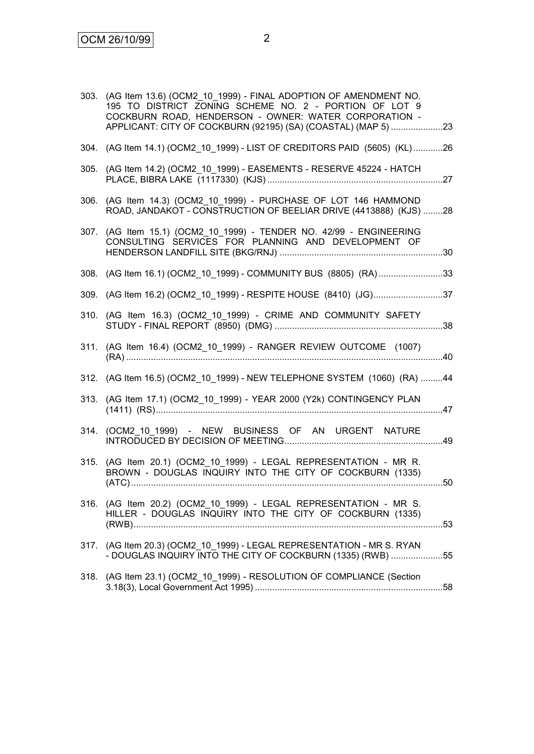303. (AG Item 13.6) (OCM2_10_1999) - FINAL ADOPTION OF AMENDMENT NO. 195 TO DISTRICT ZONING SCHEME NO. 2 - PORTION OF LOT 9 COCKBURN ROAD, HENDERSON - OWNER: WATER CORPORATION - APPLICANT: CITY OF COCKBURN (92195) (SA) (COASTAL) (MAP 5) .....................23

304. (AG Item 14.1) (OCM2_10_1999) - LIST OF CREDITORS PAID (5605) (KL)............26

305. (AG Item 14.2) (OCM2_10_1999) - EASEMENTS - RESERVE 45224 - HATCH PLACE, BIBRA LAKE (1117330) (KJS).......................................................................27

306. (AG Item 14.3) (OCM2_10_1999) - PURCHASE OF LOT 146 HAMMOND ROAD, JANDAKOT - CONSTRUCTION OF BEELIAR DRIVE (4413888) (KJS) ........28

307. (AG Item 15.1) (OCM2_10_1999) - TENDER NO. 42/99 - ENGINEERING CONSULTING SERVICES FOR PLANNING AND DEVELOPMENT OF HENDERSON LANDFILL SITE (BKG/RNJ) ..................................................................30

308. (AG Item 16.1) (OCM2_10_1999) - COMMUNITY BUS (8805) (RA)..........................33

309. (AG Item 16.2) (OCM2_10_1999) - RESPITE HOUSE (8410) (JG)............................37

310. (AG Item 16.3) (OCM2_10_1999) - CRIME AND COMMUNITY SAFETY STUDY - FINAL REPORT (8950) (DMG) ....................................................................38

311. (AG Item 16.4) (OCM2_10_1999) - RANGER REVIEW OUTCOME (1007) (RA) ...............................................................................................................................40

312. (AG Item 16.5) (OCM2_10_1999) - NEW TELEPHONE SYSTEM (1060) (RA) .........44

313. (AG Item 17.1) (OCM2_10_1999) - YEAR 2000 (Y2k) CONTINGENCY PLAN (1411) (RS)...................................................................................................................47

314. (OCM2_10_1999) - NEW BUSINESS OF AN URGENT NATURE INTRODUCED BY DECISION OF MEETING................................................................49

315. (AG Item 20.1) (OCM2_10_1999) - LEGAL REPRESENTATION - MR R. BROWN - DOUGLAS INQUIRY INTO THE CITY OF COCKBURN (1335) (ATC).............................................................................................................................50

316. (AG Item 20.2) (OCM2_10_1999) - LEGAL REPRESENTATION - MR S. HILLER - DOUGLAS INQUIRY INTO THE CITY OF COCKBURN (1335) (RWB)............................................................................................................................53

317. (AG Item 20.3) (OCM2_10_1999) - LEGAL REPRESENTATION - MR S. RYAN - DOUGLAS INQUIRY INTO THE CITY OF COCKBURN (1335) (RWB) .....................55

318. (AG Item 23.1) (OCM2_10_1999) - RESOLUTION OF COMPLIANCE (Section 3.18(3), Local Government Act 1995) ............................................................................58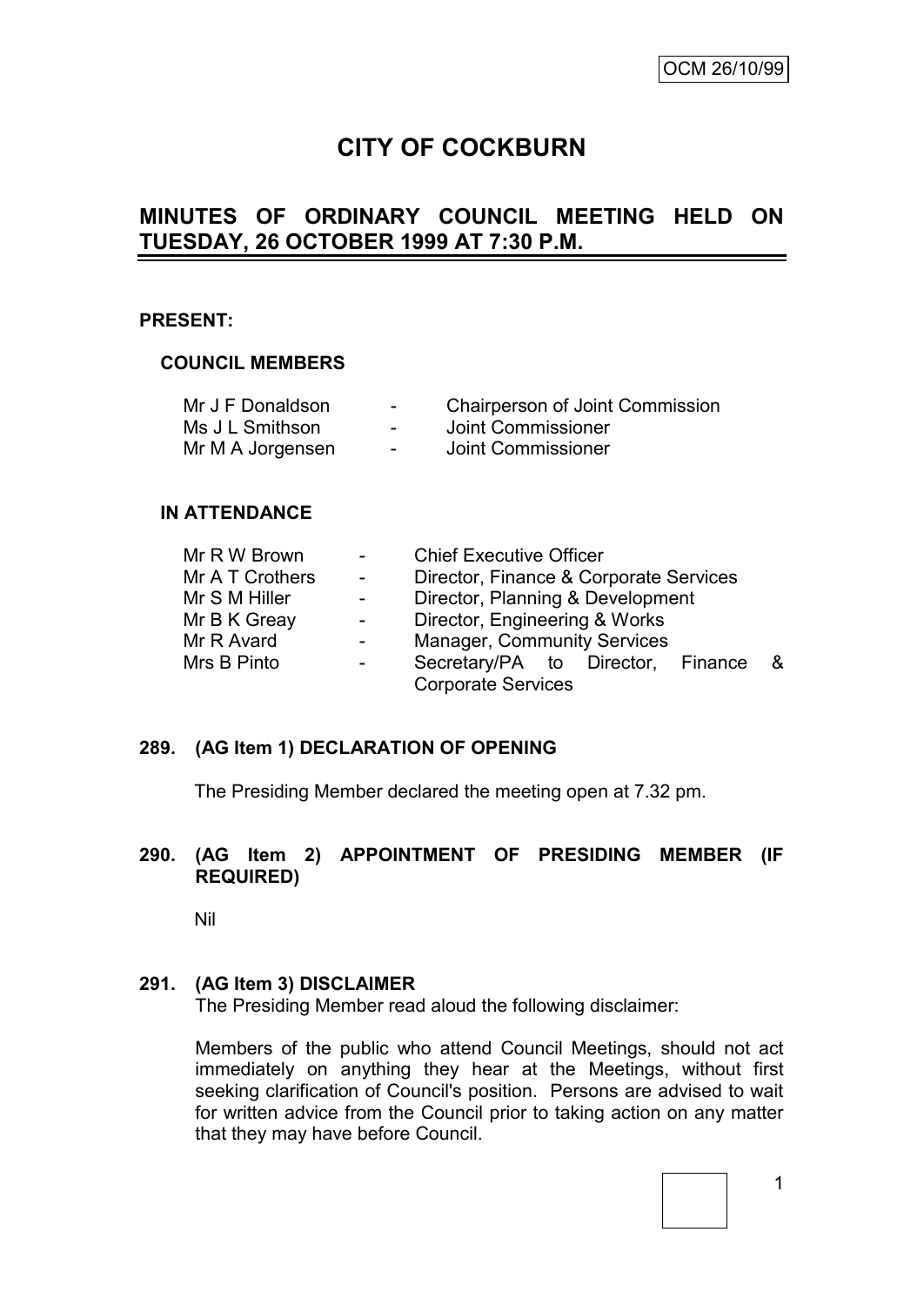OCM 26/10/99

# CITY OF COCKBURN

## MINUTES OF ORDINARY COUNCIL MEETING HELD ON TUESDAY, 26 OCTOBER 1999 AT 7:30 P.M.

**PRESENT:**

**COUNCIL MEMBERS**

| | | |
|---|---|---|
| Mr J F Donaldson | - | Chairperson of Joint Commission |
| Ms J L Smithson | - | Joint Commissioner |
| Mr M A Jorgensen | - | Joint Commissioner |

**IN ATTENDANCE**

| | | |
|---|---|---|
| Mr R W Brown | - | Chief Executive Officer |
| Mr A T Crothers | - | Director, Finance & Corporate Services |
| Mr S M Hiller | - | Director, Planning & Development |
| Mr B K Greay | - | Director, Engineering & Works |
| Mr R Avard | - | Manager, Community Services |
| Mrs B Pinto | - | Secretary/PA to Director, Finance & Corporate Services |

**289. (AG Item 1) DECLARATION OF OPENING**

The Presiding Member declared the meeting open at 7.32 pm.

**290. (AG Item 2) APPOINTMENT OF PRESIDING MEMBER (IF REQUIRED)**

Nil

**291. (AG Item 3) DISCLAIMER**

The Presiding Member read aloud the following disclaimer:

Members of the public who attend Council Meetings, should not act immediately on anything they hear at the Meetings, without first seeking clarification of Council's position. Persons are advised to wait for written advice from the Council prior to taking action on any matter that they may have before Council.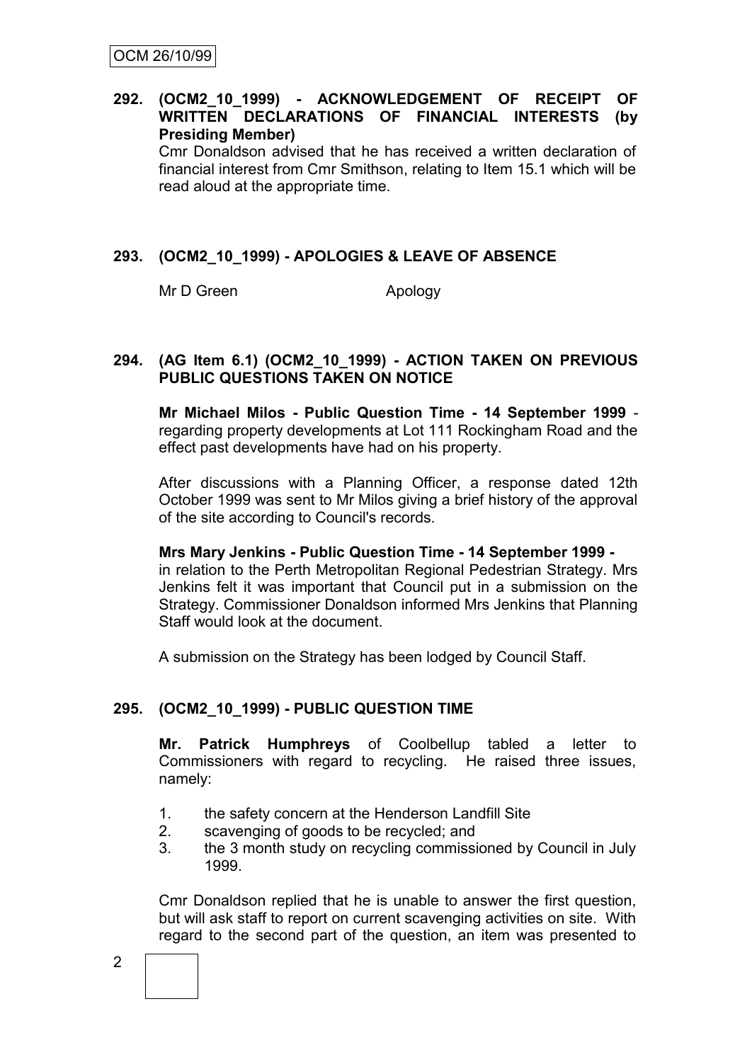**292. (OCM2_10_1999) - ACKNOWLEDGEMENT OF RECEIPT OF WRITTEN DECLARATIONS OF FINANCIAL INTERESTS (by Presiding Member)**

Cmr Donaldson advised that he has received a written declaration of financial interest from Cmr Smithson, relating to Item 15.1 which will be read aloud at the appropriate time.

**293. (OCM2_10_1999) - APOLOGIES & LEAVE OF ABSENCE**

Mr D Green Apology

**294. (AG Item 6.1) (OCM2_10_1999) - ACTION TAKEN ON PREVIOUS PUBLIC QUESTIONS TAKEN ON NOTICE**

**Mr Michael Milos - Public Question Time - 14 September 1999** - regarding property developments at Lot 111 Rockingham Road and the effect past developments have had on his property.

After discussions with a Planning Officer, a response dated 12th October 1999 was sent to Mr Milos giving a brief history of the approval of the site according to Council's records.

**Mrs Mary Jenkins - Public Question Time - 14 September 1999 -** in relation to the Perth Metropolitan Regional Pedestrian Strategy. Mrs Jenkins felt it was important that Council put in a submission on the Strategy. Commissioner Donaldson informed Mrs Jenkins that Planning Staff would look at the document.

A submission on the Strategy has been lodged by Council Staff.

**295. (OCM2_10_1999) - PUBLIC QUESTION TIME**

**Mr. Patrick Humphreys** of Coolbellup tabled a letter to Commissioners with regard to recycling. He raised three issues, namely:

1. the safety concern at the Henderson Landfill Site
2. scavenging of goods to be recycled; and
3. the 3 month study on recycling commissioned by Council in July 1999.

Cmr Donaldson replied that he is unable to answer the first question, but will ask staff to report on current scavenging activities on site. With regard to the second part of the question, an item was presented to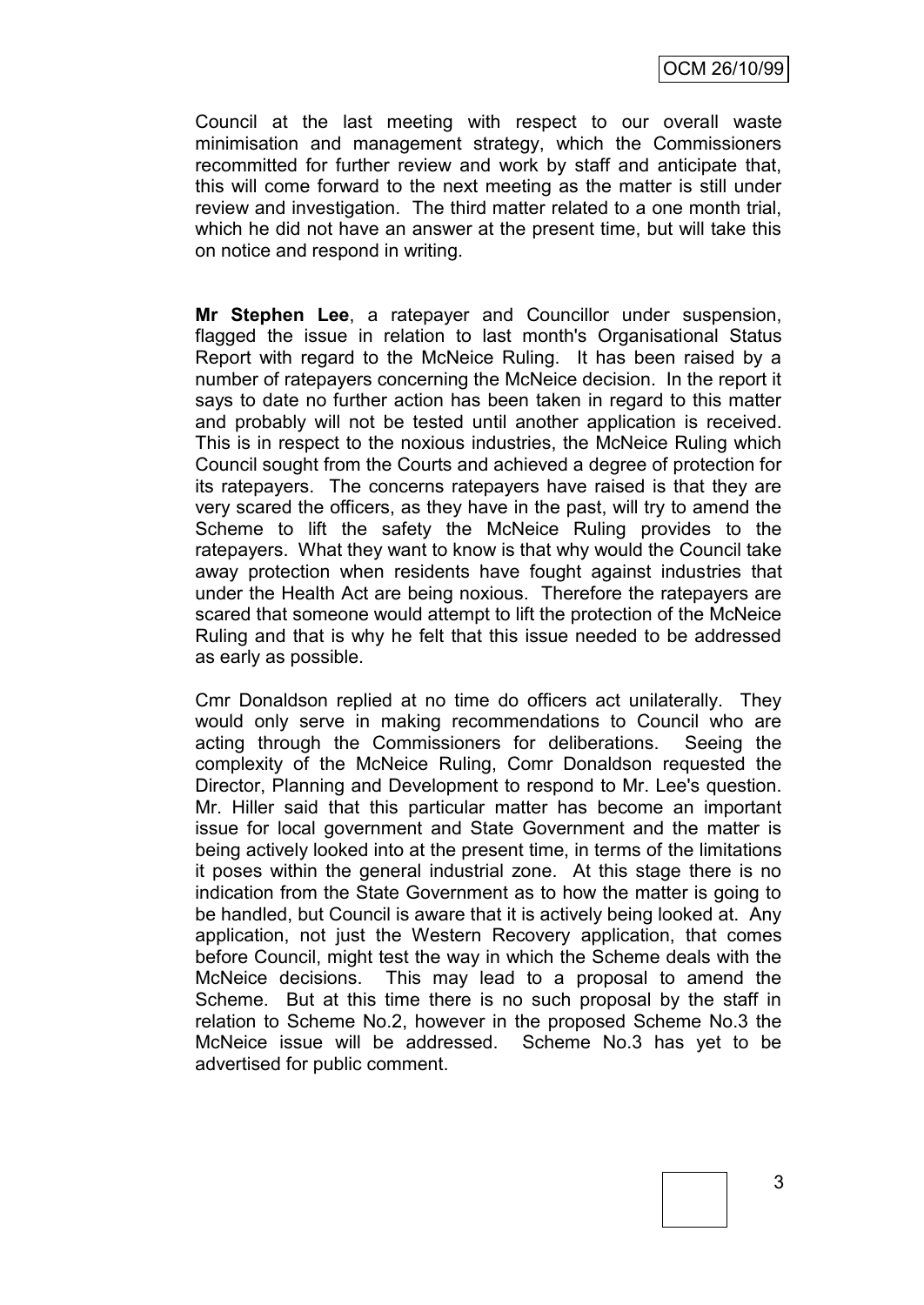Council at the last meeting with respect to our overall waste minimisation and management strategy, which the Commissioners recommitted for further review and work by staff and anticipate that, this will come forward to the next meeting as the matter is still under review and investigation. The third matter related to a one month trial, which he did not have an answer at the present time, but will take this on notice and respond in writing.

**Mr Stephen Lee**, a ratepayer and Councillor under suspension, flagged the issue in relation to last month's Organisational Status Report with regard to the McNeice Ruling. It has been raised by a number of ratepayers concerning the McNeice decision. In the report it says to date no further action has been taken in regard to this matter and probably will not be tested until another application is received. This is in respect to the noxious industries, the McNeice Ruling which Council sought from the Courts and achieved a degree of protection for its ratepayers. The concerns ratepayers have raised is that they are very scared the officers, as they have in the past, will try to amend the Scheme to lift the safety the McNeice Ruling provides to the ratepayers. What they want to know is that why would the Council take away protection when residents have fought against industries that under the Health Act are being noxious. Therefore the ratepayers are scared that someone would attempt to lift the protection of the McNeice Ruling and that is why he felt that this issue needed to be addressed as early as possible.

Cmr Donaldson replied at no time do officers act unilaterally. They would only serve in making recommendations to Council who are acting through the Commissioners for deliberations. Seeing the complexity of the McNeice Ruling, Comr Donaldson requested the Director, Planning and Development to respond to Mr. Lee's question. Mr. Hiller said that this particular matter has become an important issue for local government and State Government and the matter is being actively looked into at the present time, in terms of the limitations it poses within the general industrial zone. At this stage there is no indication from the State Government as to how the matter is going to be handled, but Council is aware that it is actively being looked at. Any application, not just the Western Recovery application, that comes before Council, might test the way in which the Scheme deals with the McNeice decisions. This may lead to a proposal to amend the Scheme. But at this time there is no such proposal by the staff in relation to Scheme No.2, however in the proposed Scheme No.3 the McNeice issue will be addressed. Scheme No.3 has yet to be advertised for public comment.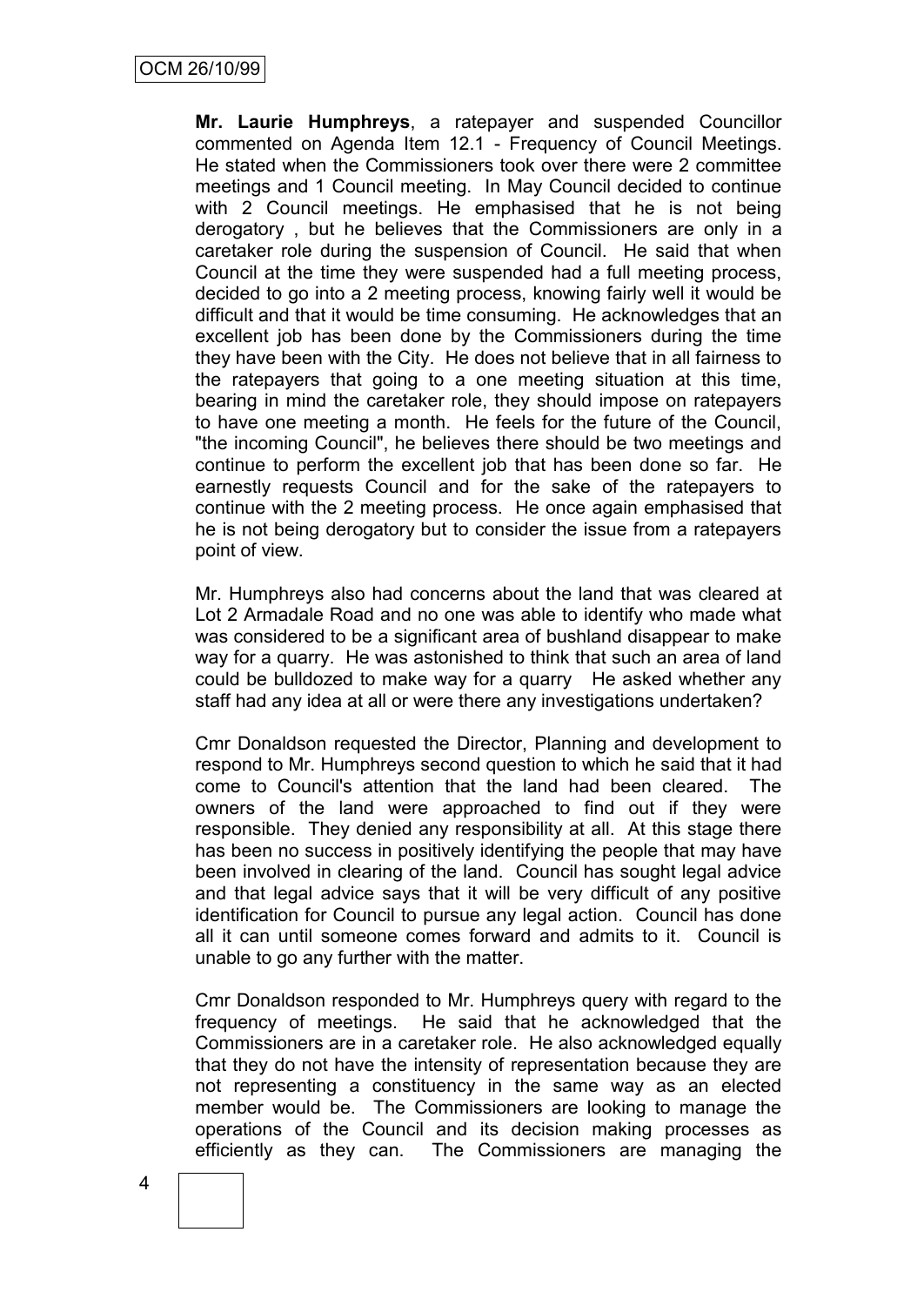**Mr. Laurie Humphreys**, a ratepayer and suspended Councillor commented on Agenda Item 12.1 - Frequency of Council Meetings. He stated when the Commissioners took over there were 2 committee meetings and 1 Council meeting. In May Council decided to continue with 2 Council meetings. He emphasised that he is not being derogatory , but he believes that the Commissioners are only in a caretaker role during the suspension of Council. He said that when Council at the time they were suspended had a full meeting process, decided to go into a 2 meeting process, knowing fairly well it would be difficult and that it would be time consuming. He acknowledges that an excellent job has been done by the Commissioners during the time they have been with the City. He does not believe that in all fairness to the ratepayers that going to a one meeting situation at this time, bearing in mind the caretaker role, they should impose on ratepayers to have one meeting a month. He feels for the future of the Council, "the incoming Council", he believes there should be two meetings and continue to perform the excellent job that has been done so far. He earnestly requests Council and for the sake of the ratepayers to continue with the 2 meeting process. He once again emphasised that he is not being derogatory but to consider the issue from a ratepayers point of view.

Mr. Humphreys also had concerns about the land that was cleared at Lot 2 Armadale Road and no one was able to identify who made what was considered to be a significant area of bushland disappear to make way for a quarry. He was astonished to think that such an area of land could be bulldozed to make way for a quarry He asked whether any staff had any idea at all or were there any investigations undertaken?

Cmr Donaldson requested the Director, Planning and development to respond to Mr. Humphreys second question to which he said that it had come to Council's attention that the land had been cleared. The owners of the land were approached to find out if they were responsible. They denied any responsibility at all. At this stage there has been no success in positively identifying the people that may have been involved in clearing of the land. Council has sought legal advice and that legal advice says that it will be very difficult of any positive identification for Council to pursue any legal action. Council has done all it can until someone comes forward and admits to it. Council is unable to go any further with the matter.

Cmr Donaldson responded to Mr. Humphreys query with regard to the frequency of meetings. He said that he acknowledged that the Commissioners are in a caretaker role. He also acknowledged equally that they do not have the intensity of representation because they are not representing a constituency in the same way as an elected member would be. The Commissioners are looking to manage the operations of the Council and its decision making processes as efficiently as they can. The Commissioners are managing the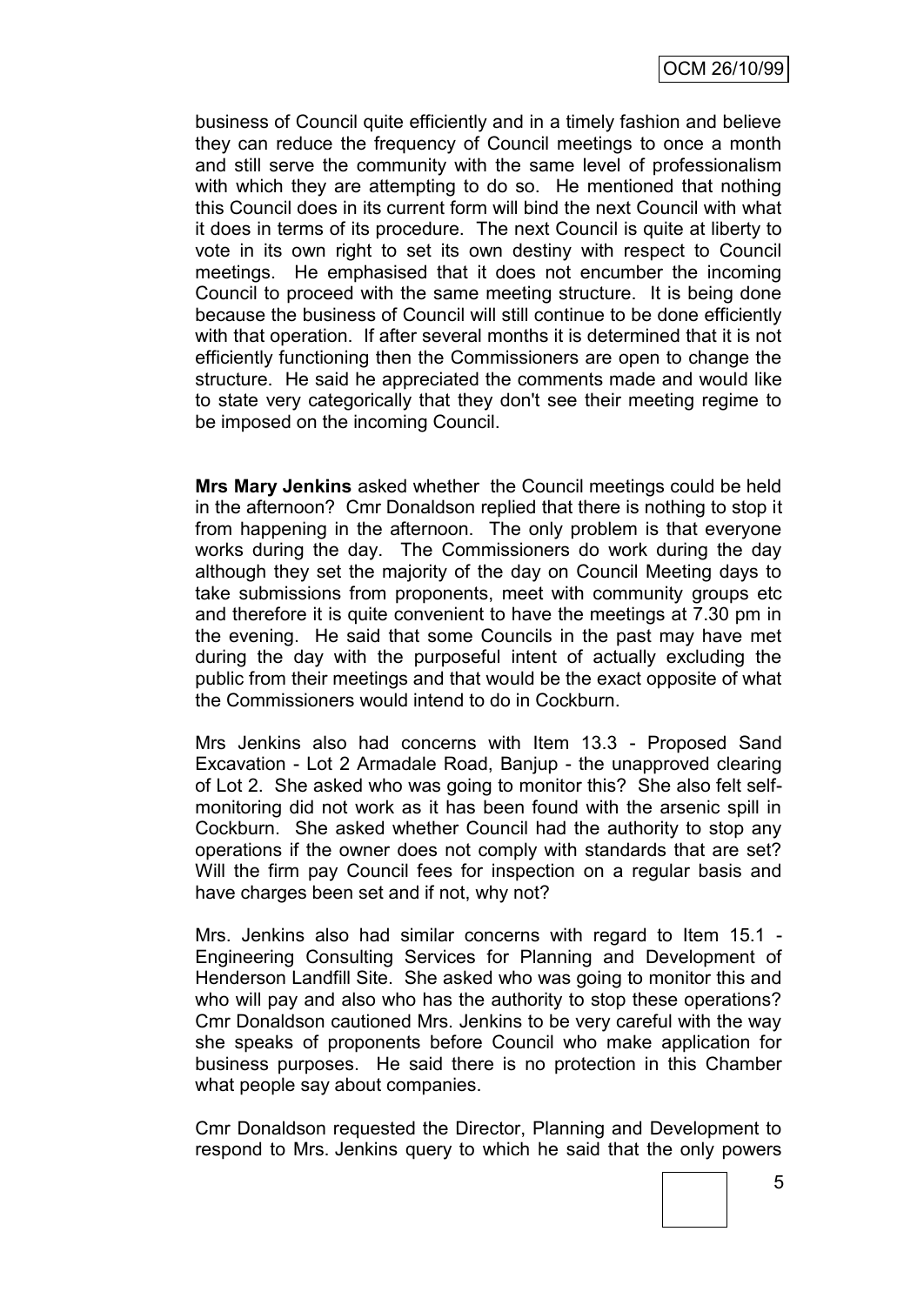business of Council quite efficiently and in a timely fashion and believe they can reduce the frequency of Council meetings to once a month and still serve the community with the same level of professionalism with which they are attempting to do so. He mentioned that nothing this Council does in its current form will bind the next Council with what it does in terms of its procedure. The next Council is quite at liberty to vote in its own right to set its own destiny with respect to Council meetings. He emphasised that it does not encumber the incoming Council to proceed with the same meeting structure. It is being done because the business of Council will still continue to be done efficiently with that operation. If after several months it is determined that it is not efficiently functioning then the Commissioners are open to change the structure. He said he appreciated the comments made and would like to state very categorically that they don't see their meeting regime to be imposed on the incoming Council.

**Mrs Mary Jenkins** asked whether the Council meetings could be held in the afternoon? Cmr Donaldson replied that there is nothing to stop it from happening in the afternoon. The only problem is that everyone works during the day. The Commissioners do work during the day although they set the majority of the day on Council Meeting days to take submissions from proponents, meet with community groups etc and therefore it is quite convenient to have the meetings at 7.30 pm in the evening. He said that some Councils in the past may have met during the day with the purposeful intent of actually excluding the public from their meetings and that would be the exact opposite of what the Commissioners would intend to do in Cockburn.

Mrs Jenkins also had concerns with Item 13.3 - Proposed Sand Excavation - Lot 2 Armadale Road, Banjup - the unapproved clearing of Lot 2. She asked who was going to monitor this? She also felt self-monitoring did not work as it has been found with the arsenic spill in Cockburn. She asked whether Council had the authority to stop any operations if the owner does not comply with standards that are set? Will the firm pay Council fees for inspection on a regular basis and have charges been set and if not, why not?

Mrs. Jenkins also had similar concerns with regard to Item 15.1 - Engineering Consulting Services for Planning and Development of Henderson Landfill Site. She asked who was going to monitor this and who will pay and also who has the authority to stop these operations? Cmr Donaldson cautioned Mrs. Jenkins to be very careful with the way she speaks of proponents before Council who make application for business purposes. He said there is no protection in this Chamber what people say about companies.

Cmr Donaldson requested the Director, Planning and Development to respond to Mrs. Jenkins query to which he said that the only powers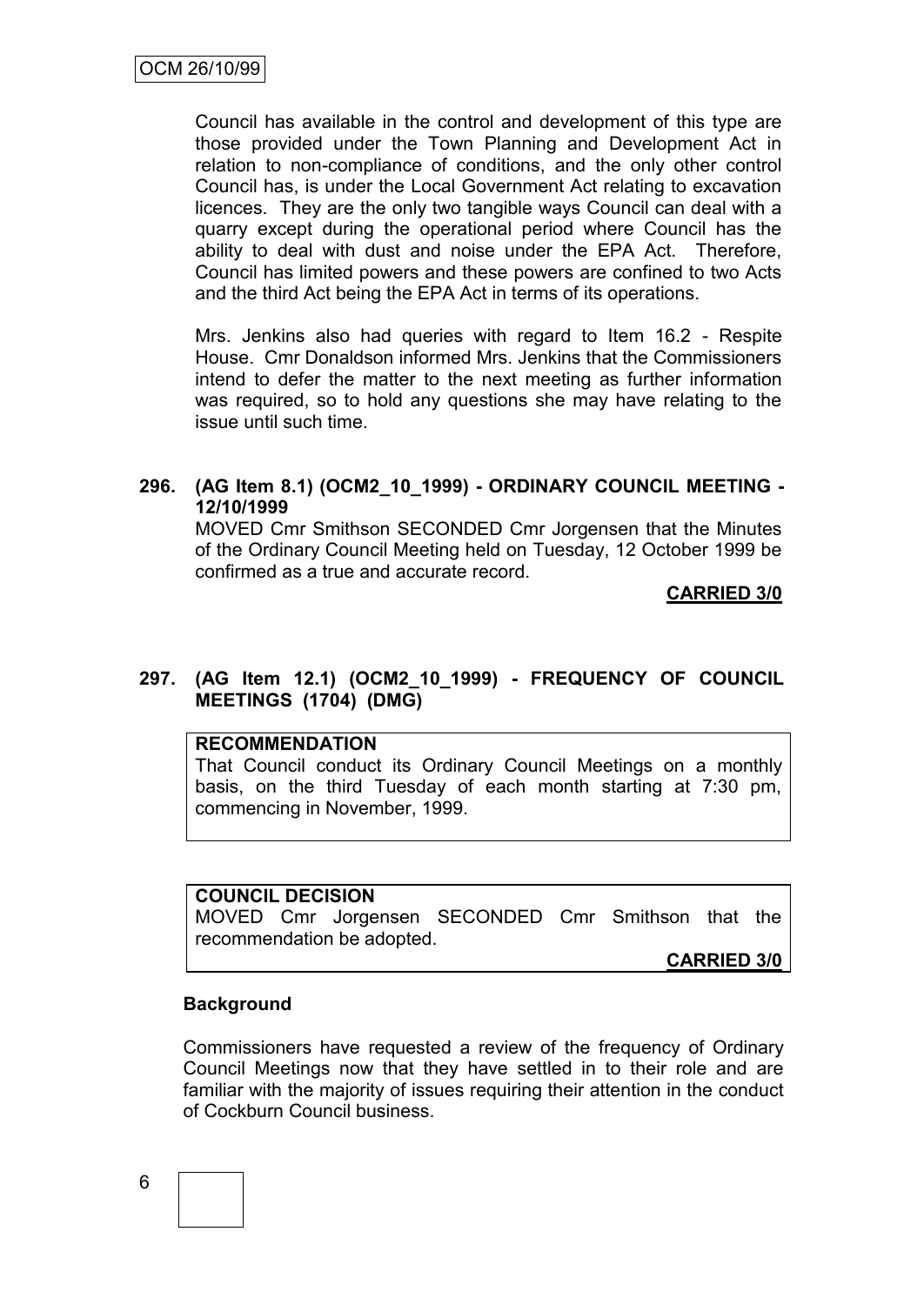Council has available in the control and development of this type are those provided under the Town Planning and Development Act in relation to non-compliance of conditions, and the only other control Council has, is under the Local Government Act relating to excavation licences. They are the only two tangible ways Council can deal with a quarry except during the operational period where Council has the ability to deal with dust and noise under the EPA Act. Therefore, Council has limited powers and these powers are confined to two Acts and the third Act being the EPA Act in terms of its operations.

Mrs. Jenkins also had queries with regard to Item 16.2 - Respite House. Cmr Donaldson informed Mrs. Jenkins that the Commissioners intend to defer the matter to the next meeting as further information was required, so to hold any questions she may have relating to the issue until such time.

**296. (AG Item 8.1) (OCM2_10_1999) - ORDINARY COUNCIL MEETING - 12/10/1999**

MOVED Cmr Smithson SECONDED Cmr Jorgensen that the Minutes of the Ordinary Council Meeting held on Tuesday, 12 October 1999 be confirmed as a true and accurate record.

**CARRIED 3/0**

**297. (AG Item 12.1) (OCM2_10_1999) - FREQUENCY OF COUNCIL MEETINGS (1704) (DMG)**

**RECOMMENDATION**

That Council conduct its Ordinary Council Meetings on a monthly basis, on the third Tuesday of each month starting at 7:30 pm, commencing in November, 1999.

**COUNCIL DECISION**

MOVED Cmr Jorgensen SECONDED Cmr Smithson that the recommendation be adopted.

**CARRIED 3/0**

**Background**

Commissioners have requested a review of the frequency of Ordinary Council Meetings now that they have settled in to their role and are familiar with the majority of issues requiring their attention in the conduct of Cockburn Council business.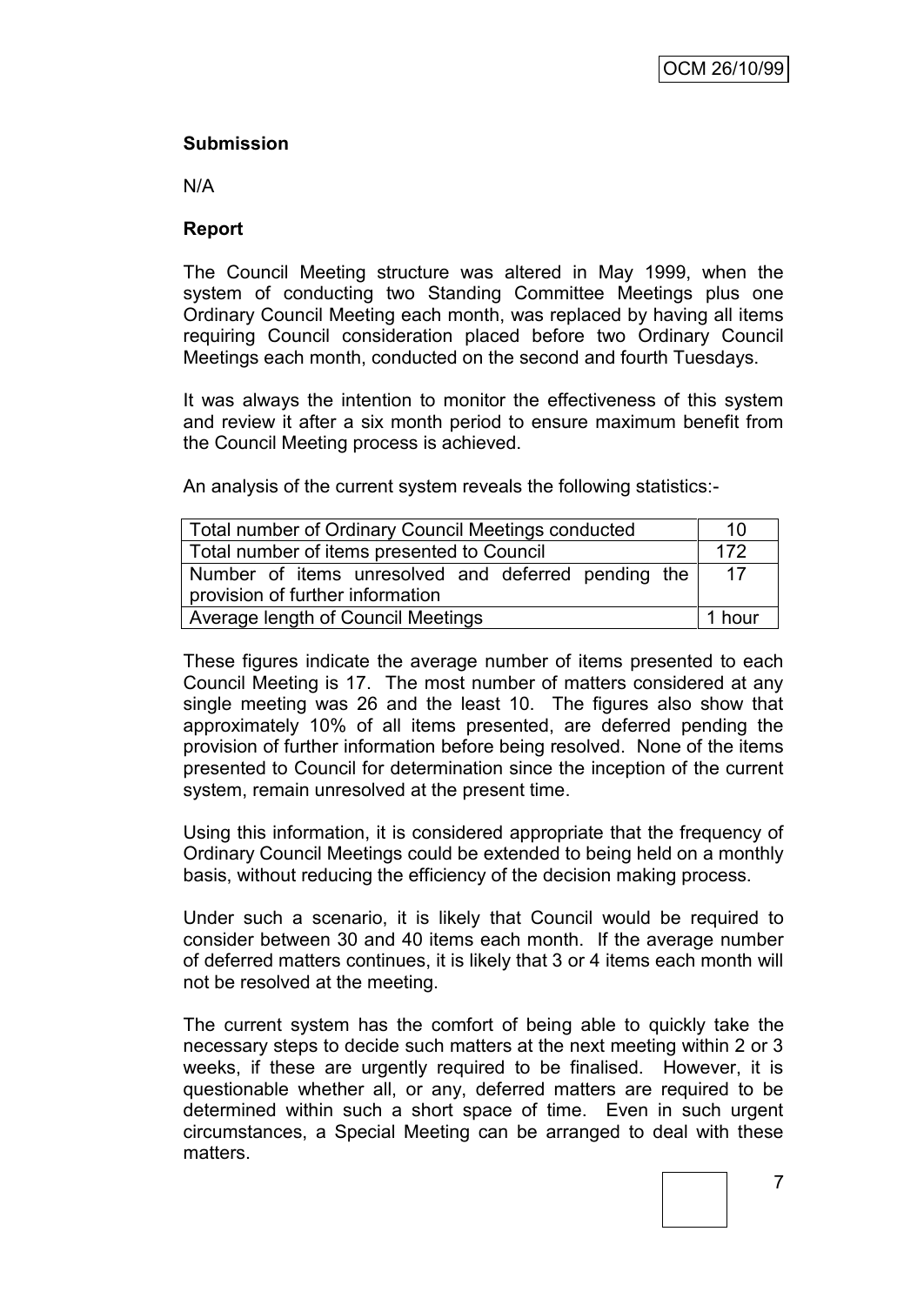**Submission**

N/A

**Report**

The Council Meeting structure was altered in May 1999, when the system of conducting two Standing Committee Meetings plus one Ordinary Council Meeting each month, was replaced by having all items requiring Council consideration placed before two Ordinary Council Meetings each month, conducted on the second and fourth Tuesdays.

It was always the intention to monitor the effectiveness of this system and review it after a six month period to ensure maximum benefit from the Council Meeting process is achieved.

An analysis of the current system reveals the following statistics:-

| | |
|---|---|
| Total number of Ordinary Council Meetings conducted | 10 |
| Total number of items presented to Council | 172 |
| Number of items unresolved and deferred pending the provision of further information | 17 |
| Average length of Council Meetings | 1 hour |

These figures indicate the average number of items presented to each Council Meeting is 17. The most number of matters considered at any single meeting was 26 and the least 10. The figures also show that approximately 10% of all items presented, are deferred pending the provision of further information before being resolved. None of the items presented to Council for determination since the inception of the current system, remain unresolved at the present time.

Using this information, it is considered appropriate that the frequency of Ordinary Council Meetings could be extended to being held on a monthly basis, without reducing the efficiency of the decision making process.

Under such a scenario, it is likely that Council would be required to consider between 30 and 40 items each month. If the average number of deferred matters continues, it is likely that 3 or 4 items each month will not be resolved at the meeting.

The current system has the comfort of being able to quickly take the necessary steps to decide such matters at the next meeting within 2 or 3 weeks, if these are urgently required to be finalised. However, it is questionable whether all, or any, deferred matters are required to be determined within such a short space of time. Even in such urgent circumstances, a Special Meeting can be arranged to deal with these matters.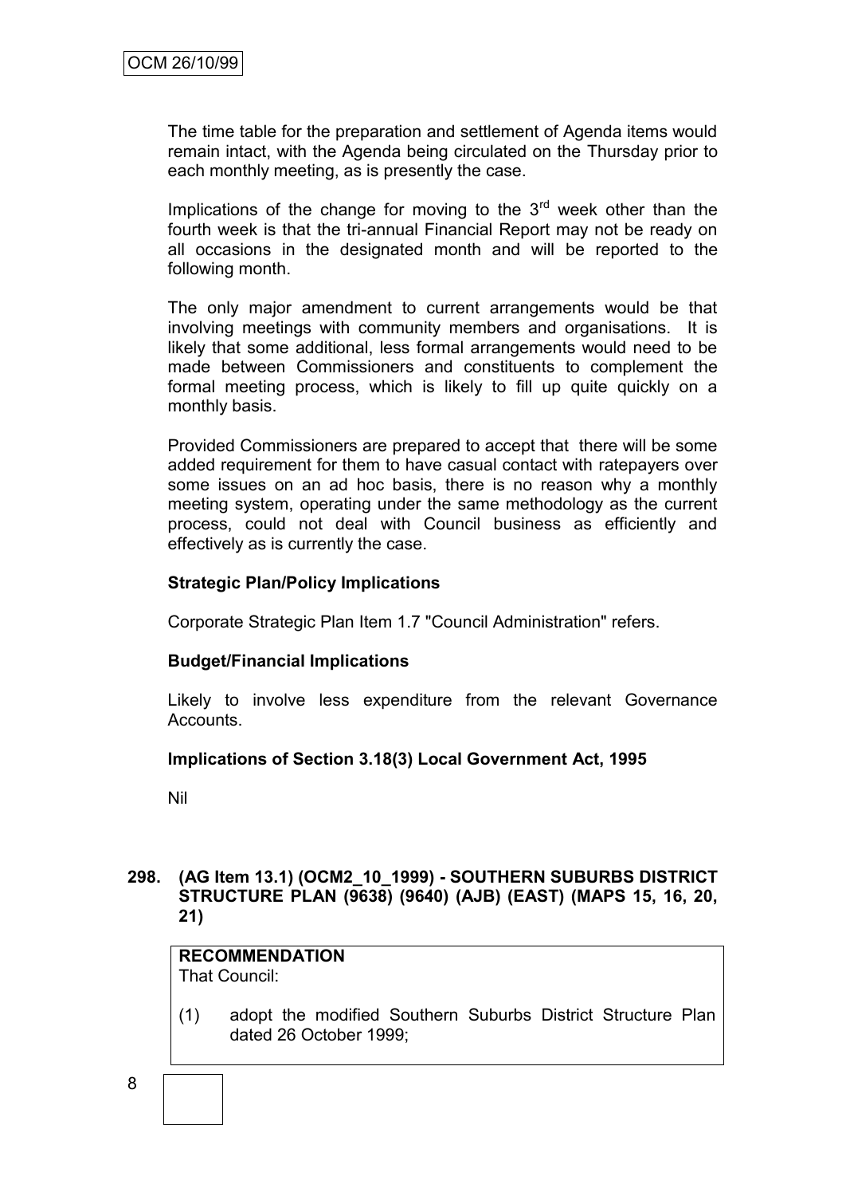The time table for the preparation and settlement of Agenda items would remain intact, with the Agenda being circulated on the Thursday prior to each monthly meeting, as is presently the case.

Implications of the change for moving to the 3rd week other than the fourth week is that the tri-annual Financial Report may not be ready on all occasions in the designated month and will be reported to the following month.

The only major amendment to current arrangements would be that involving meetings with community members and organisations. It is likely that some additional, less formal arrangements would need to be made between Commissioners and constituents to complement the formal meeting process, which is likely to fill up quite quickly on a monthly basis.

Provided Commissioners are prepared to accept that there will be some added requirement for them to have casual contact with ratepayers over some issues on an ad hoc basis, there is no reason why a monthly meeting system, operating under the same methodology as the current process, could not deal with Council business as efficiently and effectively as is currently the case.

**Strategic Plan/Policy Implications**

Corporate Strategic Plan Item 1.7 "Council Administration" refers.

**Budget/Financial Implications**

Likely to involve less expenditure from the relevant Governance Accounts.

**Implications of Section 3.18(3) Local Government Act, 1995**

Nil

**298. (AG Item 13.1) (OCM2_10_1999) - SOUTHERN SUBURBS DISTRICT STRUCTURE PLAN (9638) (9640) (AJB) (EAST) (MAPS 15, 16, 20, 21)**

**RECOMMENDATION**
That Council:

(1) adopt the modified Southern Suburbs District Structure Plan dated 26 October 1999;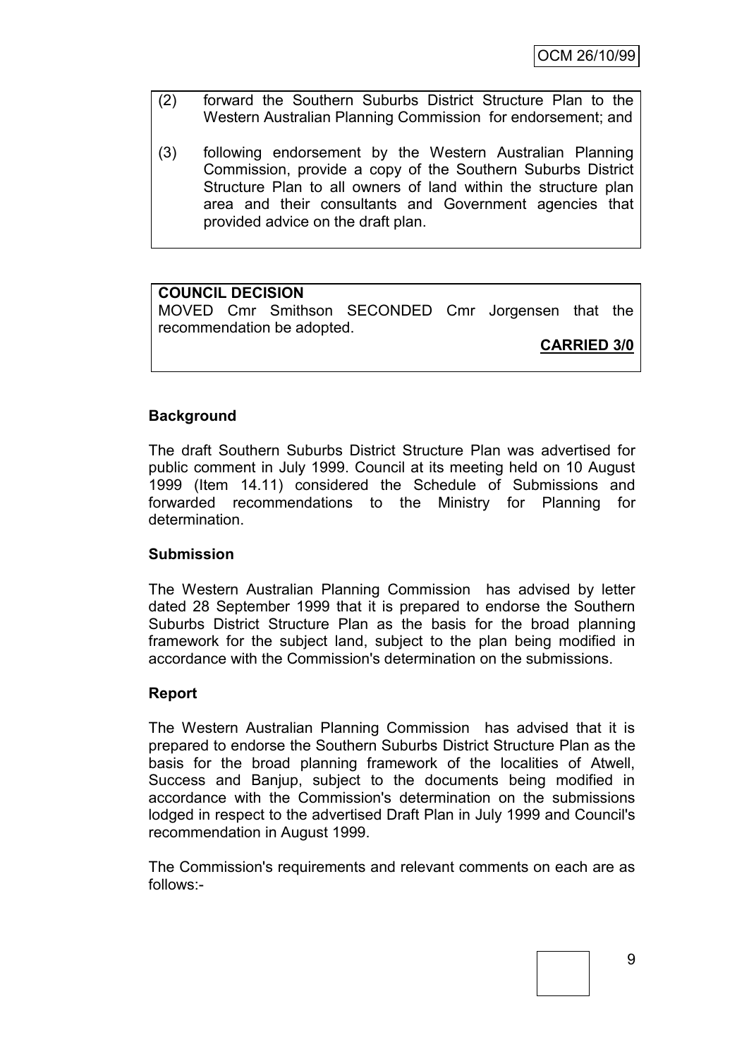(2) forward the Southern Suburbs District Structure Plan to the Western Australian Planning Commission for endorsement; and

(3) following endorsement by the Western Australian Planning Commission, provide a copy of the Southern Suburbs District Structure Plan to all owners of land within the structure plan area and their consultants and Government agencies that provided advice on the draft plan.

**COUNCIL DECISION**

MOVED Cmr Smithson SECONDED Cmr Jorgensen that the recommendation be adopted.

**CARRIED 3/0**

**Background**

The draft Southern Suburbs District Structure Plan was advertised for public comment in July 1999. Council at its meeting held on 10 August 1999 (Item 14.11) considered the Schedule of Submissions and forwarded recommendations to the Ministry for Planning for determination.

**Submission**

The Western Australian Planning Commission has advised by letter dated 28 September 1999 that it is prepared to endorse the Southern Suburbs District Structure Plan as the basis for the broad planning framework for the subject land, subject to the plan being modified in accordance with the Commission's determination on the submissions.

**Report**

The Western Australian Planning Commission has advised that it is prepared to endorse the Southern Suburbs District Structure Plan as the basis for the broad planning framework of the localities of Atwell, Success and Banjup, subject to the documents being modified in accordance with the Commission's determination on the submissions lodged in respect to the advertised Draft Plan in July 1999 and Council's recommendation in August 1999.

The Commission's requirements and relevant comments on each are as follows:-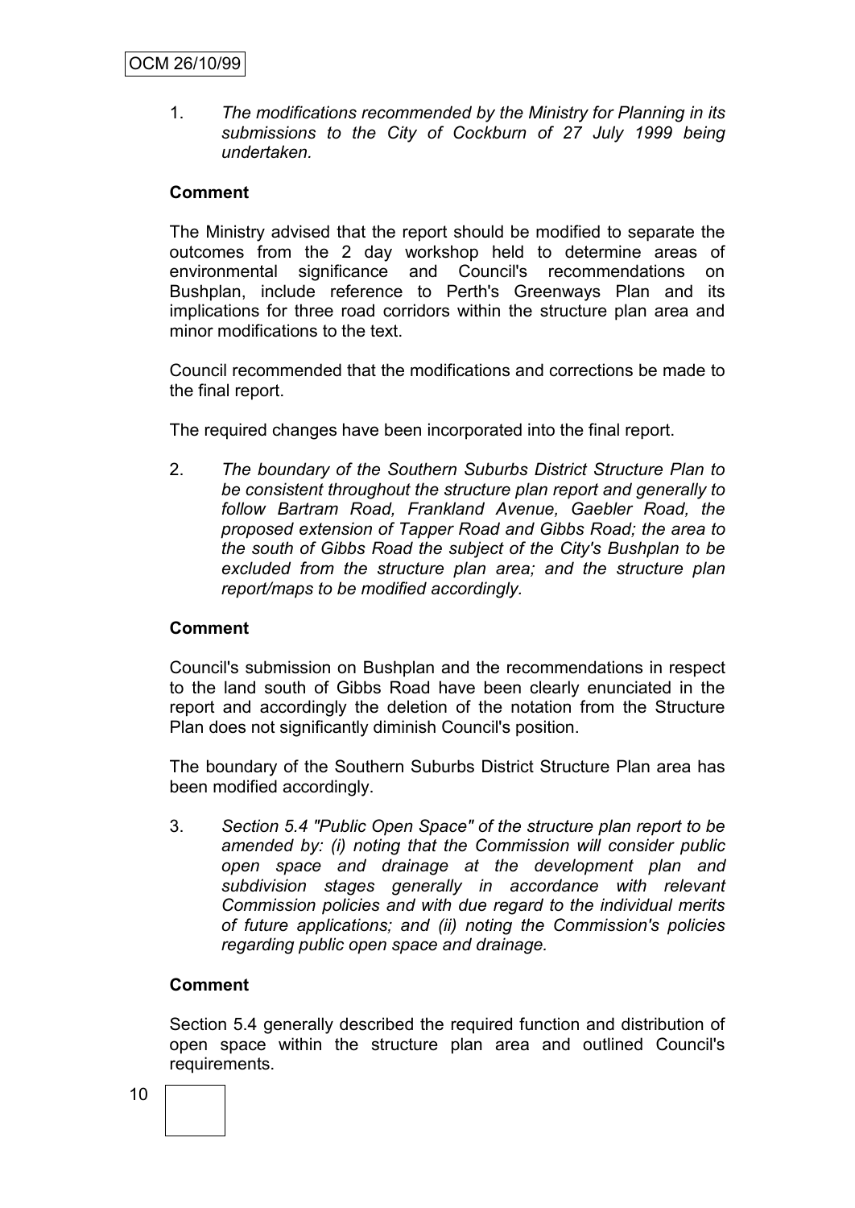1. *The modifications recommended by the Ministry for Planning in its submissions to the City of Cockburn of 27 July 1999 being undertaken.*

**Comment**

The Ministry advised that the report should be modified to separate the outcomes from the 2 day workshop held to determine areas of environmental significance and Council's recommendations on Bushplan, include reference to Perth's Greenways Plan and its implications for three road corridors within the structure plan area and minor modifications to the text.

Council recommended that the modifications and corrections be made to the final report.

The required changes have been incorporated into the final report.

2. *The boundary of the Southern Suburbs District Structure Plan to be consistent throughout the structure plan report and generally to follow Bartram Road, Frankland Avenue, Gaebler Road, the proposed extension of Tapper Road and Gibbs Road; the area to the south of Gibbs Road the subject of the City's Bushplan to be excluded from the structure plan area; and the structure plan report/maps to be modified accordingly.*

**Comment**

Council's submission on Bushplan and the recommendations in respect to the land south of Gibbs Road have been clearly enunciated in the report and accordingly the deletion of the notation from the Structure Plan does not significantly diminish Council's position.

The boundary of the Southern Suburbs District Structure Plan area has been modified accordingly.

3. *Section 5.4 "Public Open Space" of the structure plan report to be amended by: (i) noting that the Commission will consider public open space and drainage at the development plan and subdivision stages generally in accordance with relevant Commission policies and with due regard to the individual merits of future applications; and (ii) noting the Commission's policies regarding public open space and drainage.*

**Comment**

Section 5.4 generally described the required function and distribution of open space within the structure plan area and outlined Council's requirements.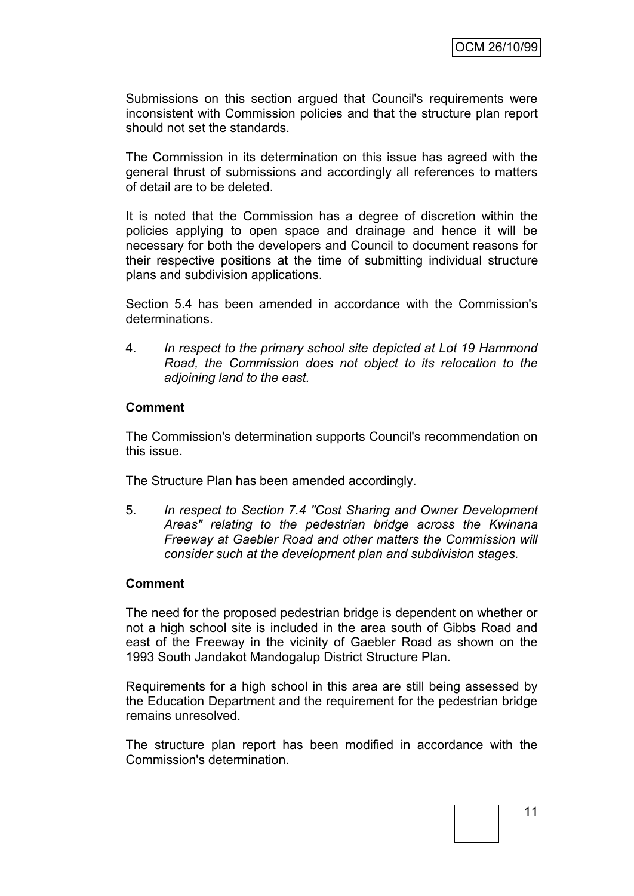Submissions on this section argued that Council's requirements were inconsistent with Commission policies and that the structure plan report should not set the standards.

The Commission in its determination on this issue has agreed with the general thrust of submissions and accordingly all references to matters of detail are to be deleted.

It is noted that the Commission has a degree of discretion within the policies applying to open space and drainage and hence it will be necessary for both the developers and Council to document reasons for their respective positions at the time of submitting individual structure plans and subdivision applications.

Section 5.4 has been amended in accordance with the Commission's determinations.

4. *In respect to the primary school site depicted at Lot 19 Hammond Road, the Commission does not object to its relocation to the adjoining land to the east.*

**Comment**

The Commission's determination supports Council's recommendation on this issue.

The Structure Plan has been amended accordingly.

5. *In respect to Section 7.4 "Cost Sharing and Owner Development Areas" relating to the pedestrian bridge across the Kwinana Freeway at Gaebler Road and other matters the Commission will consider such at the development plan and subdivision stages.*

**Comment**

The need for the proposed pedestrian bridge is dependent on whether or not a high school site is included in the area south of Gibbs Road and east of the Freeway in the vicinity of Gaebler Road as shown on the 1993 South Jandakot Mandogalup District Structure Plan.

Requirements for a high school in this area are still being assessed by the Education Department and the requirement for the pedestrian bridge remains unresolved.

The structure plan report has been modified in accordance with the Commission's determination.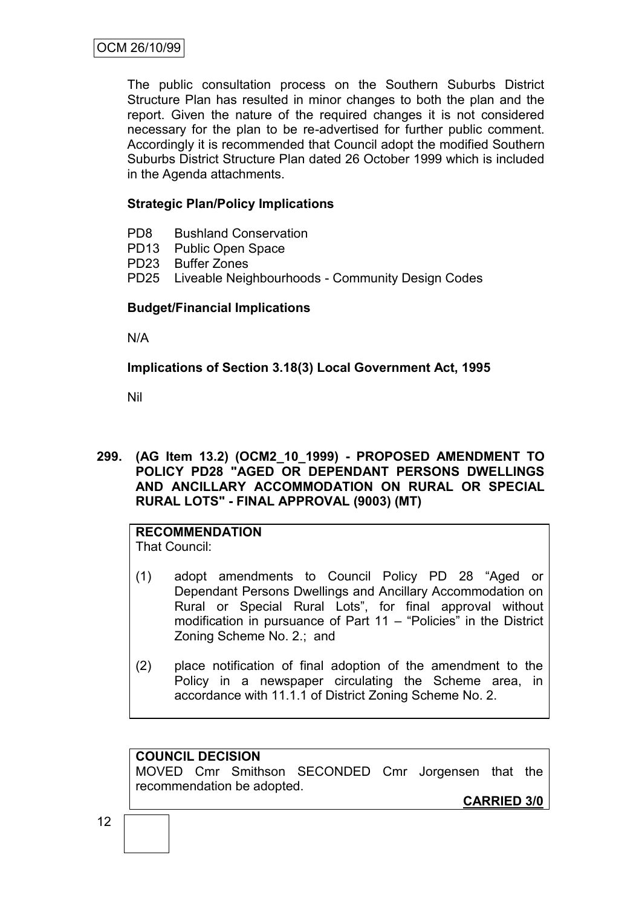The public consultation process on the Southern Suburbs District Structure Plan has resulted in minor changes to both the plan and the report. Given the nature of the required changes it is not considered necessary for the plan to be re-advertised for further public comment. Accordingly it is recommended that Council adopt the modified Southern Suburbs District Structure Plan dated 26 October 1999 which is included in the Agenda attachments.

**Strategic Plan/Policy Implications**

- PD8 Bushland Conservation
- PD13 Public Open Space
- PD23 Buffer Zones
- PD25 Liveable Neighbourhoods - Community Design Codes

**Budget/Financial Implications**

N/A

**Implications of Section 3.18(3) Local Government Act, 1995**

Nil

## 299. (AG Item 13.2) (OCM2_10_1999) - PROPOSED AMENDMENT TO POLICY PD28 "AGED OR DEPENDANT PERSONS DWELLINGS AND ANCILLARY ACCOMMODATION ON RURAL OR SPECIAL RURAL LOTS" - FINAL APPROVAL (9003) (MT)

**RECOMMENDATION**
That Council:

(1) adopt amendments to Council Policy PD 28 "Aged or Dependant Persons Dwellings and Ancillary Accommodation on Rural or Special Rural Lots", for final approval without modification in pursuance of Part 11 – "Policies" in the District Zoning Scheme No. 2.; and

(2) place notification of final adoption of the amendment to the Policy in a newspaper circulating the Scheme area, in accordance with 11.1.1 of District Zoning Scheme No. 2.

**COUNCIL DECISION**
MOVED Cmr Smithson SECONDED Cmr Jorgensen that the recommendation be adopted.

**CARRIED 3/0**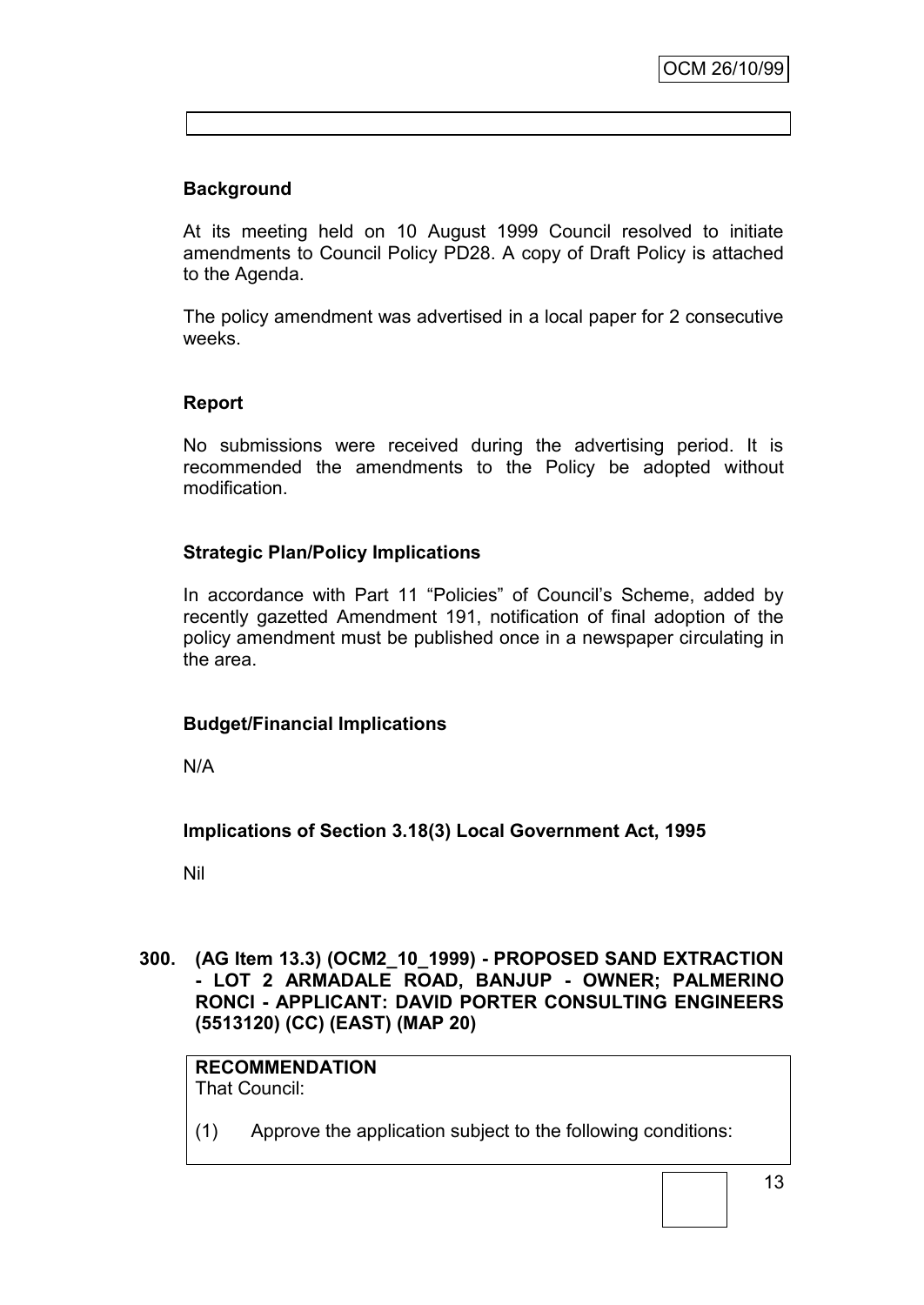**Background**

At its meeting held on 10 August 1999 Council resolved to initiate amendments to Council Policy PD28. A copy of Draft Policy is attached to the Agenda.

The policy amendment was advertised in a local paper for 2 consecutive weeks.

**Report**

No submissions were received during the advertising period. It is recommended the amendments to the Policy be adopted without modification.

**Strategic Plan/Policy Implications**

In accordance with Part 11 "Policies" of Council's Scheme, added by recently gazetted Amendment 191, notification of final adoption of the policy amendment must be published once in a newspaper circulating in the area.

**Budget/Financial Implications**

N/A

**Implications of Section 3.18(3) Local Government Act, 1995**

Nil

**300. (AG Item 13.3) (OCM2_10_1999) - PROPOSED SAND EXTRACTION - LOT 2 ARMADALE ROAD, BANJUP - OWNER; PALMERINO RONCI - APPLICANT: DAVID PORTER CONSULTING ENGINEERS (5513120) (CC) (EAST) (MAP 20)**

**RECOMMENDATION**
That Council:

(1) Approve the application subject to the following conditions: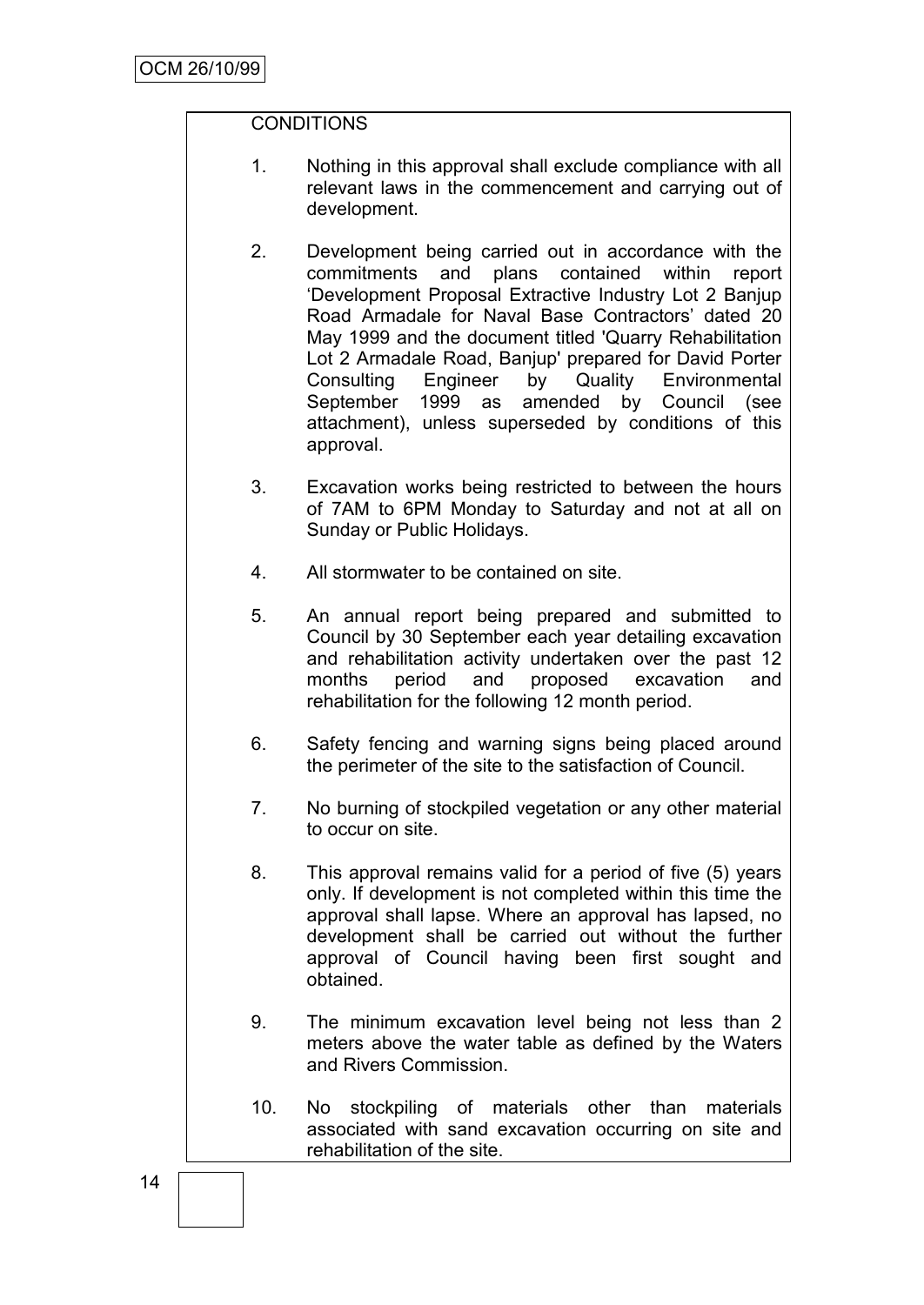CONDITIONS

1. Nothing in this approval shall exclude compliance with all relevant laws in the commencement and carrying out of development.

2. Development being carried out in accordance with the commitments and plans contained within report 'Development Proposal Extractive Industry Lot 2 Banjup Road Armadale for Naval Base Contractors' dated 20 May 1999 and the document titled 'Quarry Rehabilitation Lot 2 Armadale Road, Banjup' prepared for David Porter Consulting Engineer by Quality Environmental September 1999 as amended by Council (see attachment), unless superseded by conditions of this approval.

3. Excavation works being restricted to between the hours of 7AM to 6PM Monday to Saturday and not at all on Sunday or Public Holidays.

4. All stormwater to be contained on site.

5. An annual report being prepared and submitted to Council by 30 September each year detailing excavation and rehabilitation activity undertaken over the past 12 months period and proposed excavation and rehabilitation for the following 12 month period.

6. Safety fencing and warning signs being placed around the perimeter of the site to the satisfaction of Council.

7. No burning of stockpiled vegetation or any other material to occur on site.

8. This approval remains valid for a period of five (5) years only. If development is not completed within this time the approval shall lapse. Where an approval has lapsed, no development shall be carried out without the further approval of Council having been first sought and obtained.

9. The minimum excavation level being not less than 2 meters above the water table as defined by the Waters and Rivers Commission.

10. No stockpiling of materials other than materials associated with sand excavation occurring on site and rehabilitation of the site.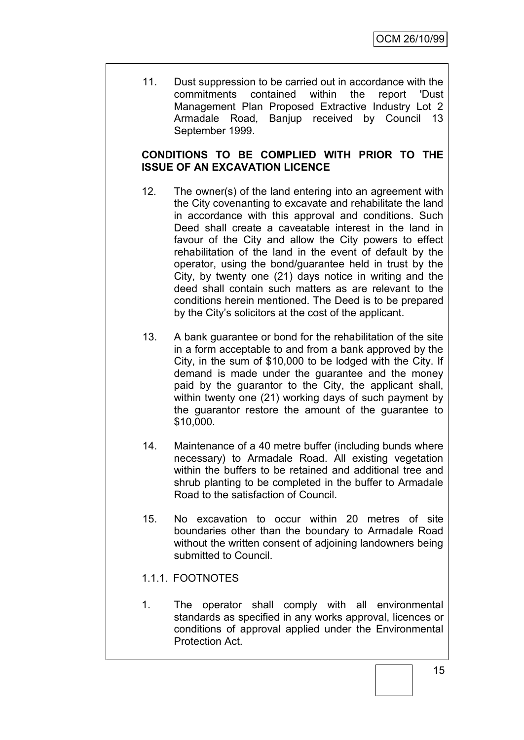11. Dust suppression to be carried out in accordance with the commitments contained within the report 'Dust Management Plan Proposed Extractive Industry Lot 2 Armadale Road, Banjup received by Council 13 September 1999.

**CONDITIONS TO BE COMPLIED WITH PRIOR TO THE ISSUE OF AN EXCAVATION LICENCE**

12. The owner(s) of the land entering into an agreement with the City covenanting to excavate and rehabilitate the land in accordance with this approval and conditions. Such Deed shall create a caveatable interest in the land in favour of the City and allow the City powers to effect rehabilitation of the land in the event of default by the operator, using the bond/guarantee held in trust by the City, by twenty one (21) days notice in writing and the deed shall contain such matters as are relevant to the conditions herein mentioned. The Deed is to be prepared by the City's solicitors at the cost of the applicant.

13. A bank guarantee or bond for the rehabilitation of the site in a form acceptable to and from a bank approved by the City, in the sum of $10,000 to be lodged with the City. If demand is made under the guarantee and the money paid by the guarantor to the City, the applicant shall, within twenty one (21) working days of such payment by the guarantor restore the amount of the guarantee to $10,000.

14. Maintenance of a 40 metre buffer (including bunds where necessary) to Armadale Road. All existing vegetation within the buffers to be retained and additional tree and shrub planting to be completed in the buffer to Armadale Road to the satisfaction of Council.

15. No excavation to occur within 20 metres of site boundaries other than the boundary to Armadale Road without the written consent of adjoining landowners being submitted to Council.

1.1.1. FOOTNOTES

1. The operator shall comply with all environmental standards as specified in any works approval, licences or conditions of approval applied under the Environmental Protection Act.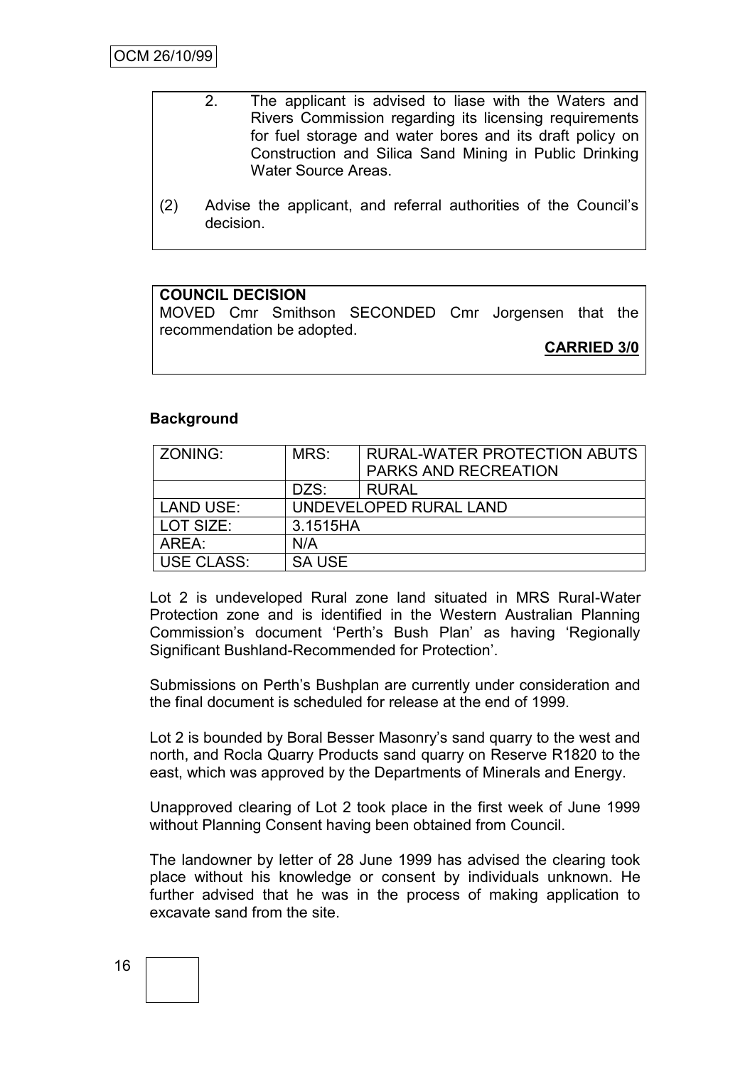2. The applicant is advised to liase with the Waters and Rivers Commission regarding its licensing requirements for fuel storage and water bores and its draft policy on Construction and Silica Sand Mining in Public Drinking Water Source Areas.

(2) Advise the applicant, and referral authorities of the Council's decision.

**COUNCIL DECISION**

MOVED Cmr Smithson SECONDED Cmr Jorgensen that the recommendation be adopted.

**CARRIED 3/0**

**Background**

| ZONING: | MRS: | RURAL-WATER PROTECTION ABUTS PARKS AND RECREATION |
|---|---|---|
| | DZS: | RURAL |
| LAND USE: | UNDEVELOPED RURAL LAND | |
| LOT SIZE: | 3.1515HA | |
| AREA: | N/A | |
| USE CLASS: | SA USE | |

Lot 2 is undeveloped Rural zone land situated in MRS Rural-Water Protection zone and is identified in the Western Australian Planning Commission's document 'Perth's Bush Plan' as having 'Regionally Significant Bushland-Recommended for Protection'.

Submissions on Perth's Bushplan are currently under consideration and the final document is scheduled for release at the end of 1999.

Lot 2 is bounded by Boral Besser Masonry's sand quarry to the west and north, and Rocla Quarry Products sand quarry on Reserve R1820 to the east, which was approved by the Departments of Minerals and Energy.

Unapproved clearing of Lot 2 took place in the first week of June 1999 without Planning Consent having been obtained from Council.

The landowner by letter of 28 June 1999 has advised the clearing took place without his knowledge or consent by individuals unknown. He further advised that he was in the process of making application to excavate sand from the site.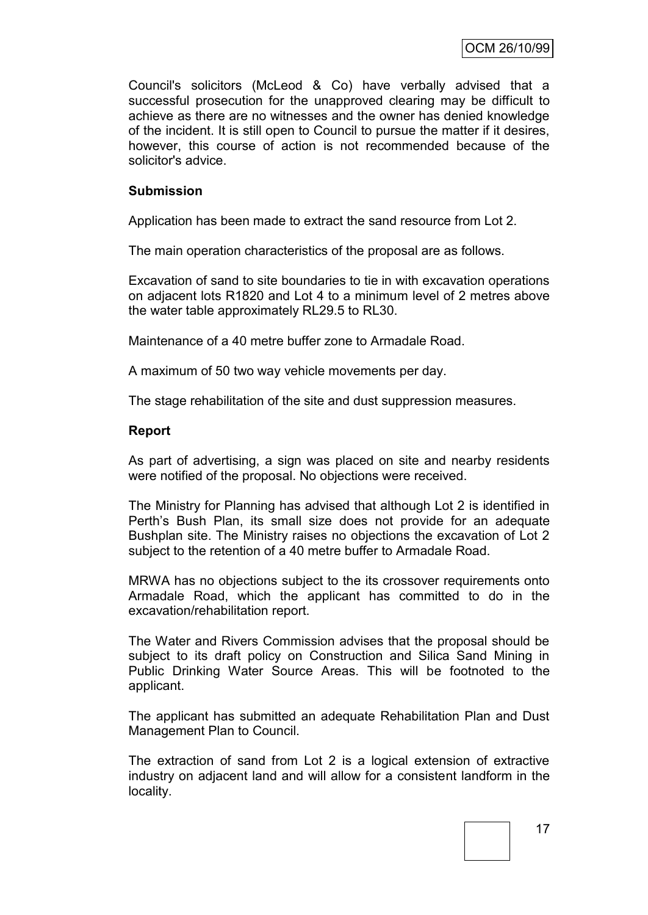Council's solicitors (McLeod & Co) have verbally advised that a successful prosecution for the unapproved clearing may be difficult to achieve as there are no witnesses and the owner has denied knowledge of the incident. It is still open to Council to pursue the matter if it desires, however, this course of action is not recommended because of the solicitor's advice.

**Submission**

Application has been made to extract the sand resource from Lot 2.

The main operation characteristics of the proposal are as follows.

Excavation of sand to site boundaries to tie in with excavation operations on adjacent lots R1820 and Lot 4 to a minimum level of 2 metres above the water table approximately RL29.5 to RL30.

Maintenance of a 40 metre buffer zone to Armadale Road.

A maximum of 50 two way vehicle movements per day.

The stage rehabilitation of the site and dust suppression measures.

**Report**

As part of advertising, a sign was placed on site and nearby residents were notified of the proposal. No objections were received.

The Ministry for Planning has advised that although Lot 2 is identified in Perth's Bush Plan, its small size does not provide for an adequate Bushplan site. The Ministry raises no objections the excavation of Lot 2 subject to the retention of a 40 metre buffer to Armadale Road.

MRWA has no objections subject to the its crossover requirements onto Armadale Road, which the applicant has committed to do in the excavation/rehabilitation report.

The Water and Rivers Commission advises that the proposal should be subject to its draft policy on Construction and Silica Sand Mining in Public Drinking Water Source Areas. This will be footnoted to the applicant.

The applicant has submitted an adequate Rehabilitation Plan and Dust Management Plan to Council.

The extraction of sand from Lot 2 is a logical extension of extractive industry on adjacent land and will allow for a consistent landform in the locality.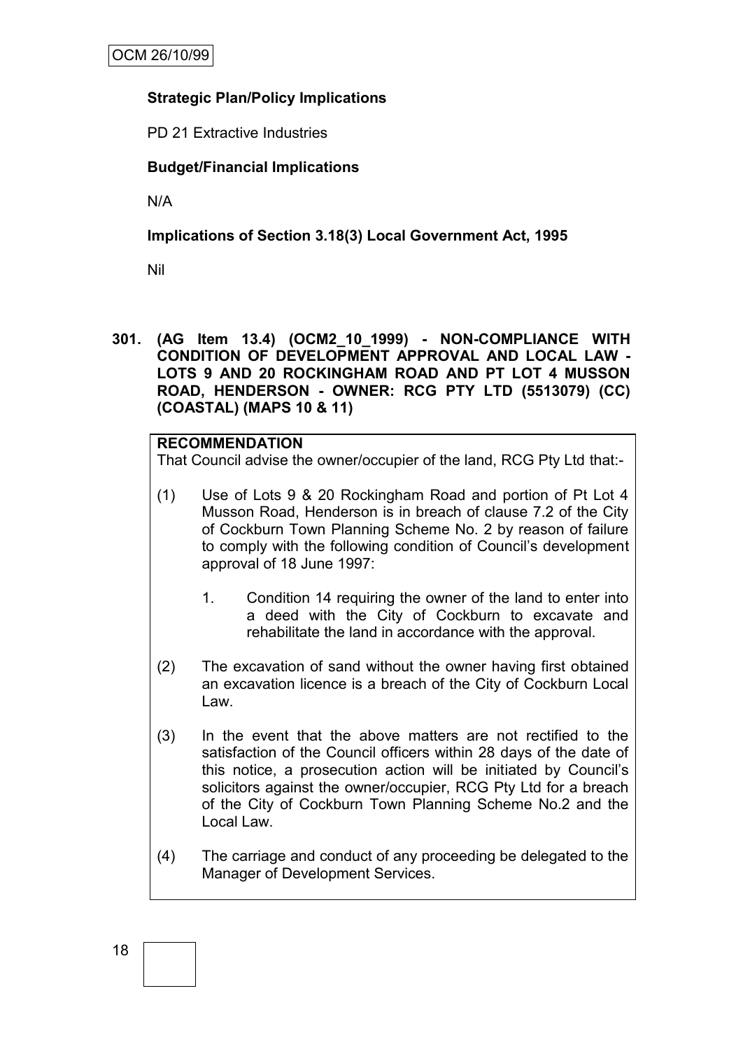**Strategic Plan/Policy Implications**

PD 21 Extractive Industries

**Budget/Financial Implications**

N/A

**Implications of Section 3.18(3) Local Government Act, 1995**

Nil

**301. (AG Item 13.4) (OCM2_10_1999) - NON-COMPLIANCE WITH CONDITION OF DEVELOPMENT APPROVAL AND LOCAL LAW - LOTS 9 AND 20 ROCKINGHAM ROAD AND PT LOT 4 MUSSON ROAD, HENDERSON - OWNER: RCG PTY LTD (5513079) (CC) (COASTAL) (MAPS 10 & 11)**

**RECOMMENDATION**

That Council advise the owner/occupier of the land, RCG Pty Ltd that:-

(1) Use of Lots 9 & 20 Rockingham Road and portion of Pt Lot 4 Musson Road, Henderson is in breach of clause 7.2 of the City of Cockburn Town Planning Scheme No. 2 by reason of failure to comply with the following condition of Council's development approval of 18 June 1997:

1. Condition 14 requiring the owner of the land to enter into a deed with the City of Cockburn to excavate and rehabilitate the land in accordance with the approval.

(2) The excavation of sand without the owner having first obtained an excavation licence is a breach of the City of Cockburn Local Law.

(3) In the event that the above matters are not rectified to the satisfaction of the Council officers within 28 days of the date of this notice, a prosecution action will be initiated by Council's solicitors against the owner/occupier, RCG Pty Ltd for a breach of the City of Cockburn Town Planning Scheme No.2 and the Local Law.

(4) The carriage and conduct of any proceeding be delegated to the Manager of Development Services.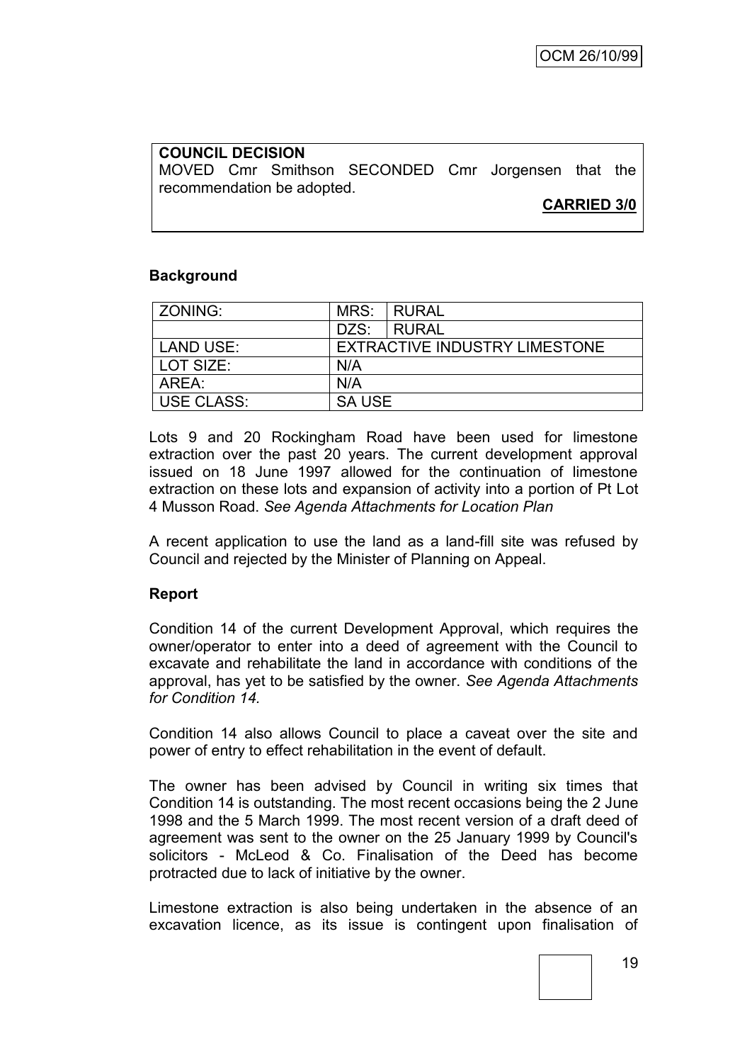**COUNCIL DECISION**
MOVED Cmr Smithson SECONDED Cmr Jorgensen that the recommendation be adopted.

**CARRIED 3/0**

**Background**

| ZONING: | MRS: | RURAL |
|---|---|---|
| | DZS: | RURAL |
| LAND USE: | EXTRACTIVE INDUSTRY LIMESTONE | |
| LOT SIZE: | N/A | |
| AREA: | N/A | |
| USE CLASS: | SA USE | |

Lots 9 and 20 Rockingham Road have been used for limestone extraction over the past 20 years. The current development approval issued on 18 June 1997 allowed for the continuation of limestone extraction on these lots and expansion of activity into a portion of Pt Lot 4 Musson Road. *See Agenda Attachments for Location Plan*

A recent application to use the land as a land-fill site was refused by Council and rejected by the Minister of Planning on Appeal.

**Report**

Condition 14 of the current Development Approval, which requires the owner/operator to enter into a deed of agreement with the Council to excavate and rehabilitate the land in accordance with conditions of the approval, has yet to be satisfied by the owner. *See Agenda Attachments for Condition 14.*

Condition 14 also allows Council to place a caveat over the site and power of entry to effect rehabilitation in the event of default.

The owner has been advised by Council in writing six times that Condition 14 is outstanding. The most recent occasions being the 2 June 1998 and the 5 March 1999. The most recent version of a draft deed of agreement was sent to the owner on the 25 January 1999 by Council's solicitors - McLeod & Co. Finalisation of the Deed has become protracted due to lack of initiative by the owner.

Limestone extraction is also being undertaken in the absence of an excavation licence, as its issue is contingent upon finalisation of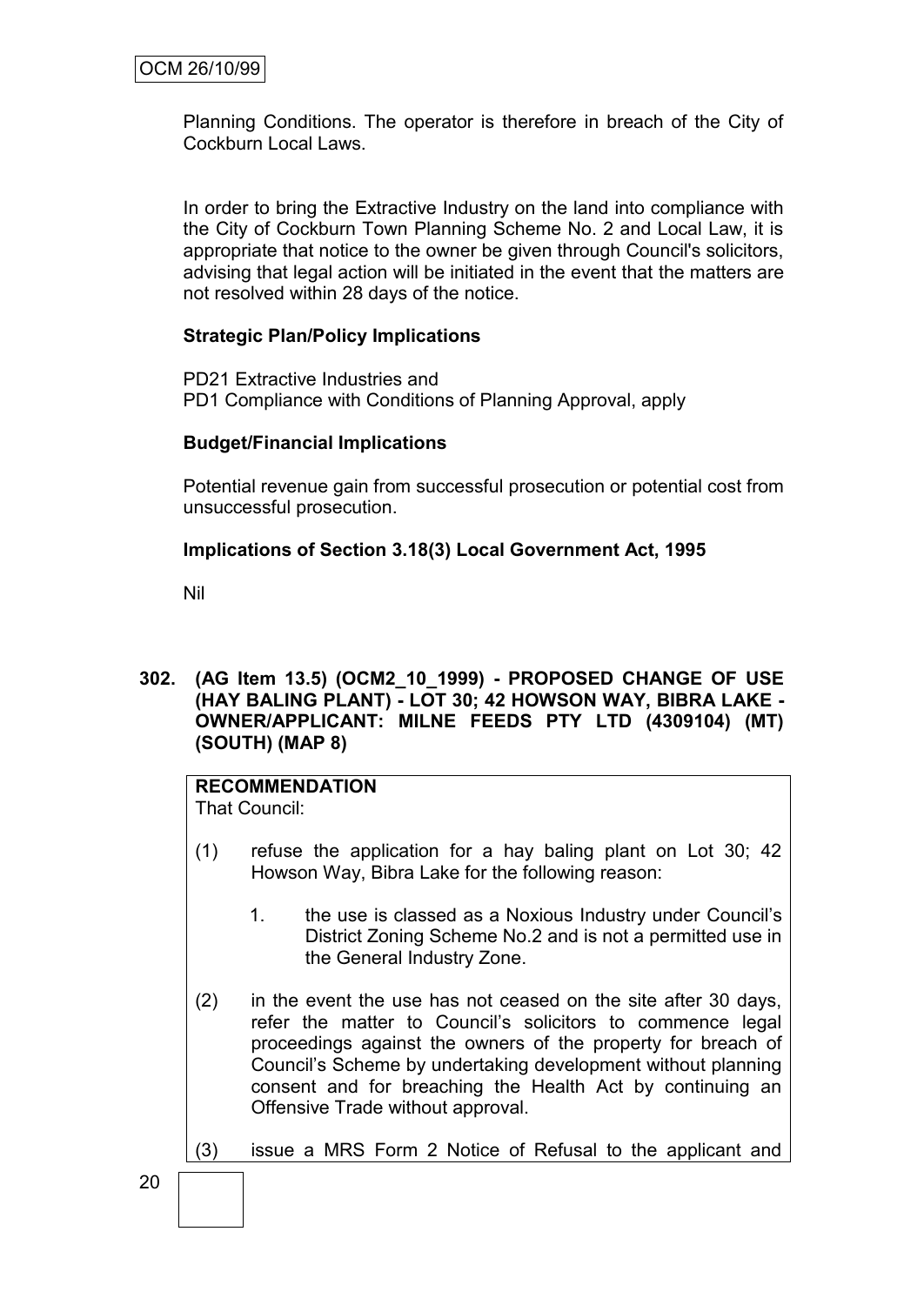Planning Conditions. The operator is therefore in breach of the City of Cockburn Local Laws.

In order to bring the Extractive Industry on the land into compliance with the City of Cockburn Town Planning Scheme No. 2 and Local Law, it is appropriate that notice to the owner be given through Council's solicitors, advising that legal action will be initiated in the event that the matters are not resolved within 28 days of the notice.

**Strategic Plan/Policy Implications**

PD21 Extractive Industries and
PD1 Compliance with Conditions of Planning Approval, apply

**Budget/Financial Implications**

Potential revenue gain from successful prosecution or potential cost from unsuccessful prosecution.

**Implications of Section 3.18(3) Local Government Act, 1995**

Nil

**302. (AG Item 13.5) (OCM2_10_1999) - PROPOSED CHANGE OF USE (HAY BALING PLANT) - LOT 30; 42 HOWSON WAY, BIBRA LAKE - OWNER/APPLICANT: MILNE FEEDS PTY LTD (4309104) (MT) (SOUTH) (MAP 8)**

**RECOMMENDATION**
That Council:

(1) refuse the application for a hay baling plant on Lot 30; 42 Howson Way, Bibra Lake for the following reason:

1. the use is classed as a Noxious Industry under Council's District Zoning Scheme No.2 and is not a permitted use in the General Industry Zone.

(2) in the event the use has not ceased on the site after 30 days, refer the matter to Council's solicitors to commence legal proceedings against the owners of the property for breach of Council's Scheme by undertaking development without planning consent and for breaching the Health Act by continuing an Offensive Trade without approval.

(3) issue a MRS Form 2 Notice of Refusal to the applicant and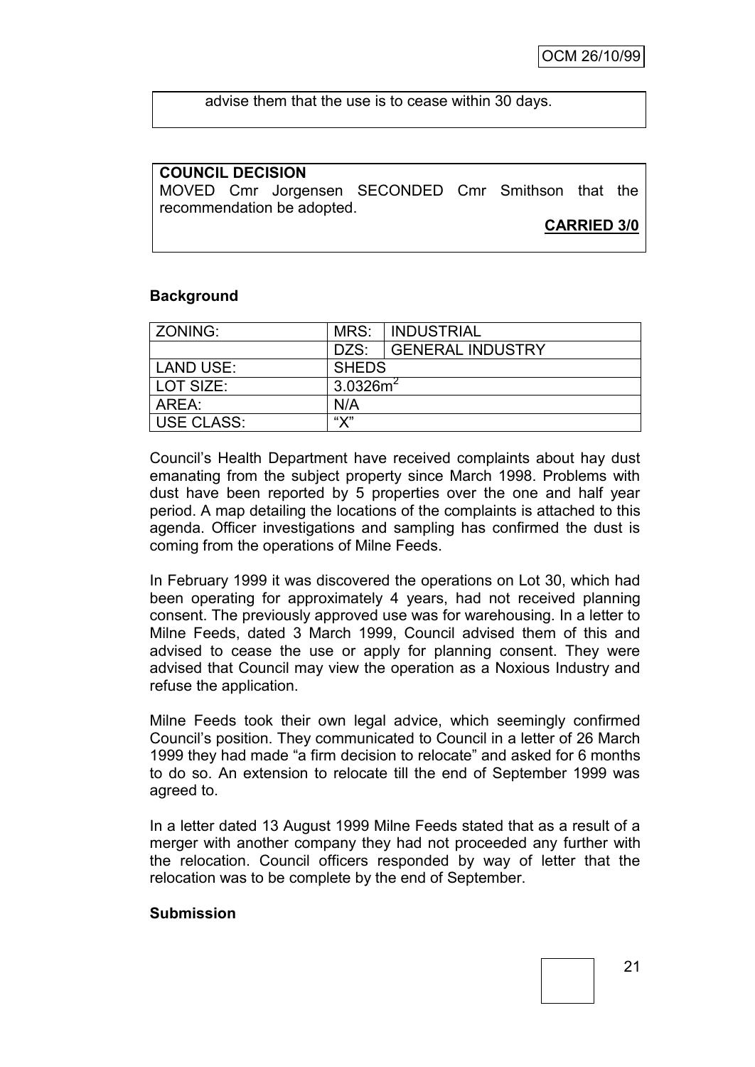advise them that the use is to cease within 30 days.

**COUNCIL DECISION**
MOVED Cmr Jorgensen SECONDED Cmr Smithson that the recommendation be adopted.

**CARRIED 3/0**

**Background**

| ZONING: | MRS: | INDUSTRIAL |
|---|---|---|
| | DZS: | GENERAL INDUSTRY |
| LAND USE: | SHEDS | |
| LOT SIZE: | $3.0326m^2$ | |
| AREA: | N/A | |
| USE CLASS: | "X" | |

Council's Health Department have received complaints about hay dust emanating from the subject property since March 1998. Problems with dust have been reported by 5 properties over the one and half year period. A map detailing the locations of the complaints is attached to this agenda. Officer investigations and sampling has confirmed the dust is coming from the operations of Milne Feeds.

In February 1999 it was discovered the operations on Lot 30, which had been operating for approximately 4 years, had not received planning consent. The previously approved use was for warehousing. In a letter to Milne Feeds, dated 3 March 1999, Council advised them of this and advised to cease the use or apply for planning consent. They were advised that Council may view the operation as a Noxious Industry and refuse the application.

Milne Feeds took their own legal advice, which seemingly confirmed Council's position. They communicated to Council in a letter of 26 March 1999 they had made "a firm decision to relocate" and asked for 6 months to do so. An extension to relocate till the end of September 1999 was agreed to.

In a letter dated 13 August 1999 Milne Feeds stated that as a result of a merger with another company they had not proceeded any further with the relocation. Council officers responded by way of letter that the relocation was to be complete by the end of September.

**Submission**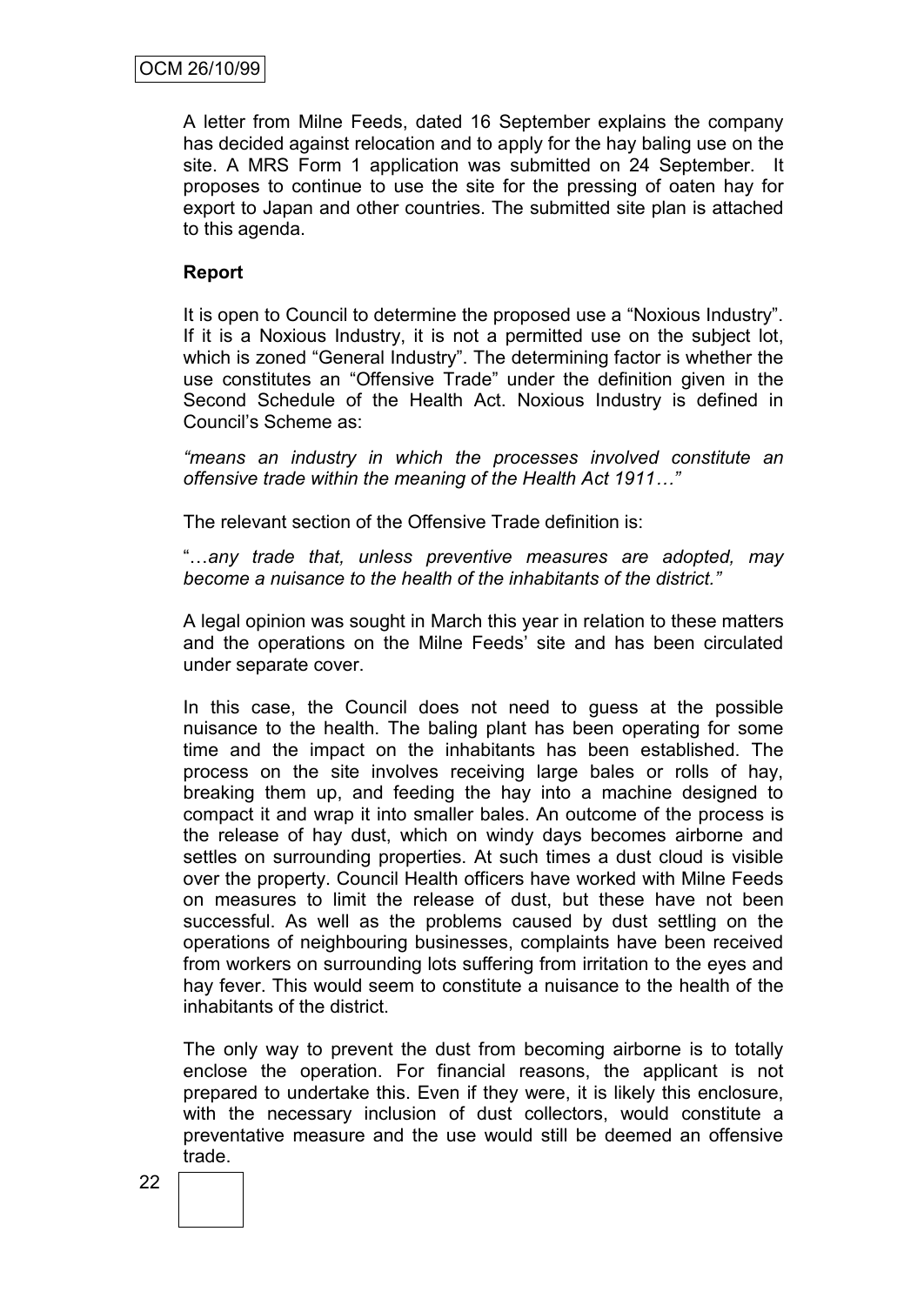A letter from Milne Feeds, dated 16 September explains the company has decided against relocation and to apply for the hay baling use on the site. A MRS Form 1 application was submitted on 24 September. It proposes to continue to use the site for the pressing of oaten hay for export to Japan and other countries. The submitted site plan is attached to this agenda.

**Report**

It is open to Council to determine the proposed use a "Noxious Industry". If it is a Noxious Industry, it is not a permitted use on the subject lot, which is zoned "General Industry". The determining factor is whether the use constitutes an "Offensive Trade" under the definition given in the Second Schedule of the Health Act. Noxious Industry is defined in Council's Scheme as:

*"means an industry in which the processes involved constitute an offensive trade within the meaning of the Health Act 1911…"*

The relevant section of the Offensive Trade definition is:

"…*any trade that, unless preventive measures are adopted, may become a nuisance to the health of the inhabitants of the district."*

A legal opinion was sought in March this year in relation to these matters and the operations on the Milne Feeds' site and has been circulated under separate cover.

In this case, the Council does not need to guess at the possible nuisance to the health. The baling plant has been operating for some time and the impact on the inhabitants has been established. The process on the site involves receiving large bales or rolls of hay, breaking them up, and feeding the hay into a machine designed to compact it and wrap it into smaller bales. An outcome of the process is the release of hay dust, which on windy days becomes airborne and settles on surrounding properties. At such times a dust cloud is visible over the property. Council Health officers have worked with Milne Feeds on measures to limit the release of dust, but these have not been successful. As well as the problems caused by dust settling on the operations of neighbouring businesses, complaints have been received from workers on surrounding lots suffering from irritation to the eyes and hay fever. This would seem to constitute a nuisance to the health of the inhabitants of the district.

The only way to prevent the dust from becoming airborne is to totally enclose the operation. For financial reasons, the applicant is not prepared to undertake this. Even if they were, it is likely this enclosure, with the necessary inclusion of dust collectors, would constitute a preventative measure and the use would still be deemed an offensive trade.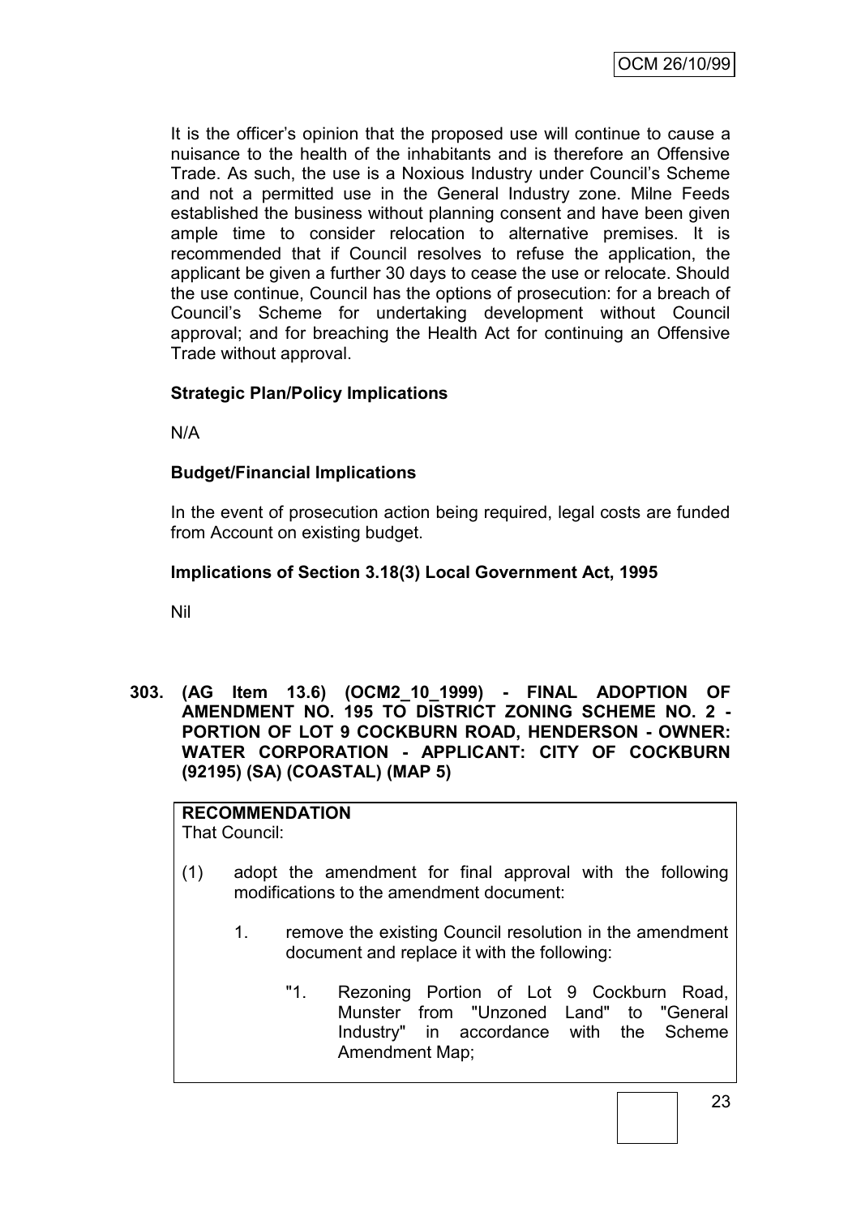It is the officer's opinion that the proposed use will continue to cause a nuisance to the health of the inhabitants and is therefore an Offensive Trade. As such, the use is a Noxious Industry under Council's Scheme and not a permitted use in the General Industry zone. Milne Feeds established the business without planning consent and have been given ample time to consider relocation to alternative premises. It is recommended that if Council resolves to refuse the application, the applicant be given a further 30 days to cease the use or relocate. Should the use continue, Council has the options of prosecution: for a breach of Council's Scheme for undertaking development without Council approval; and for breaching the Health Act for continuing an Offensive Trade without approval.

**Strategic Plan/Policy Implications**

N/A

**Budget/Financial Implications**

In the event of prosecution action being required, legal costs are funded from Account on existing budget.

**Implications of Section 3.18(3) Local Government Act, 1995**

Nil

**303. (AG Item 13.6) (OCM2_10_1999) - FINAL ADOPTION OF AMENDMENT NO. 195 TO DISTRICT ZONING SCHEME NO. 2 - PORTION OF LOT 9 COCKBURN ROAD, HENDERSON - OWNER: WATER CORPORATION - APPLICANT: CITY OF COCKBURN (92195) (SA) (COASTAL) (MAP 5)**

**RECOMMENDATION**
That Council:

(1) adopt the amendment for final approval with the following modifications to the amendment document:

1. remove the existing Council resolution in the amendment document and replace it with the following:

   "1. Rezoning Portion of Lot 9 Cockburn Road, Munster from "Unzoned Land" to "General Industry" in accordance with the Scheme Amendment Map;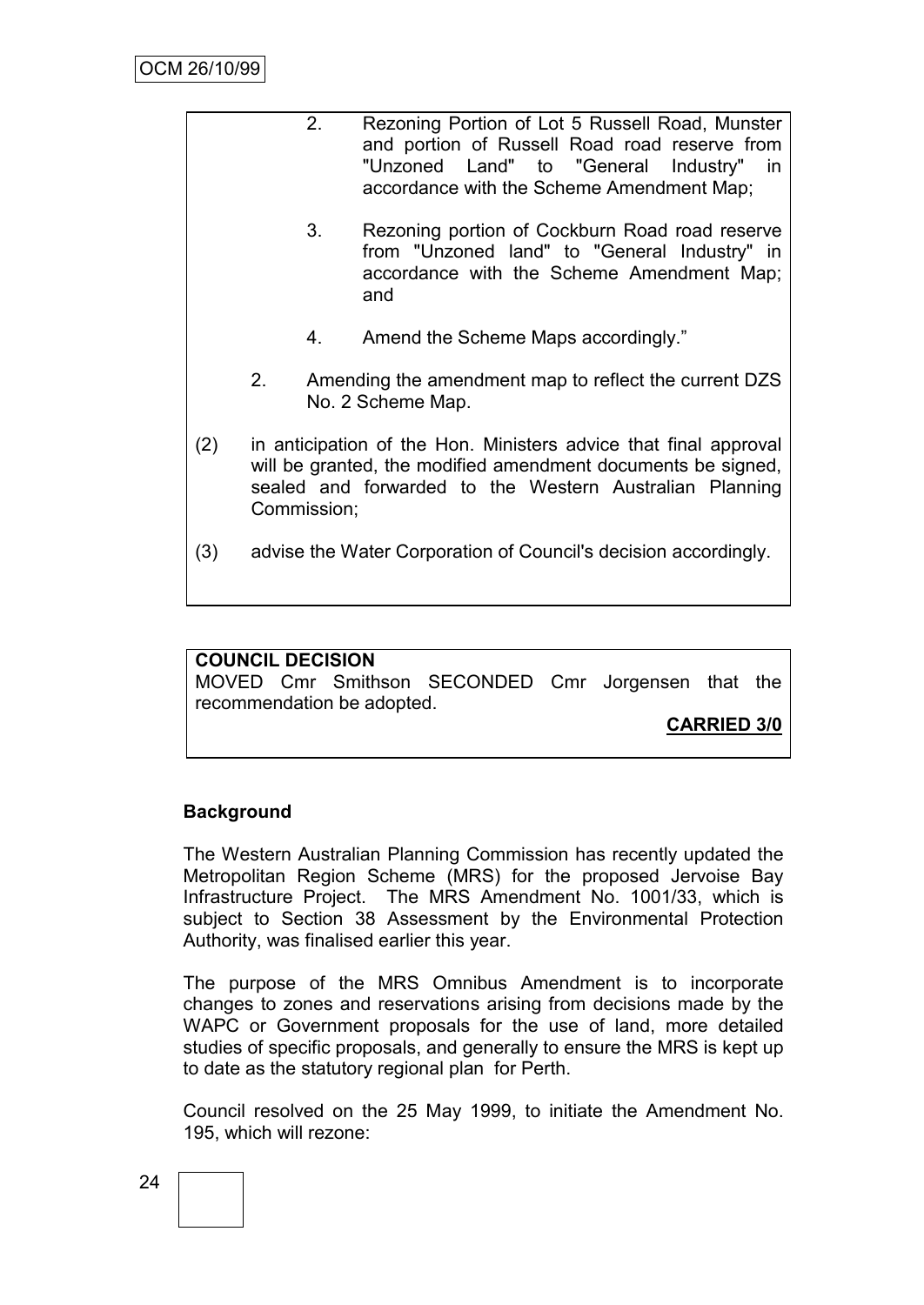2. Rezoning Portion of Lot 5 Russell Road, Munster and portion of Russell Road road reserve from "Unzoned Land" to "General Industry" in accordance with the Scheme Amendment Map;

3. Rezoning portion of Cockburn Road road reserve from "Unzoned land" to "General Industry" in accordance with the Scheme Amendment Map; and

4. Amend the Scheme Maps accordingly."

2. Amending the amendment map to reflect the current DZS No. 2 Scheme Map.

(2) in anticipation of the Hon. Ministers advice that final approval will be granted, the modified amendment documents be signed, sealed and forwarded to the Western Australian Planning Commission;

(3) advise the Water Corporation of Council's decision accordingly.

**COUNCIL DECISION**

MOVED Cmr Smithson SECONDED Cmr Jorgensen that the recommendation be adopted.

**CARRIED 3/0**

**Background**

The Western Australian Planning Commission has recently updated the Metropolitan Region Scheme (MRS) for the proposed Jervoise Bay Infrastructure Project. The MRS Amendment No. 1001/33, which is subject to Section 38 Assessment by the Environmental Protection Authority, was finalised earlier this year.

The purpose of the MRS Omnibus Amendment is to incorporate changes to zones and reservations arising from decisions made by the WAPC or Government proposals for the use of land, more detailed studies of specific proposals, and generally to ensure the MRS is kept up to date as the statutory regional plan for Perth.

Council resolved on the 25 May 1999, to initiate the Amendment No. 195, which will rezone: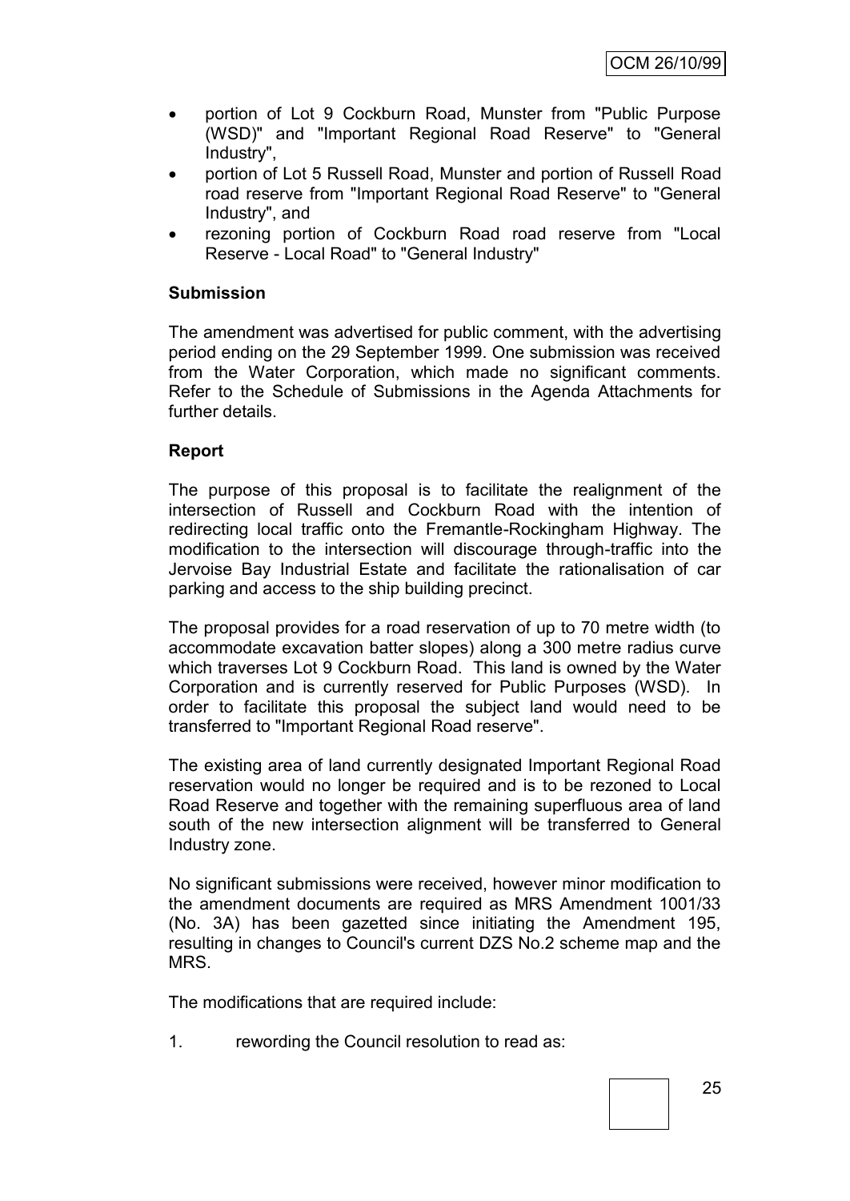- portion of Lot 9 Cockburn Road, Munster from "Public Purpose (WSD)" and "Important Regional Road Reserve" to "General Industry",
- portion of Lot 5 Russell Road, Munster and portion of Russell Road road reserve from "Important Regional Road Reserve" to "General Industry", and
- rezoning portion of Cockburn Road road reserve from "Local Reserve - Local Road" to "General Industry"

**Submission**

The amendment was advertised for public comment, with the advertising period ending on the 29 September 1999. One submission was received from the Water Corporation, which made no significant comments. Refer to the Schedule of Submissions in the Agenda Attachments for further details.

**Report**

The purpose of this proposal is to facilitate the realignment of the intersection of Russell and Cockburn Road with the intention of redirecting local traffic onto the Fremantle-Rockingham Highway. The modification to the intersection will discourage through-traffic into the Jervoise Bay Industrial Estate and facilitate the rationalisation of car parking and access to the ship building precinct.

The proposal provides for a road reservation of up to 70 metre width (to accommodate excavation batter slopes) along a 300 metre radius curve which traverses Lot 9 Cockburn Road. This land is owned by the Water Corporation and is currently reserved for Public Purposes (WSD). In order to facilitate this proposal the subject land would need to be transferred to "Important Regional Road reserve".

The existing area of land currently designated Important Regional Road reservation would no longer be required and is to be rezoned to Local Road Reserve and together with the remaining superfluous area of land south of the new intersection alignment will be transferred to General Industry zone.

No significant submissions were received, however minor modification to the amendment documents are required as MRS Amendment 1001/33 (No. 3A) has been gazetted since initiating the Amendment 195, resulting in changes to Council's current DZS No.2 scheme map and the MRS.

The modifications that are required include:

1. rewording the Council resolution to read as: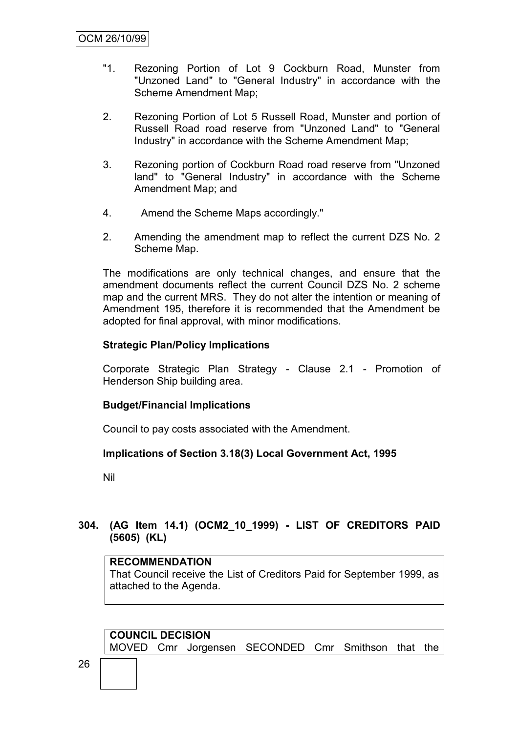"1. Rezoning Portion of Lot 9 Cockburn Road, Munster from "Unzoned Land" to "General Industry" in accordance with the Scheme Amendment Map;

2. Rezoning Portion of Lot 5 Russell Road, Munster and portion of Russell Road road reserve from "Unzoned Land" to "General Industry" in accordance with the Scheme Amendment Map;

3. Rezoning portion of Cockburn Road road reserve from "Unzoned land" to "General Industry" in accordance with the Scheme Amendment Map; and

4. Amend the Scheme Maps accordingly."

2. Amending the amendment map to reflect the current DZS No. 2 Scheme Map.

The modifications are only technical changes, and ensure that the amendment documents reflect the current Council DZS No. 2 scheme map and the current MRS. They do not alter the intention or meaning of Amendment 195, therefore it is recommended that the Amendment be adopted for final approval, with minor modifications.

**Strategic Plan/Policy Implications**

Corporate Strategic Plan Strategy - Clause 2.1 - Promotion of Henderson Ship building area.

**Budget/Financial Implications**

Council to pay costs associated with the Amendment.

**Implications of Section 3.18(3) Local Government Act, 1995**

Nil

**304. (AG Item 14.1) (OCM2_10_1999) - LIST OF CREDITORS PAID (5605) (KL)**

| **RECOMMENDATION** |
|---|
| That Council receive the List of Creditors Paid for September 1999, as attached to the Agenda. |

| **COUNCIL DECISION** |
|---|
| MOVED Cmr Jorgensen SECONDED Cmr Smithson that the |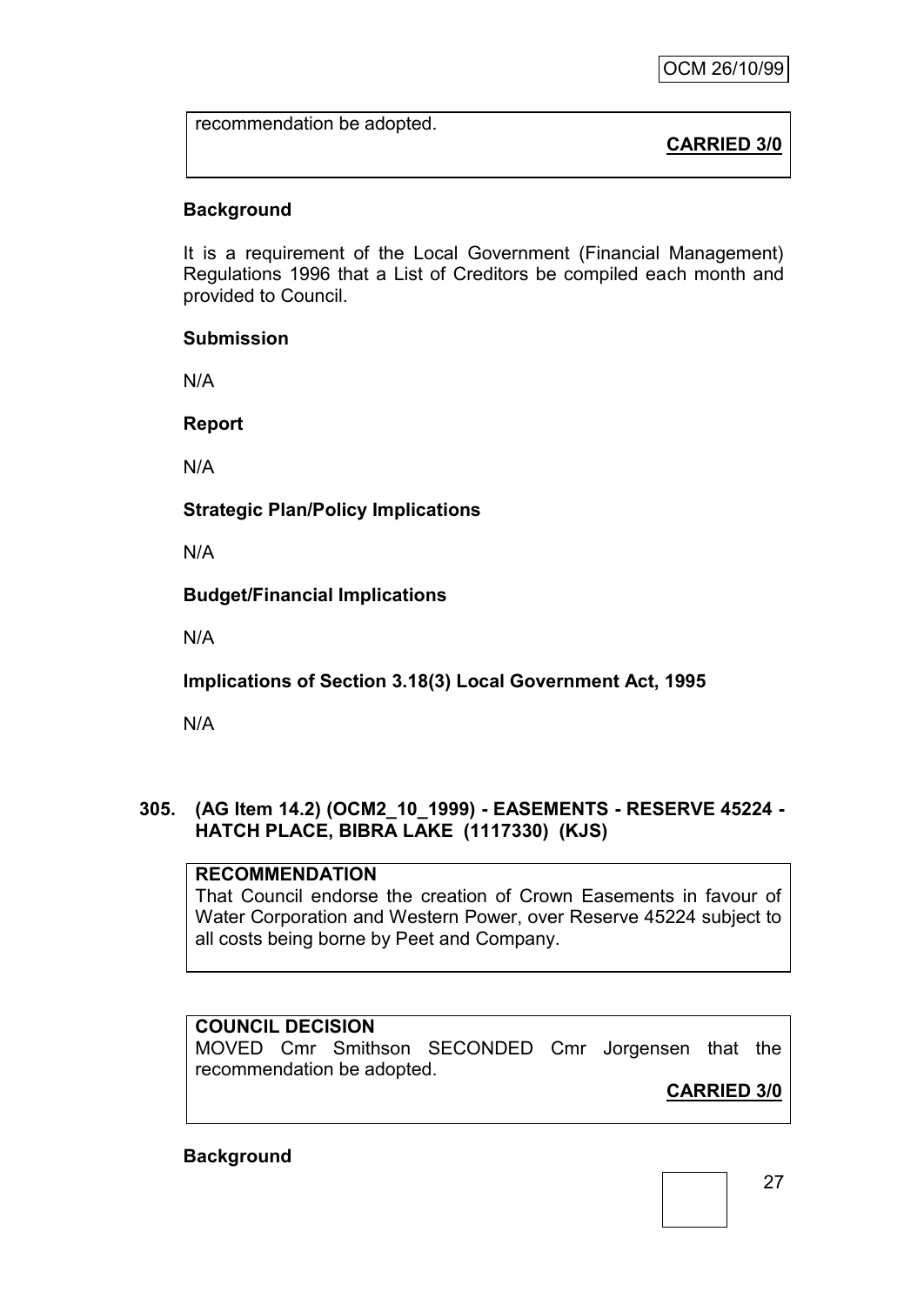recommendation be adopted.

**CARRIED 3/0**

**Background**

It is a requirement of the Local Government (Financial Management) Regulations 1996 that a List of Creditors be compiled each month and provided to Council.

**Submission**

N/A

**Report**

N/A

**Strategic Plan/Policy Implications**

N/A

**Budget/Financial Implications**

N/A

**Implications of Section 3.18(3) Local Government Act, 1995**

N/A

**305. (AG Item 14.2) (OCM2_10_1999) - EASEMENTS - RESERVE 45224 - HATCH PLACE, BIBRA LAKE (1117330) (KJS)**

**RECOMMENDATION**
That Council endorse the creation of Crown Easements in favour of Water Corporation and Western Power, over Reserve 45224 subject to all costs being borne by Peet and Company.

**COUNCIL DECISION**
MOVED Cmr Smithson SECONDED Cmr Jorgensen that the recommendation be adopted.

**CARRIED 3/0**

**Background**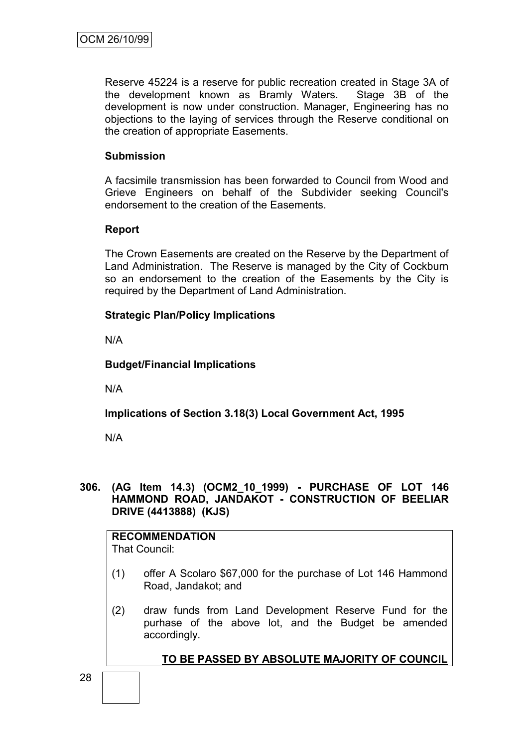Reserve 45224 is a reserve for public recreation created in Stage 3A of the development known as Bramly Waters. Stage 3B of the development is now under construction. Manager, Engineering has no objections to the laying of services through the Reserve conditional on the creation of appropriate Easements.

**Submission**

A facsimile transmission has been forwarded to Council from Wood and Grieve Engineers on behalf of the Subdivider seeking Council's endorsement to the creation of the Easements.

**Report**

The Crown Easements are created on the Reserve by the Department of Land Administration. The Reserve is managed by the City of Cockburn so an endorsement to the creation of the Easements by the City is required by the Department of Land Administration.

**Strategic Plan/Policy Implications**

N/A

**Budget/Financial Implications**

N/A

**Implications of Section 3.18(3) Local Government Act, 1995**

N/A

**306. (AG Item 14.3) (OCM2_10_1999) - PURCHASE OF LOT 146 HAMMOND ROAD, JANDAKOT - CONSTRUCTION OF BEELIAR DRIVE (4413888) (KJS)**

**RECOMMENDATION**
That Council:

(1) offer A Scolaro $67,000 for the purchase of Lot 146 Hammond Road, Jandakot; and

(2) draw funds from Land Development Reserve Fund for the purhase of the above lot, and the Budget be amended accordingly.

**TO BE PASSED BY ABSOLUTE MAJORITY OF COUNCIL**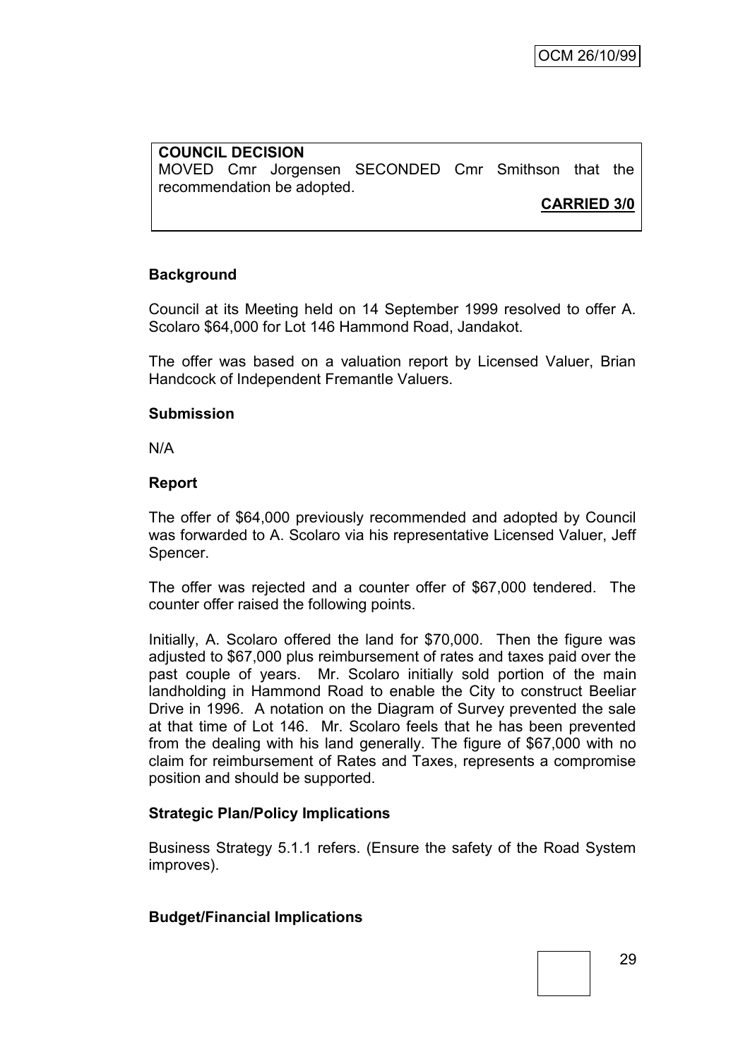**COUNCIL DECISION**

MOVED Cmr Jorgensen SECONDED Cmr Smithson that the recommendation be adopted.

**CARRIED 3/0**

**Background**

Council at its Meeting held on 14 September 1999 resolved to offer A. Scolaro $64,000 for Lot 146 Hammond Road, Jandakot.

The offer was based on a valuation report by Licensed Valuer, Brian Handcock of Independent Fremantle Valuers.

**Submission**

N/A

**Report**

The offer of $64,000 previously recommended and adopted by Council was forwarded to A. Scolaro via his representative Licensed Valuer, Jeff Spencer.

The offer was rejected and a counter offer of $67,000 tendered. The counter offer raised the following points.

Initially, A. Scolaro offered the land for $70,000. Then the figure was adjusted to $67,000 plus reimbursement of rates and taxes paid over the past couple of years. Mr. Scolaro initially sold portion of the main landholding in Hammond Road to enable the City to construct Beeliar Drive in 1996. A notation on the Diagram of Survey prevented the sale at that time of Lot 146. Mr. Scolaro feels that he has been prevented from the dealing with his land generally. The figure of $67,000 with no claim for reimbursement of Rates and Taxes, represents a compromise position and should be supported.

**Strategic Plan/Policy Implications**

Business Strategy 5.1.1 refers. (Ensure the safety of the Road System improves).

**Budget/Financial Implications**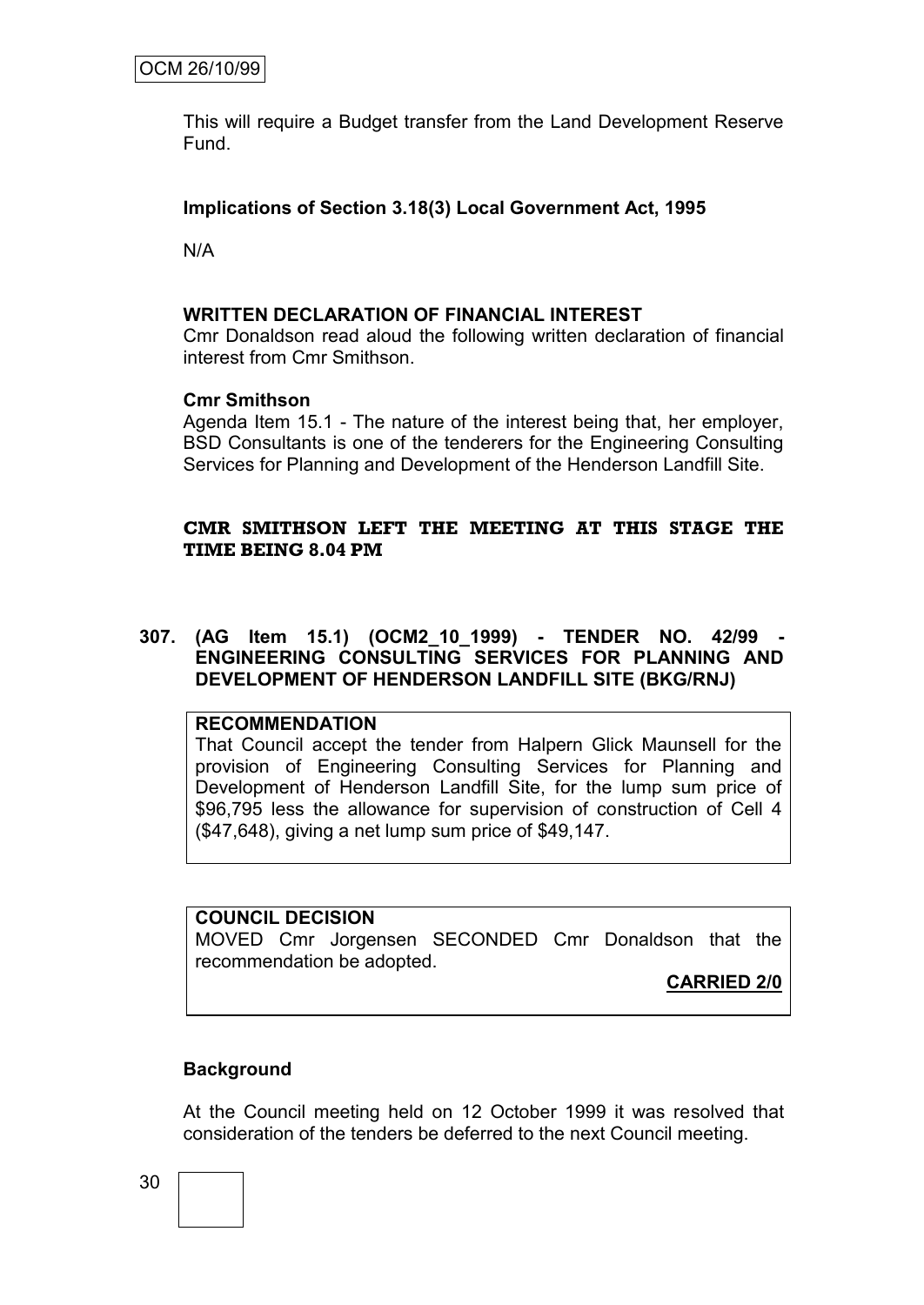This will require a Budget transfer from the Land Development Reserve Fund.

**Implications of Section 3.18(3) Local Government Act, 1995**

N/A

**WRITTEN DECLARATION OF FINANCIAL INTEREST**

Cmr Donaldson read aloud the following written declaration of financial interest from Cmr Smithson.

**Cmr Smithson**

Agenda Item 15.1 - The nature of the interest being that, her employer, BSD Consultants is one of the tenderers for the Engineering Consulting Services for Planning and Development of the Henderson Landfill Site.

**CMR SMITHSON LEFT THE MEETING AT THIS STAGE THE TIME BEING 8.04 PM**

## 307. (AG Item 15.1) (OCM2_10_1999) - TENDER NO. 42/99 - ENGINEERING CONSULTING SERVICES FOR PLANNING AND DEVELOPMENT OF HENDERSON LANDFILL SITE (BKG/RNJ)

**RECOMMENDATION**

That Council accept the tender from Halpern Glick Maunsell for the provision of Engineering Consulting Services for Planning and Development of Henderson Landfill Site, for the lump sum price of $96,795 less the allowance for supervision of construction of Cell 4 ($47,648), giving a net lump sum price of $49,147.

**COUNCIL DECISION**

MOVED Cmr Jorgensen SECONDED Cmr Donaldson that the recommendation be adopted.

**CARRIED 2/0**

**Background**

At the Council meeting held on 12 October 1999 it was resolved that consideration of the tenders be deferred to the next Council meeting.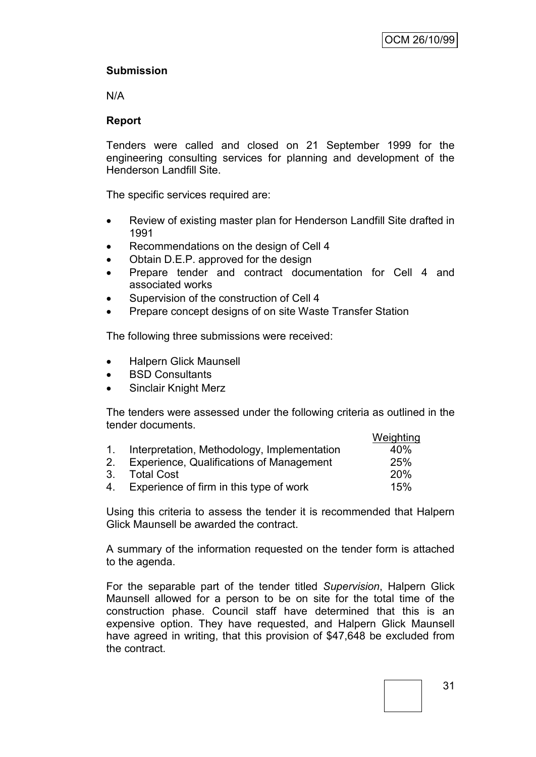**Submission**

N/A

**Report**

Tenders were called and closed on 21 September 1999 for the engineering consulting services for planning and development of the Henderson Landfill Site.

The specific services required are:

- Review of existing master plan for Henderson Landfill Site drafted in 1991
- Recommendations on the design of Cell 4
- Obtain D.E.P. approved for the design
- Prepare tender and contract documentation for Cell 4 and associated works
- Supervision of the construction of Cell 4
- Prepare concept designs of on site Waste Transfer Station

The following three submissions were received:

- Halpern Glick Maunsell
- BSD Consultants
- Sinclair Knight Merz

The tenders were assessed under the following criteria as outlined in the tender documents.

| | Criteria | Weighting |
|---|---|---|
| 1. | Interpretation, Methodology, Implementation | 40% |
| 2. | Experience, Qualifications of Management | 25% |
| 3. | Total Cost | 20% |
| 4. | Experience of firm in this type of work | 15% |

Using this criteria to assess the tender it is recommended that Halpern Glick Maunsell be awarded the contract.

A summary of the information requested on the tender form is attached to the agenda.

For the separable part of the tender titled *Supervision*, Halpern Glick Maunsell allowed for a person to be on site for the total time of the construction phase. Council staff have determined that this is an expensive option. They have requested, and Halpern Glick Maunsell have agreed in writing, that this provision of $47,648 be excluded from the contract.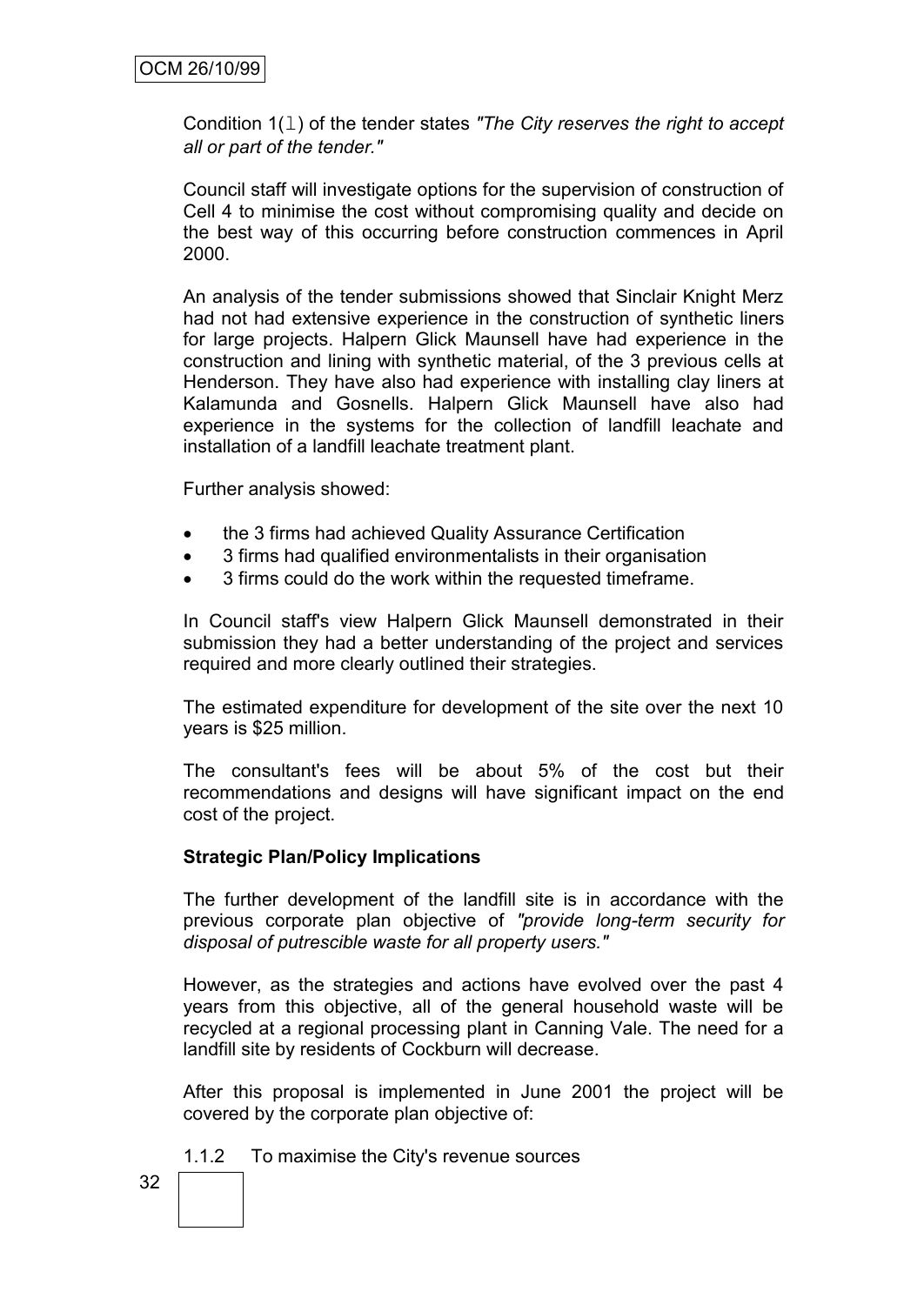Condition 1(l) of the tender states *"The City reserves the right to accept all or part of the tender."*

Council staff will investigate options for the supervision of construction of Cell 4 to minimise the cost without compromising quality and decide on the best way of this occurring before construction commences in April 2000.

An analysis of the tender submissions showed that Sinclair Knight Merz had not had extensive experience in the construction of synthetic liners for large projects. Halpern Glick Maunsell have had experience in the construction and lining with synthetic material, of the 3 previous cells at Henderson. They have also had experience with installing clay liners at Kalamunda and Gosnells. Halpern Glick Maunsell have also had experience in the systems for the collection of landfill leachate and installation of a landfill leachate treatment plant.

Further analysis showed:

- the 3 firms had achieved Quality Assurance Certification
- 3 firms had qualified environmentalists in their organisation
- 3 firms could do the work within the requested timeframe.

In Council staff's view Halpern Glick Maunsell demonstrated in their submission they had a better understanding of the project and services required and more clearly outlined their strategies.

The estimated expenditure for development of the site over the next 10 years is $25 million.

The consultant's fees will be about 5% of the cost but their recommendations and designs will have significant impact on the end cost of the project.

**Strategic Plan/Policy Implications**

The further development of the landfill site is in accordance with the previous corporate plan objective of *"provide long-term security for disposal of putrescible waste for all property users."*

However, as the strategies and actions have evolved over the past 4 years from this objective, all of the general household waste will be recycled at a regional processing plant in Canning Vale. The need for a landfill site by residents of Cockburn will decrease.

After this proposal is implemented in June 2001 the project will be covered by the corporate plan objective of:

1.1.2 To maximise the City's revenue sources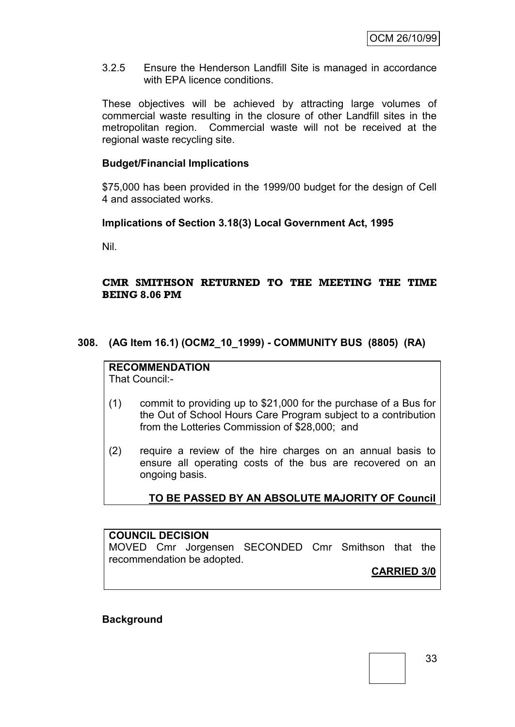3.2.5 Ensure the Henderson Landfill Site is managed in accordance with EPA licence conditions.

These objectives will be achieved by attracting large volumes of commercial waste resulting in the closure of other Landfill sites in the metropolitan region. Commercial waste will not be received at the regional waste recycling site.

**Budget/Financial Implications**

$75,000 has been provided in the 1999/00 budget for the design of Cell 4 and associated works.

**Implications of Section 3.18(3) Local Government Act, 1995**

Nil.

**CMR SMITHSON RETURNED TO THE MEETING THE TIME BEING 8.06 PM**

## 308. (AG Item 16.1) (OCM2_10_1999) - COMMUNITY BUS (8805) (RA)

**RECOMMENDATION**

That Council:-

(1) commit to providing up to $21,000 for the purchase of a Bus for the Out of School Hours Care Program subject to a contribution from the Lotteries Commission of $28,000; and

(2) require a review of the hire charges on an annual basis to ensure all operating costs of the bus are recovered on an ongoing basis.

**TO BE PASSED BY AN ABSOLUTE MAJORITY OF Council**

**COUNCIL DECISION**

MOVED Cmr Jorgensen SECONDED Cmr Smithson that the recommendation be adopted.

**CARRIED 3/0**

**Background**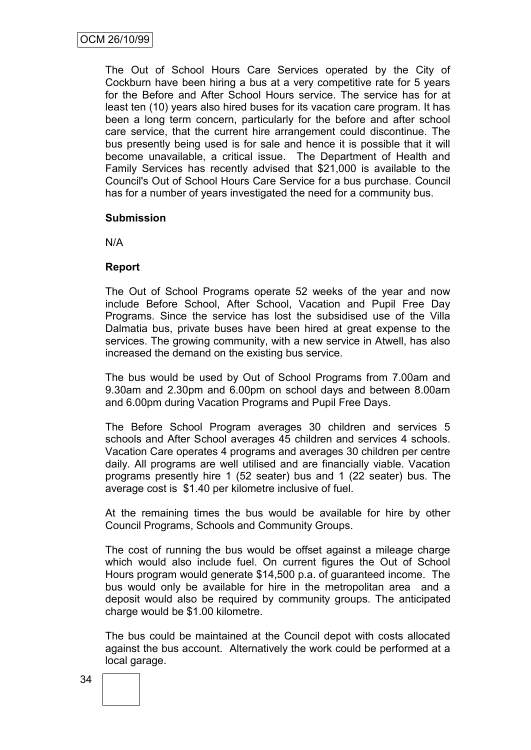The Out of School Hours Care Services operated by the City of Cockburn have been hiring a bus at a very competitive rate for 5 years for the Before and After School Hours service. The service has for at least ten (10) years also hired buses for its vacation care program. It has been a long term concern, particularly for the before and after school care service, that the current hire arrangement could discontinue. The bus presently being used is for sale and hence it is possible that it will become unavailable, a critical issue. The Department of Health and Family Services has recently advised that $21,000 is available to the Council's Out of School Hours Care Service for a bus purchase. Council has for a number of years investigated the need for a community bus.

**Submission**

N/A

**Report**

The Out of School Programs operate 52 weeks of the year and now include Before School, After School, Vacation and Pupil Free Day Programs. Since the service has lost the subsidised use of the Villa Dalmatia bus, private buses have been hired at great expense to the services. The growing community, with a new service in Atwell, has also increased the demand on the existing bus service.

The bus would be used by Out of School Programs from 7.00am and 9.30am and 2.30pm and 6.00pm on school days and between 8.00am and 6.00pm during Vacation Programs and Pupil Free Days.

The Before School Program averages 30 children and services 5 schools and After School averages 45 children and services 4 schools. Vacation Care operates 4 programs and averages 30 children per centre daily. All programs are well utilised and are financially viable. Vacation programs presently hire 1 (52 seater) bus and 1 (22 seater) bus. The average cost is $1.40 per kilometre inclusive of fuel.

At the remaining times the bus would be available for hire by other Council Programs, Schools and Community Groups.

The cost of running the bus would be offset against a mileage charge which would also include fuel. On current figures the Out of School Hours program would generate $14,500 p.a. of guaranteed income. The bus would only be available for hire in the metropolitan area and a deposit would also be required by community groups. The anticipated charge would be $1.00 kilometre.

The bus could be maintained at the Council depot with costs allocated against the bus account. Alternatively the work could be performed at a local garage.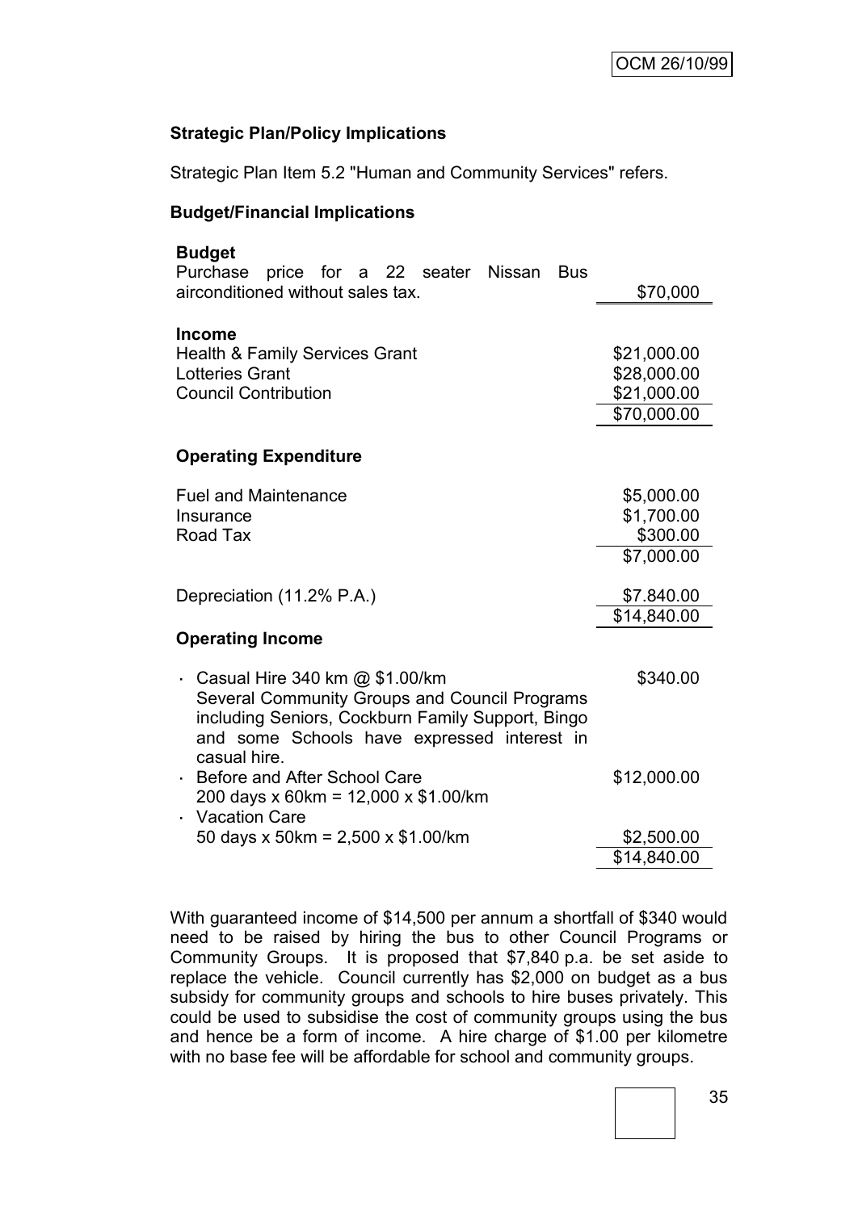**Strategic Plan/Policy Implications**

Strategic Plan Item 5.2 "Human and Community Services" refers.

**Budget/Financial Implications**

| **Budget** | |
|---|---|
| Purchase price for a 22 seater Nissan Bus airconditioned without sales tax. | $70,000 |
| **Income** | |
| Health & Family Services Grant | $21,000.00 |
| Lotteries Grant | $28,000.00 |
| Council Contribution | $21,000.00 |
| | $70,000.00 |
| **Operating Expenditure** | |
| Fuel and Maintenance | $5,000.00 |
| Insurance | $1,700.00 |
| Road Tax | $300.00 |
| | $7,000.00 |
| Depreciation (11.2% P.A.) | $7.840.00 |
| | $14,840.00 |
| **Operating Income** | |
| · Casual Hire 340 km @ $1.00/km<br>Several Community Groups and Council Programs including Seniors, Cockburn Family Support, Bingo and some Schools have expressed interest in casual hire. | $340.00 |
| · Before and After School Care<br>200 days x 60km = 12,000 x $1.00/km | $12,000.00 |
| · Vacation Care<br>50 days x 50km = 2,500 x $1.00/km | $2,500.00 |
| | $14,840.00 |

With guaranteed income of $14,500 per annum a shortfall of $340 would need to be raised by hiring the bus to other Council Programs or Community Groups. It is proposed that $7,840 p.a. be set aside to replace the vehicle. Council currently has $2,000 on budget as a bus subsidy for community groups and schools to hire buses privately. This could be used to subsidise the cost of community groups using the bus and hence be a form of income. A hire charge of $1.00 per kilometre with no base fee will be affordable for school and community groups.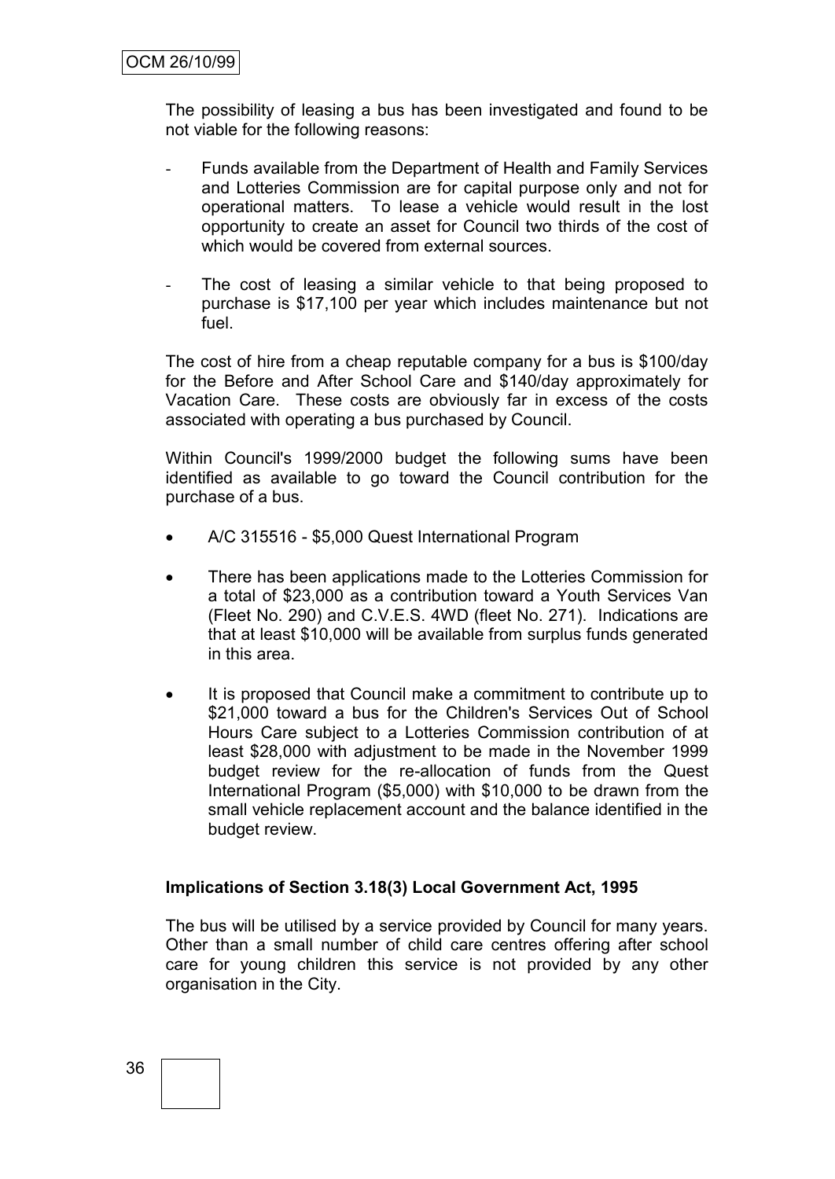The possibility of leasing a bus has been investigated and found to be not viable for the following reasons:

- Funds available from the Department of Health and Family Services and Lotteries Commission are for capital purpose only and not for operational matters. To lease a vehicle would result in the lost opportunity to create an asset for Council two thirds of the cost of which would be covered from external sources.
- The cost of leasing a similar vehicle to that being proposed to purchase is $17,100 per year which includes maintenance but not fuel.

The cost of hire from a cheap reputable company for a bus is $100/day for the Before and After School Care and $140/day approximately for Vacation Care. These costs are obviously far in excess of the costs associated with operating a bus purchased by Council.

Within Council's 1999/2000 budget the following sums have been identified as available to go toward the Council contribution for the purchase of a bus.

- A/C 315516 - $5,000 Quest International Program
- There has been applications made to the Lotteries Commission for a total of $23,000 as a contribution toward a Youth Services Van (Fleet No. 290) and C.V.E.S. 4WD (fleet No. 271). Indications are that at least $10,000 will be available from surplus funds generated in this area.
- It is proposed that Council make a commitment to contribute up to $21,000 toward a bus for the Children's Services Out of School Hours Care subject to a Lotteries Commission contribution of at least $28,000 with adjustment to be made in the November 1999 budget review for the re-allocation of funds from the Quest International Program ($5,000) with $10,000 to be drawn from the small vehicle replacement account and the balance identified in the budget review.

**Implications of Section 3.18(3) Local Government Act, 1995**

The bus will be utilised by a service provided by Council for many years. Other than a small number of child care centres offering after school care for young children this service is not provided by any other organisation in the City.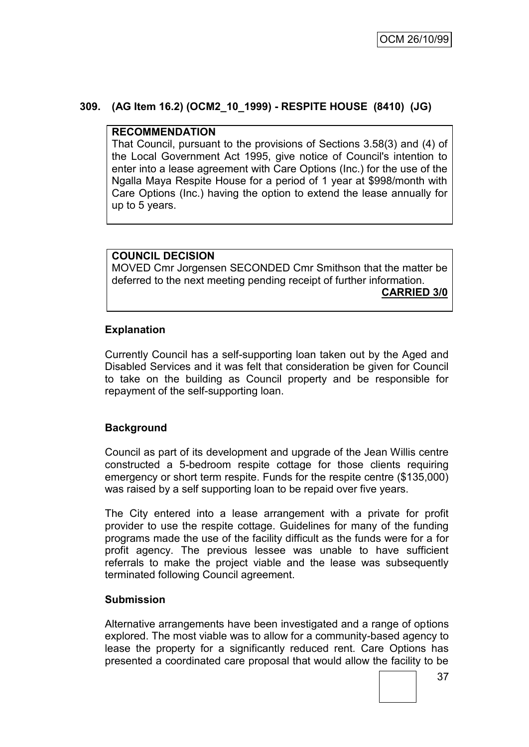## 309. (AG Item 16.2) (OCM2_10_1999) - RESPITE HOUSE (8410) (JG)

**RECOMMENDATION**

That Council, pursuant to the provisions of Sections 3.58(3) and (4) of the Local Government Act 1995, give notice of Council's intention to enter into a lease agreement with Care Options (Inc.) for the use of the Ngalla Maya Respite House for a period of 1 year at $998/month with Care Options (Inc.) having the option to extend the lease annually for up to 5 years.

**COUNCIL DECISION**

MOVED Cmr Jorgensen SECONDED Cmr Smithson that the matter be deferred to the next meeting pending receipt of further information.

**CARRIED 3/0**

### Explanation

Currently Council has a self-supporting loan taken out by the Aged and Disabled Services and it was felt that consideration be given for Council to take on the building as Council property and be responsible for repayment of the self-supporting loan.

### Background

Council as part of its development and upgrade of the Jean Willis centre constructed a 5-bedroom respite cottage for those clients requiring emergency or short term respite. Funds for the respite centre ($135,000) was raised by a self supporting loan to be repaid over five years.

The City entered into a lease arrangement with a private for profit provider to use the respite cottage. Guidelines for many of the funding programs made the use of the facility difficult as the funds were for a for profit agency. The previous lessee was unable to have sufficient referrals to make the project viable and the lease was subsequently terminated following Council agreement.

### Submission

Alternative arrangements have been investigated and a range of options explored. The most viable was to allow for a community-based agency to lease the property for a significantly reduced rent. Care Options has presented a coordinated care proposal that would allow the facility to be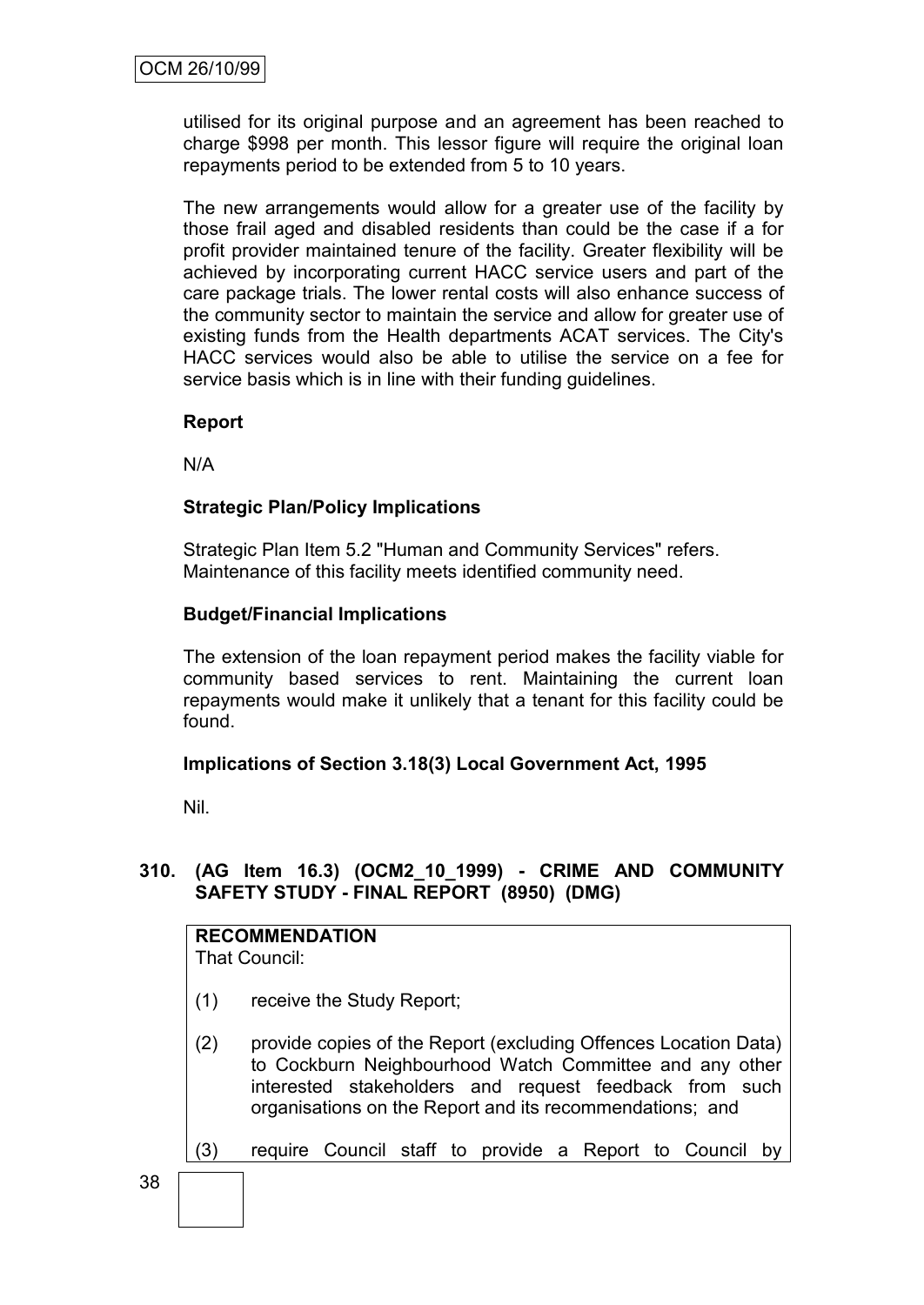utilised for its original purpose and an agreement has been reached to charge $998 per month. This lessor figure will require the original loan repayments period to be extended from 5 to 10 years.

The new arrangements would allow for a greater use of the facility by those frail aged and disabled residents than could be the case if a for profit provider maintained tenure of the facility. Greater flexibility will be achieved by incorporating current HACC service users and part of the care package trials. The lower rental costs will also enhance success of the community sector to maintain the service and allow for greater use of existing funds from the Health departments ACAT services. The City's HACC services would also be able to utilise the service on a fee for service basis which is in line with their funding guidelines.

**Report**

N/A

**Strategic Plan/Policy Implications**

Strategic Plan Item 5.2 "Human and Community Services" refers. Maintenance of this facility meets identified community need.

**Budget/Financial Implications**

The extension of the loan repayment period makes the facility viable for community based services to rent. Maintaining the current loan repayments would make it unlikely that a tenant for this facility could be found.

**Implications of Section 3.18(3) Local Government Act, 1995**

Nil.

**310. (AG Item 16.3) (OCM2_10_1999) - CRIME AND COMMUNITY SAFETY STUDY - FINAL REPORT (8950) (DMG)**

**RECOMMENDATION**
That Council:

(1) receive the Study Report;

(2) provide copies of the Report (excluding Offences Location Data) to Cockburn Neighbourhood Watch Committee and any other interested stakeholders and request feedback from such organisations on the Report and its recommendations; and

(3) require Council staff to provide a Report to Council by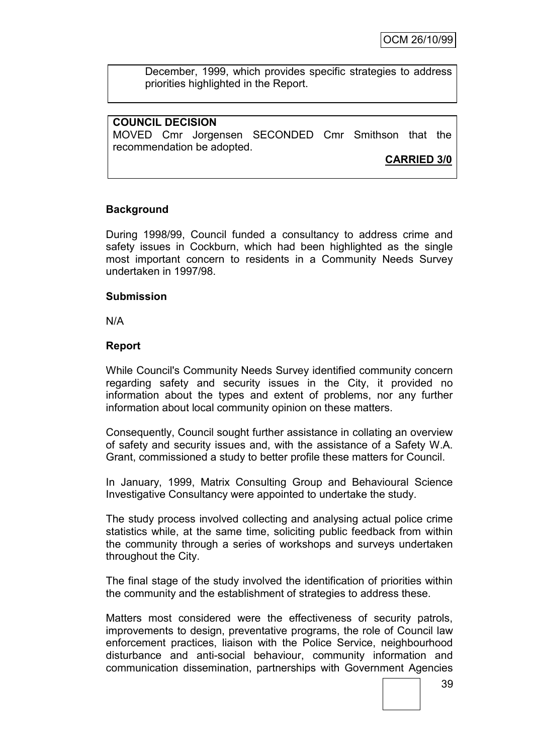December, 1999, which provides specific strategies to address priorities highlighted in the Report.

**COUNCIL DECISION**

MOVED Cmr Jorgensen SECONDED Cmr Smithson that the recommendation be adopted.

**CARRIED 3/0**

## Background

During 1998/99, Council funded a consultancy to address crime and safety issues in Cockburn, which had been highlighted as the single most important concern to residents in a Community Needs Survey undertaken in 1997/98.

## Submission

N/A

## Report

While Council's Community Needs Survey identified community concern regarding safety and security issues in the City, it provided no information about the types and extent of problems, nor any further information about local community opinion on these matters.

Consequently, Council sought further assistance in collating an overview of safety and security issues and, with the assistance of a Safety W.A. Grant, commissioned a study to better profile these matters for Council.

In January, 1999, Matrix Consulting Group and Behavioural Science Investigative Consultancy were appointed to undertake the study.

The study process involved collecting and analysing actual police crime statistics while, at the same time, soliciting public feedback from within the community through a series of workshops and surveys undertaken throughout the City.

The final stage of the study involved the identification of priorities within the community and the establishment of strategies to address these.

Matters most considered were the effectiveness of security patrols, improvements to design, preventative programs, the role of Council law enforcement practices, liaison with the Police Service, neighbourhood disturbance and anti-social behaviour, community information and communication dissemination, partnerships with Government Agencies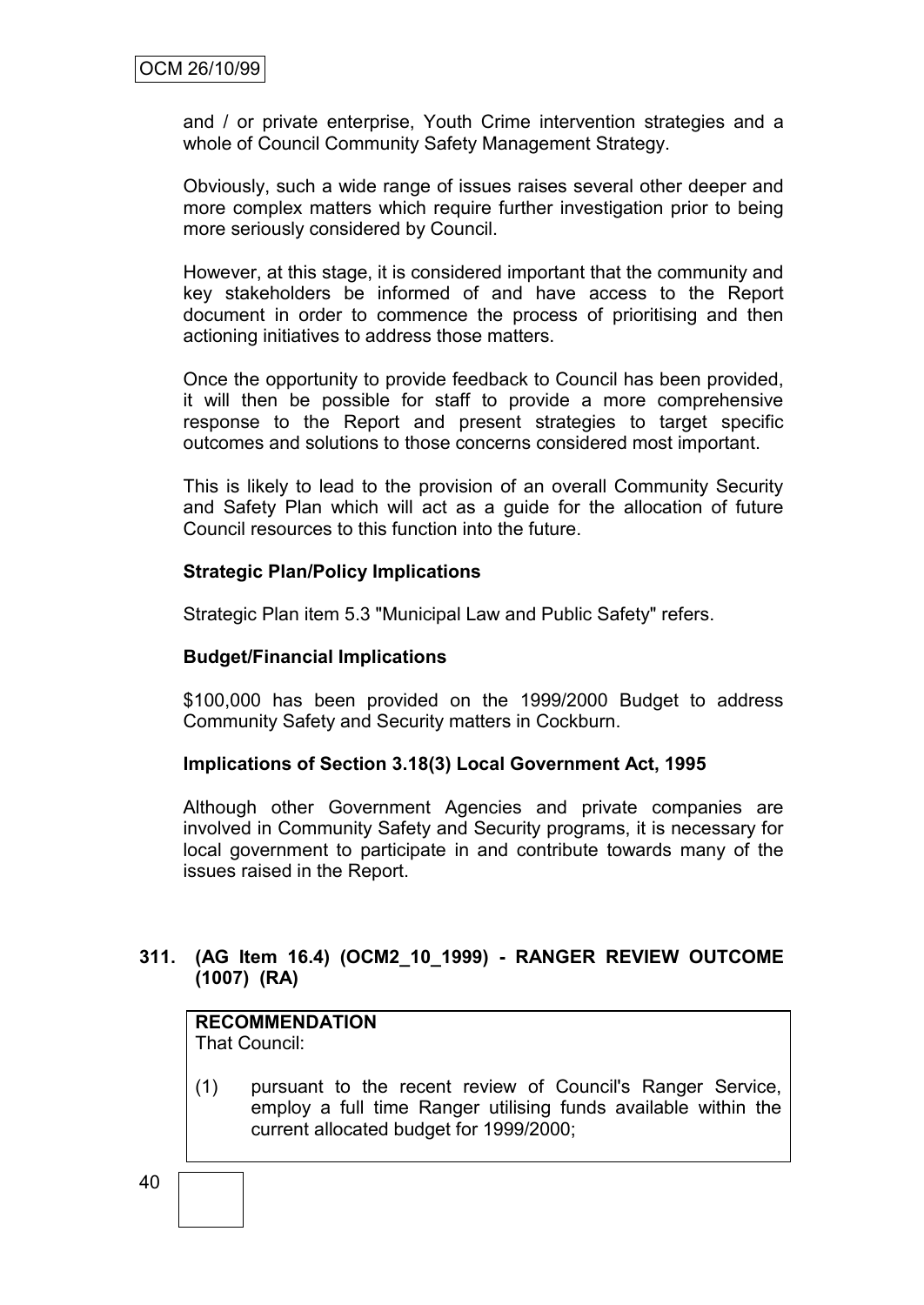and / or private enterprise, Youth Crime intervention strategies and a whole of Council Community Safety Management Strategy.

Obviously, such a wide range of issues raises several other deeper and more complex matters which require further investigation prior to being more seriously considered by Council.

However, at this stage, it is considered important that the community and key stakeholders be informed of and have access to the Report document in order to commence the process of prioritising and then actioning initiatives to address those matters.

Once the opportunity to provide feedback to Council has been provided, it will then be possible for staff to provide a more comprehensive response to the Report and present strategies to target specific outcomes and solutions to those concerns considered most important.

This is likely to lead to the provision of an overall Community Security and Safety Plan which will act as a guide for the allocation of future Council resources to this function into the future.

**Strategic Plan/Policy Implications**

Strategic Plan item 5.3 "Municipal Law and Public Safety" refers.

**Budget/Financial Implications**

$100,000 has been provided on the 1999/2000 Budget to address Community Safety and Security matters in Cockburn.

**Implications of Section 3.18(3) Local Government Act, 1995**

Although other Government Agencies and private companies are involved in Community Safety and Security programs, it is necessary for local government to participate in and contribute towards many of the issues raised in the Report.

### 311. (AG Item 16.4) (OCM2_10_1999) - RANGER REVIEW OUTCOME (1007) (RA)

**RECOMMENDATION**
That Council:

(1) pursuant to the recent review of Council's Ranger Service, employ a full time Ranger utilising funds available within the current allocated budget for 1999/2000;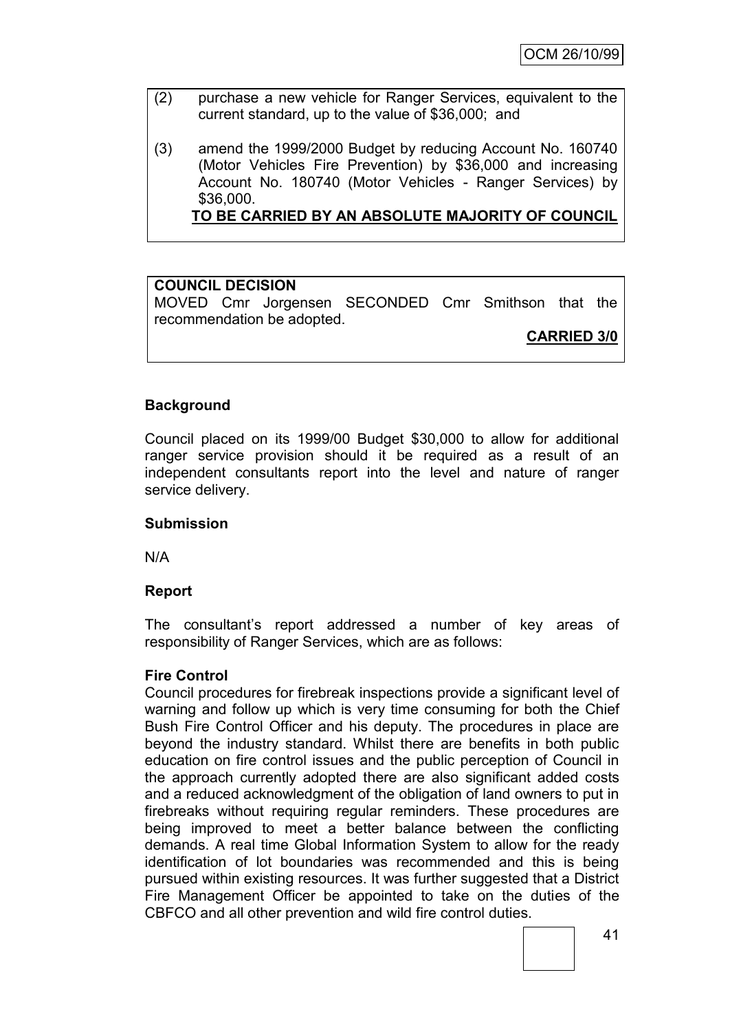(2) purchase a new vehicle for Ranger Services, equivalent to the current standard, up to the value of $36,000; and

(3) amend the 1999/2000 Budget by reducing Account No. 160740 (Motor Vehicles Fire Prevention) by $36,000 and increasing Account No. 180740 (Motor Vehicles - Ranger Services) by $36,000.

**TO BE CARRIED BY AN ABSOLUTE MAJORITY OF COUNCIL**

**COUNCIL DECISION**

MOVED Cmr Jorgensen SECONDED Cmr Smithson that the recommendation be adopted.

**CARRIED 3/0**

**Background**

Council placed on its 1999/00 Budget $30,000 to allow for additional ranger service provision should it be required as a result of an independent consultants report into the level and nature of ranger service delivery.

**Submission**

N/A

**Report**

The consultant's report addressed a number of key areas of responsibility of Ranger Services, which are as follows:

**Fire Control**

Council procedures for firebreak inspections provide a significant level of warning and follow up which is very time consuming for both the Chief Bush Fire Control Officer and his deputy. The procedures in place are beyond the industry standard. Whilst there are benefits in both public education on fire control issues and the public perception of Council in the approach currently adopted there are also significant added costs and a reduced acknowledgment of the obligation of land owners to put in firebreaks without requiring regular reminders. These procedures are being improved to meet a better balance between the conflicting demands. A real time Global Information System to allow for the ready identification of lot boundaries was recommended and this is being pursued within existing resources. It was further suggested that a District Fire Management Officer be appointed to take on the duties of the CBFCO and all other prevention and wild fire control duties.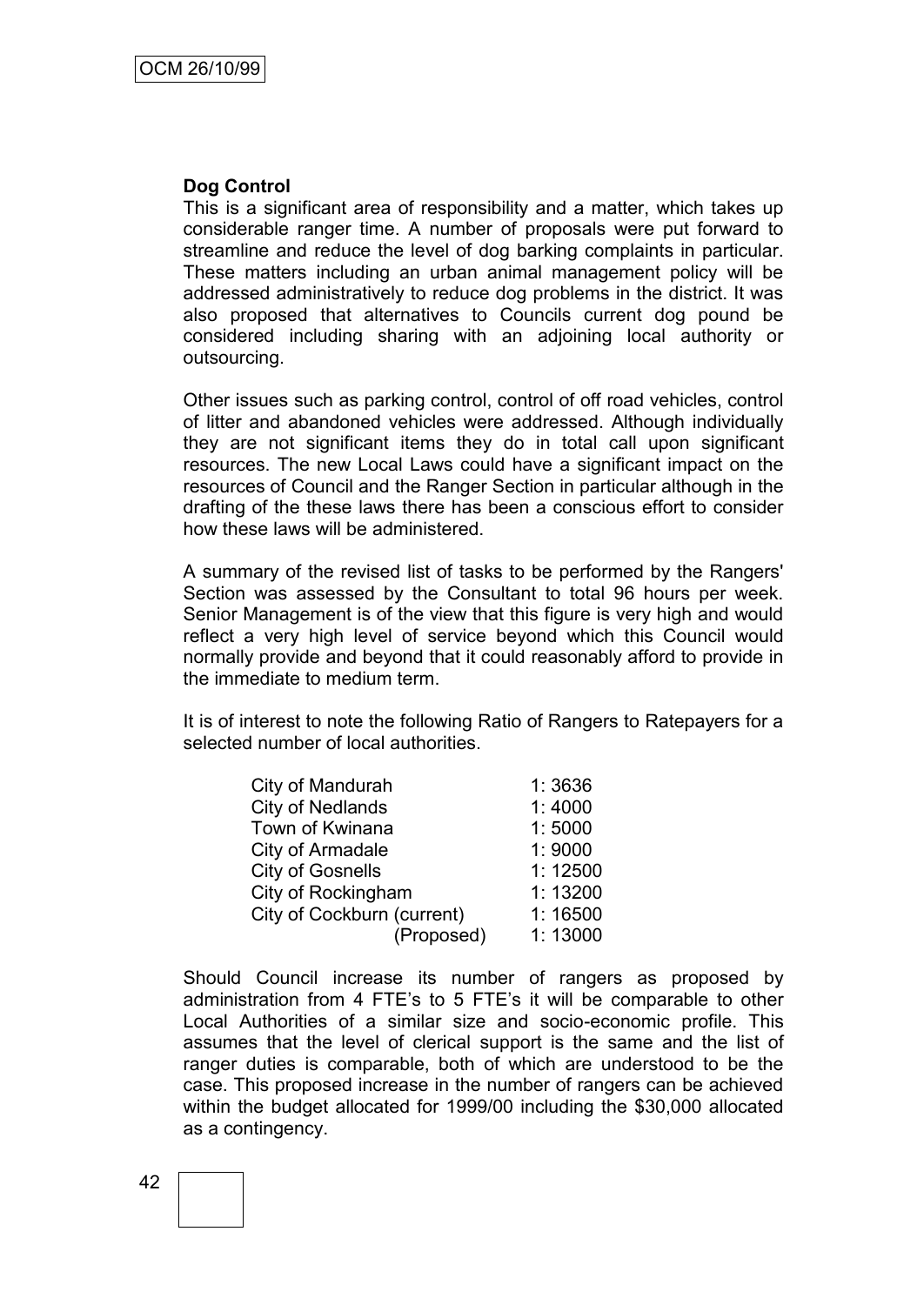**Dog Control**

This is a significant area of responsibility and a matter, which takes up considerable ranger time. A number of proposals were put forward to streamline and reduce the level of dog barking complaints in particular. These matters including an urban animal management policy will be addressed administratively to reduce dog problems in the district. It was also proposed that alternatives to Councils current dog pound be considered including sharing with an adjoining local authority or outsourcing.

Other issues such as parking control, control of off road vehicles, control of litter and abandoned vehicles were addressed. Although individually they are not significant items they do in total call upon significant resources. The new Local Laws could have a significant impact on the resources of Council and the Ranger Section in particular although in the drafting of the these laws there has been a conscious effort to consider how these laws will be administered.

A summary of the revised list of tasks to be performed by the Rangers' Section was assessed by the Consultant to total 96 hours per week. Senior Management is of the view that this figure is very high and would reflect a very high level of service beyond which this Council would normally provide and beyond that it could reasonably afford to provide in the immediate to medium term.

It is of interest to note the following Ratio of Rangers to Ratepayers for a selected number of local authorities.

| | |
|---|---|
| City of Mandurah | 1: 3636 |
| City of Nedlands | 1: 4000 |
| Town of Kwinana | 1: 5000 |
| City of Armadale | 1: 9000 |
| City of Gosnells | 1: 12500 |
| City of Rockingham | 1: 13200 |
| City of Cockburn (current) | 1: 16500 |
| (Proposed) | 1: 13000 |

Should Council increase its number of rangers as proposed by administration from 4 FTE's to 5 FTE's it will be comparable to other Local Authorities of a similar size and socio-economic profile. This assumes that the level of clerical support is the same and the list of ranger duties is comparable, both of which are understood to be the case. This proposed increase in the number of rangers can be achieved within the budget allocated for 1999/00 including the $30,000 allocated as a contingency.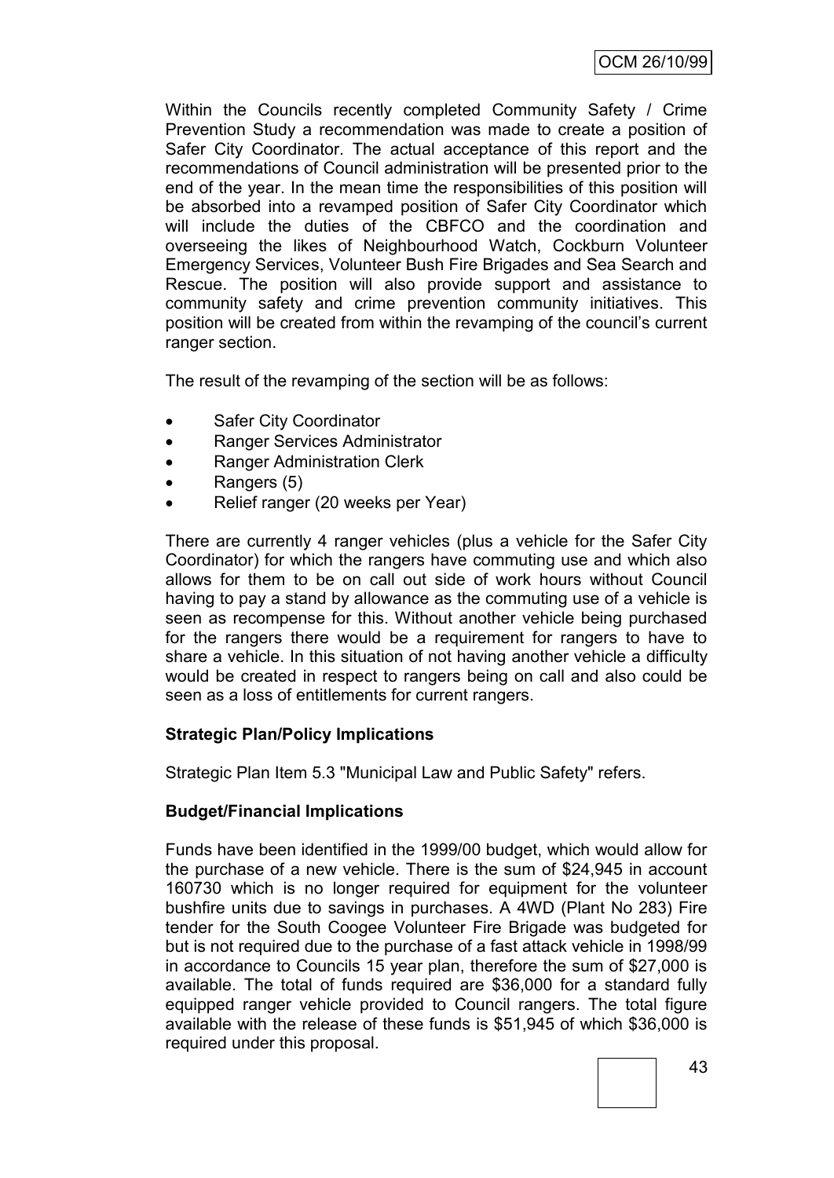Within the Councils recently completed Community Safety / Crime Prevention Study a recommendation was made to create a position of Safer City Coordinator. The actual acceptance of this report and the recommendations of Council administration will be presented prior to the end of the year. In the mean time the responsibilities of this position will be absorbed into a revamped position of Safer City Coordinator which will include the duties of the CBFCO and the coordination and overseeing the likes of Neighbourhood Watch, Cockburn Volunteer Emergency Services, Volunteer Bush Fire Brigades and Sea Search and Rescue. The position will also provide support and assistance to community safety and crime prevention community initiatives. This position will be created from within the revamping of the council's current ranger section.

The result of the revamping of the section will be as follows:

- Safer City Coordinator
- Ranger Services Administrator
- Ranger Administration Clerk
- Rangers (5)
- Relief ranger (20 weeks per Year)

There are currently 4 ranger vehicles (plus a vehicle for the Safer City Coordinator) for which the rangers have commuting use and which also allows for them to be on call out side of work hours without Council having to pay a stand by allowance as the commuting use of a vehicle is seen as recompense for this. Without another vehicle being purchased for the rangers there would be a requirement for rangers to have to share a vehicle. In this situation of not having another vehicle a difficulty would be created in respect to rangers being on call and also could be seen as a loss of entitlements for current rangers.

**Strategic Plan/Policy Implications**

Strategic Plan Item 5.3 "Municipal Law and Public Safety" refers.

**Budget/Financial Implications**

Funds have been identified in the 1999/00 budget, which would allow for the purchase of a new vehicle. There is the sum of $24,945 in account 160730 which is no longer required for equipment for the volunteer bushfire units due to savings in purchases. A 4WD (Plant No 283) Fire tender for the South Coogee Volunteer Fire Brigade was budgeted for but is not required due to the purchase of a fast attack vehicle in 1998/99 in accordance to Councils 15 year plan, therefore the sum of $27,000 is available. The total of funds required are $36,000 for a standard fully equipped ranger vehicle provided to Council rangers. The total figure available with the release of these funds is $51,945 of which $36,000 is required under this proposal.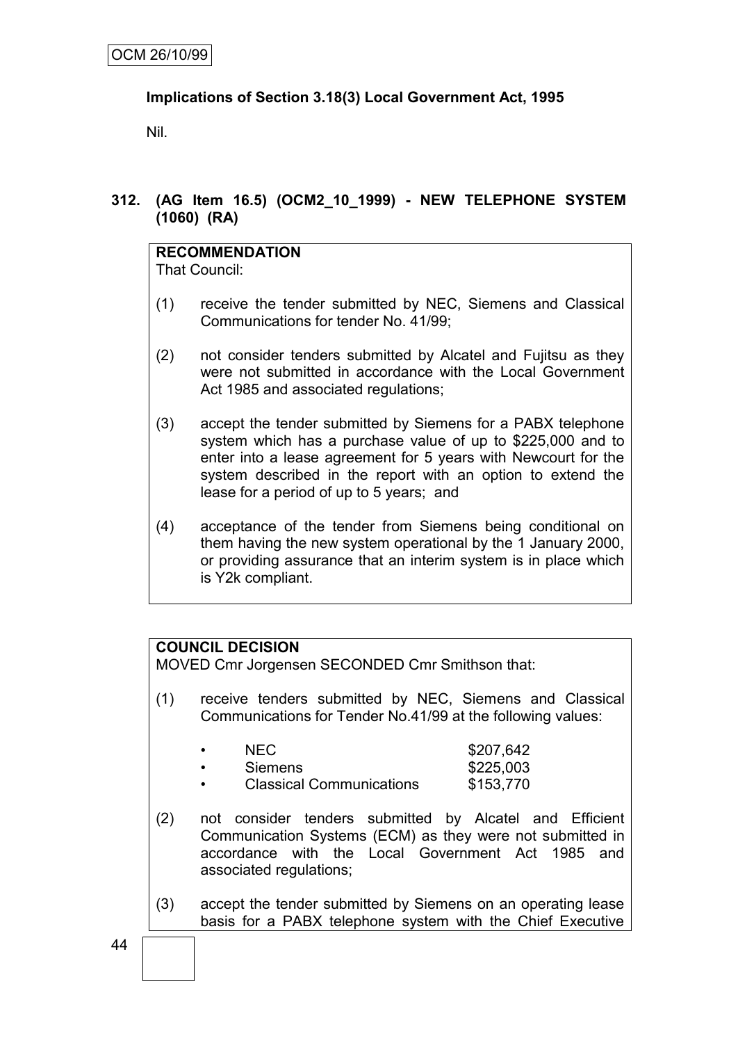**Implications of Section 3.18(3) Local Government Act, 1995**

Nil.

**312. (AG Item 16.5) (OCM2_10_1999) - NEW TELEPHONE SYSTEM (1060) (RA)**

**RECOMMENDATION**

That Council:

(1) receive the tender submitted by NEC, Siemens and Classical Communications for tender No. 41/99;

(2) not consider tenders submitted by Alcatel and Fujitsu as they were not submitted in accordance with the Local Government Act 1985 and associated regulations;

(3) accept the tender submitted by Siemens for a PABX telephone system which has a purchase value of up to $225,000 and to enter into a lease agreement for 5 years with Newcourt for the system described in the report with an option to extend the lease for a period of up to 5 years; and

(4) acceptance of the tender from Siemens being conditional on them having the new system operational by the 1 January 2000, or providing assurance that an interim system is in place which is Y2k compliant.

**COUNCIL DECISION**

MOVED Cmr Jorgensen SECONDED Cmr Smithson that:

(1) receive tenders submitted by NEC, Siemens and Classical Communications for Tender No.41/99 at the following values:

- NEC $207,642
- Siemens $225,003
- Classical Communications $153,770

(2) not consider tenders submitted by Alcatel and Efficient Communication Systems (ECM) as they were not submitted in accordance with the Local Government Act 1985 and associated regulations;

(3) accept the tender submitted by Siemens on an operating lease basis for a PABX telephone system with the Chief Executive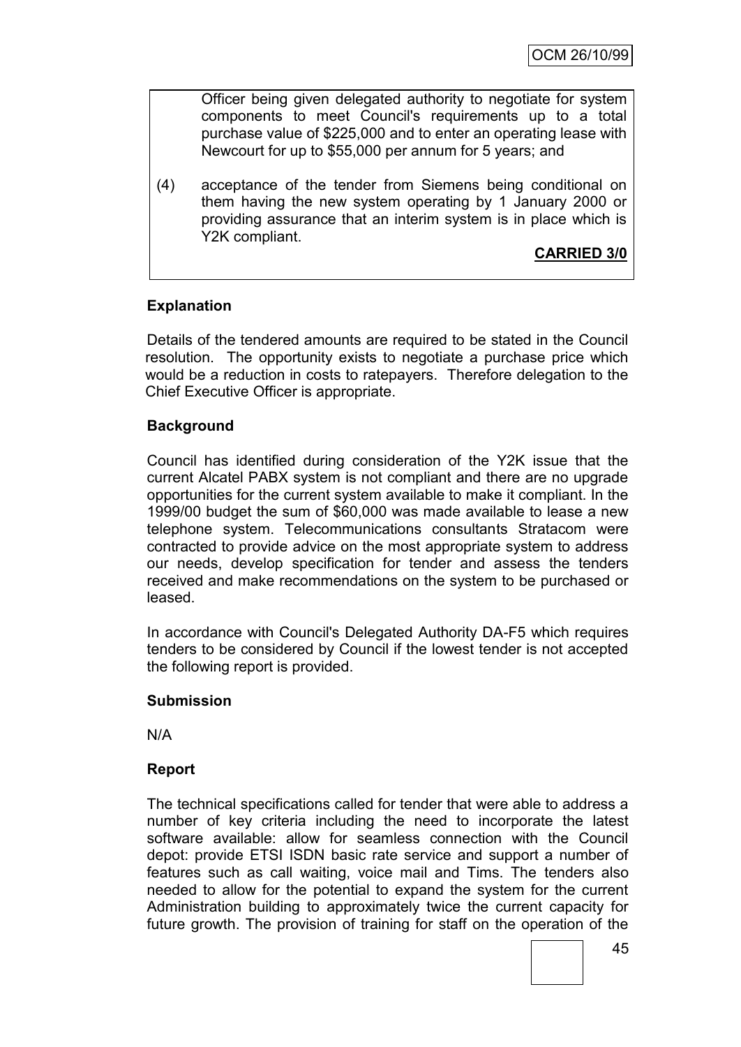Officer being given delegated authority to negotiate for system components to meet Council's requirements up to a total purchase value of $225,000 and to enter an operating lease with Newcourt for up to $55,000 per annum for 5 years; and

(4) acceptance of the tender from Siemens being conditional on them having the new system operating by 1 January 2000 or providing assurance that an interim system is in place which is Y2K compliant.

**CARRIED 3/0**

**Explanation**

Details of the tendered amounts are required to be stated in the Council resolution. The opportunity exists to negotiate a purchase price which would be a reduction in costs to ratepayers. Therefore delegation to the Chief Executive Officer is appropriate.

**Background**

Council has identified during consideration of the Y2K issue that the current Alcatel PABX system is not compliant and there are no upgrade opportunities for the current system available to make it compliant. In the 1999/00 budget the sum of $60,000 was made available to lease a new telephone system. Telecommunications consultants Stratacom were contracted to provide advice on the most appropriate system to address our needs, develop specification for tender and assess the tenders received and make recommendations on the system to be purchased or leased.

In accordance with Council's Delegated Authority DA-F5 which requires tenders to be considered by Council if the lowest tender is not accepted the following report is provided.

**Submission**

N/A

**Report**

The technical specifications called for tender that were able to address a number of key criteria including the need to incorporate the latest software available: allow for seamless connection with the Council depot: provide ETSI ISDN basic rate service and support a number of features such as call waiting, voice mail and Tims. The tenders also needed to allow for the potential to expand the system for the current Administration building to approximately twice the current capacity for future growth. The provision of training for staff on the operation of the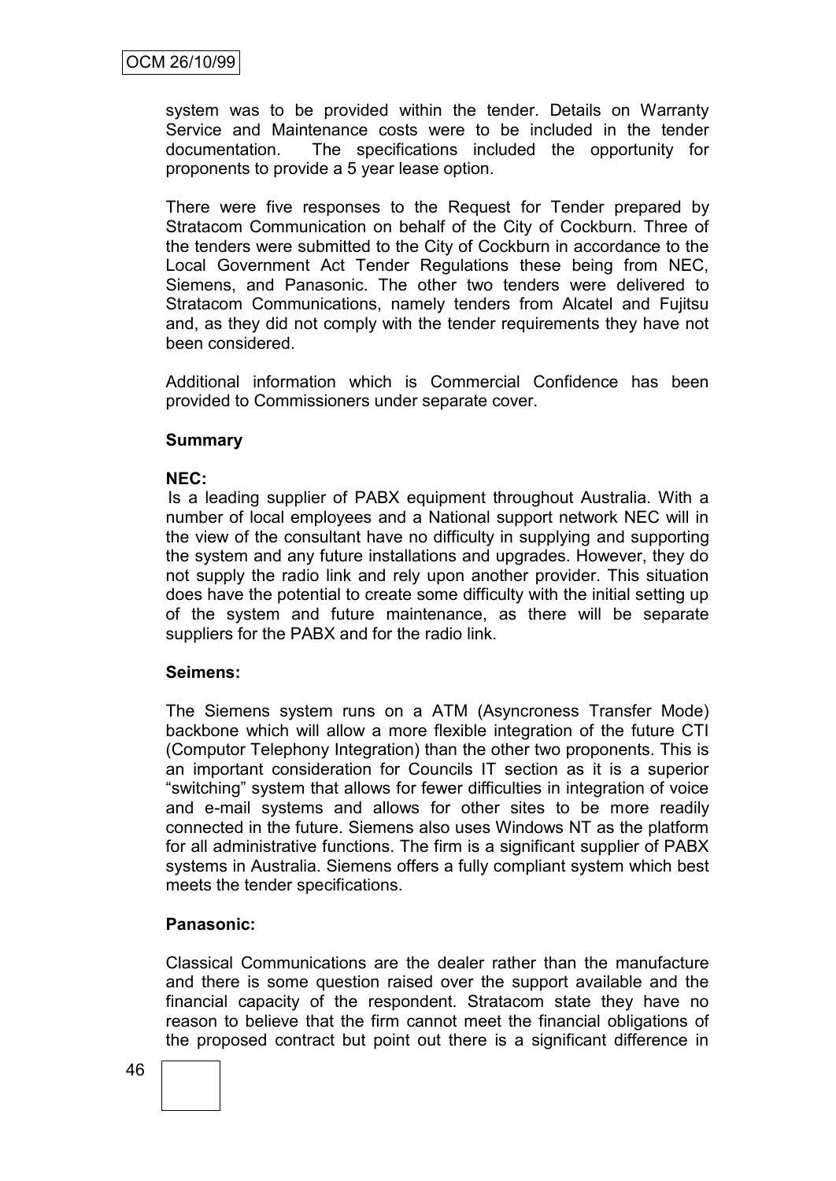system was to be provided within the tender. Details on Warranty Service and Maintenance costs were to be included in the tender documentation. The specifications included the opportunity for proponents to provide a 5 year lease option.

There were five responses to the Request for Tender prepared by Stratacom Communication on behalf of the City of Cockburn. Three of the tenders were submitted to the City of Cockburn in accordance to the Local Government Act Tender Regulations these being from NEC, Siemens, and Panasonic. The other two tenders were delivered to Stratacom Communications, namely tenders from Alcatel and Fujitsu and, as they did not comply with the tender requirements they have not been considered.

Additional information which is Commercial Confidence has been provided to Commissioners under separate cover.

**Summary**

**NEC:**

Is a leading supplier of PABX equipment throughout Australia. With a number of local employees and a National support network NEC will in the view of the consultant have no difficulty in supplying and supporting the system and any future installations and upgrades. However, they do not supply the radio link and rely upon another provider. This situation does have the potential to create some difficulty with the initial setting up of the system and future maintenance, as there will be separate suppliers for the PABX and for the radio link.

**Seimens:**

The Siemens system runs on a ATM (Asyncroness Transfer Mode) backbone which will allow a more flexible integration of the future CTI (Computor Telephony Integration) than the other two proponents. This is an important consideration for Councils IT section as it is a superior "switching" system that allows for fewer difficulties in integration of voice and e-mail systems and allows for other sites to be more readily connected in the future. Siemens also uses Windows NT as the platform for all administrative functions. The firm is a significant supplier of PABX systems in Australia. Siemens offers a fully compliant system which best meets the tender specifications.

**Panasonic:**

Classical Communications are the dealer rather than the manufacture and there is some question raised over the support available and the financial capacity of the respondent. Stratacom state they have no reason to believe that the firm cannot meet the financial obligations of the proposed contract but point out there is a significant difference in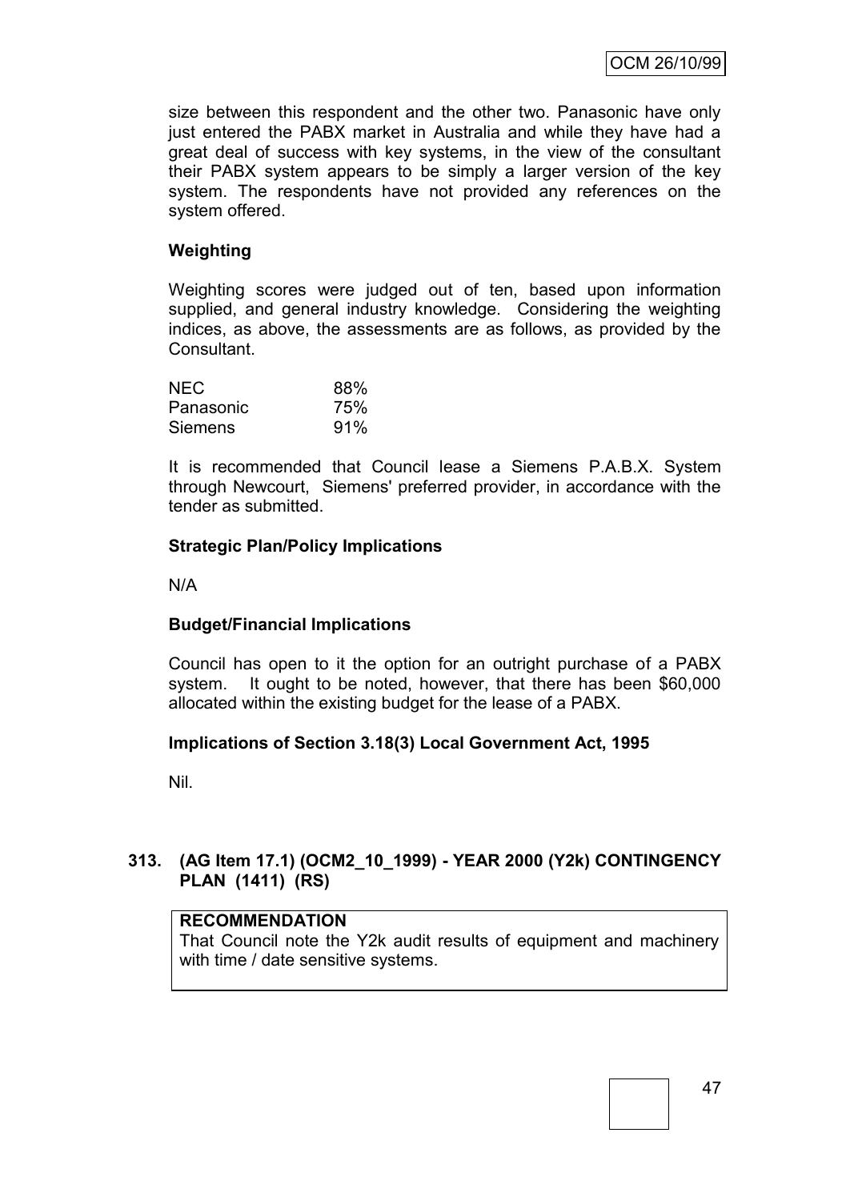size between this respondent and the other two. Panasonic have only just entered the PABX market in Australia and while they have had a great deal of success with key systems, in the view of the consultant their PABX system appears to be simply a larger version of the key system. The respondents have not provided any references on the system offered.

**Weighting**

Weighting scores were judged out of ten, based upon information supplied, and general industry knowledge. Considering the weighting indices, as above, the assessments are as follows, as provided by the Consultant.

| | |
|---|---|
| NEC | 88% |
| Panasonic | 75% |
| Siemens | 91% |

It is recommended that Council lease a Siemens P.A.B.X. System through Newcourt, Siemens' preferred provider, in accordance with the tender as submitted.

**Strategic Plan/Policy Implications**

N/A

**Budget/Financial Implications**

Council has open to it the option for an outright purchase of a PABX system. It ought to be noted, however, that there has been $60,000 allocated within the existing budget for the lease of a PABX.

**Implications of Section 3.18(3) Local Government Act, 1995**

Nil.

**313. (AG Item 17.1) (OCM2_10_1999) - YEAR 2000 (Y2k) CONTINGENCY PLAN (1411) (RS)**

**RECOMMENDATION**
That Council note the Y2k audit results of equipment and machinery with time / date sensitive systems.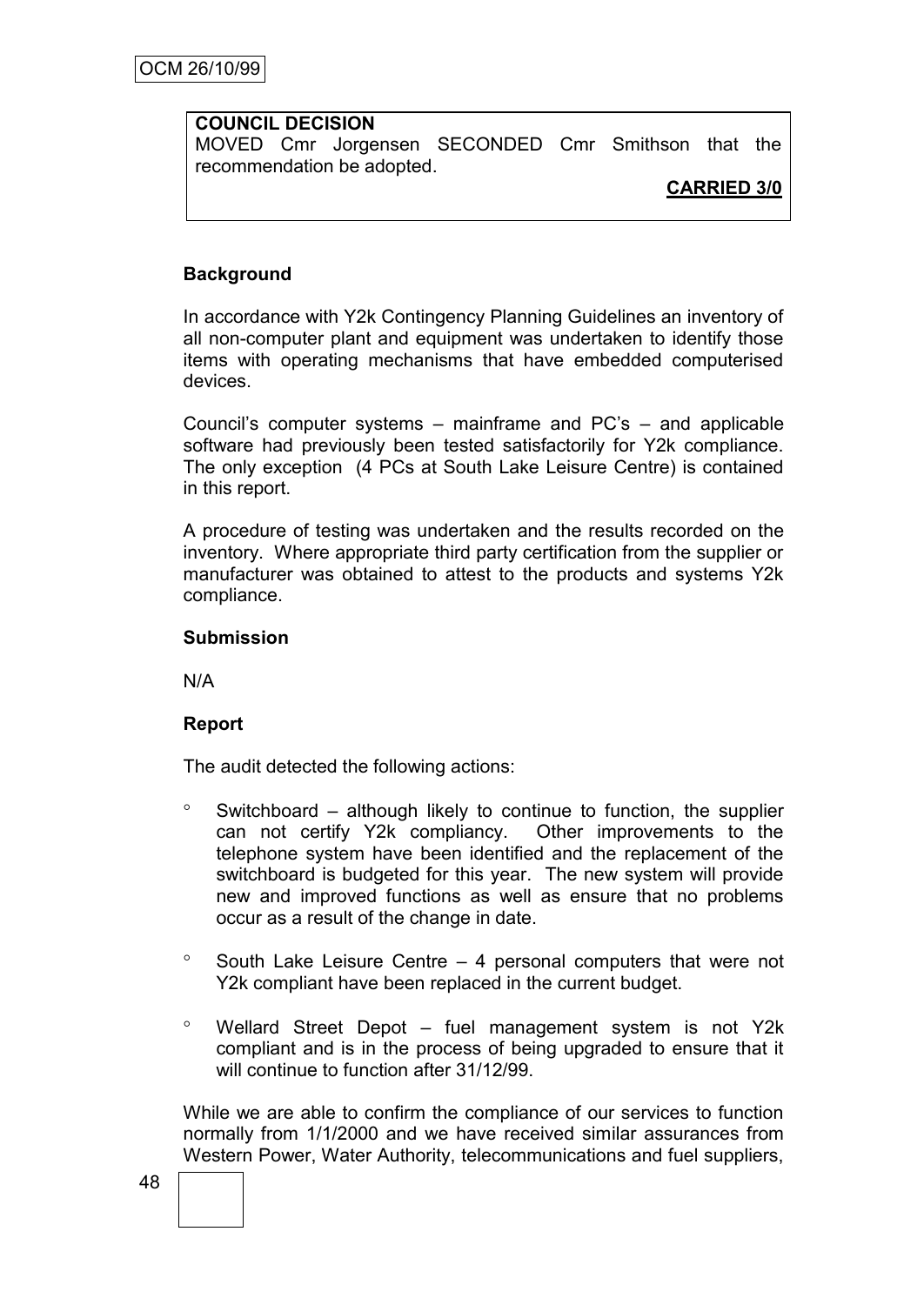**COUNCIL DECISION**
MOVED Cmr Jorgensen SECONDED Cmr Smithson that the recommendation be adopted.

**CARRIED 3/0**

**Background**

In accordance with Y2k Contingency Planning Guidelines an inventory of all non-computer plant and equipment was undertaken to identify those items with operating mechanisms that have embedded computerised devices.

Council's computer systems – mainframe and PC's – and applicable software had previously been tested satisfactorily for Y2k compliance. The only exception (4 PCs at South Lake Leisure Centre) is contained in this report.

A procedure of testing was undertaken and the results recorded on the inventory. Where appropriate third party certification from the supplier or manufacturer was obtained to attest to the products and systems Y2k compliance.

**Submission**

N/A

**Report**

The audit detected the following actions:

- Switchboard – although likely to continue to function, the supplier can not certify Y2k compliancy. Other improvements to the telephone system have been identified and the replacement of the switchboard is budgeted for this year. The new system will provide new and improved functions as well as ensure that no problems occur as a result of the change in date.
- South Lake Leisure Centre – 4 personal computers that were not Y2k compliant have been replaced in the current budget.
- Wellard Street Depot – fuel management system is not Y2k compliant and is in the process of being upgraded to ensure that it will continue to function after 31/12/99.

While we are able to confirm the compliance of our services to function normally from 1/1/2000 and we have received similar assurances from Western Power, Water Authority, telecommunications and fuel suppliers,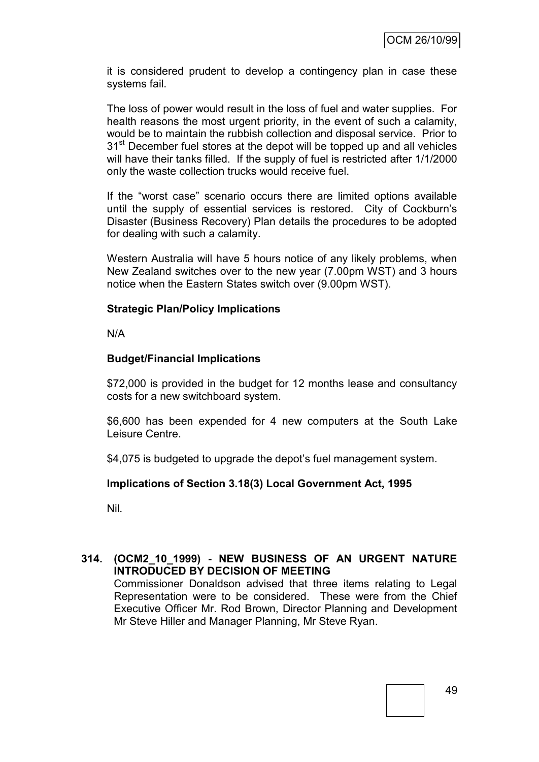it is considered prudent to develop a contingency plan in case these systems fail.

The loss of power would result in the loss of fuel and water supplies. For health reasons the most urgent priority, in the event of such a calamity, would be to maintain the rubbish collection and disposal service. Prior to 31st December fuel stores at the depot will be topped up and all vehicles will have their tanks filled. If the supply of fuel is restricted after 1/1/2000 only the waste collection trucks would receive fuel.

If the "worst case" scenario occurs there are limited options available until the supply of essential services is restored. City of Cockburn's Disaster (Business Recovery) Plan details the procedures to be adopted for dealing with such a calamity.

Western Australia will have 5 hours notice of any likely problems, when New Zealand switches over to the new year (7.00pm WST) and 3 hours notice when the Eastern States switch over (9.00pm WST).

**Strategic Plan/Policy Implications**

N/A

**Budget/Financial Implications**

$72,000 is provided in the budget for 12 months lease and consultancy costs for a new switchboard system.

$6,600 has been expended for 4 new computers at the South Lake Leisure Centre.

$4,075 is budgeted to upgrade the depot's fuel management system.

**Implications of Section 3.18(3) Local Government Act, 1995**

Nil.

**314. (OCM2_10_1999) - NEW BUSINESS OF AN URGENT NATURE INTRODUCED BY DECISION OF MEETING**

Commissioner Donaldson advised that three items relating to Legal Representation were to be considered. These were from the Chief Executive Officer Mr. Rod Brown, Director Planning and Development Mr Steve Hiller and Manager Planning, Mr Steve Ryan.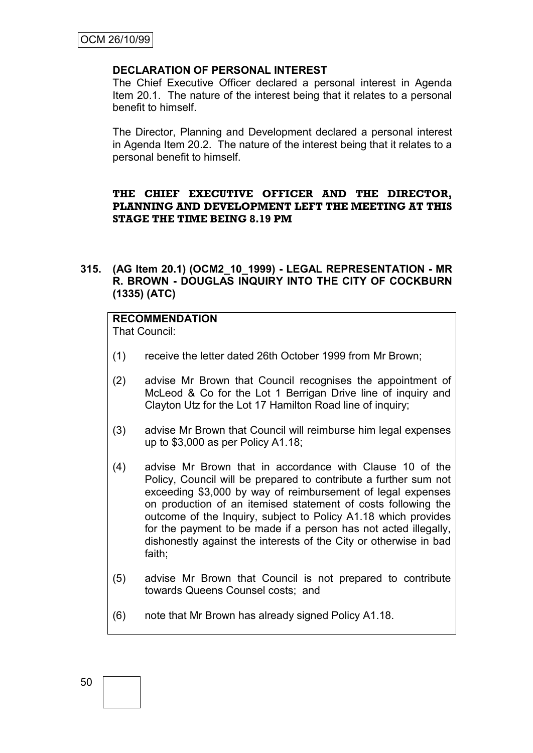**DECLARATION OF PERSONAL INTEREST**

The Chief Executive Officer declared a personal interest in Agenda Item 20.1. The nature of the interest being that it relates to a personal benefit to himself.

The Director, Planning and Development declared a personal interest in Agenda Item 20.2. The nature of the interest being that it relates to a personal benefit to himself.

**THE CHIEF EXECUTIVE OFFICER AND THE DIRECTOR, PLANNING AND DEVELOPMENT LEFT THE MEETING AT THIS STAGE THE TIME BEING 8.19 PM**

**315. (AG Item 20.1) (OCM2_10_1999) - LEGAL REPRESENTATION - MR R. BROWN - DOUGLAS INQUIRY INTO THE CITY OF COCKBURN (1335) (ATC)**

**RECOMMENDATION**

That Council:

(1) receive the letter dated 26th October 1999 from Mr Brown;

(2) advise Mr Brown that Council recognises the appointment of McLeod & Co for the Lot 1 Berrigan Drive line of inquiry and Clayton Utz for the Lot 17 Hamilton Road line of inquiry;

(3) advise Mr Brown that Council will reimburse him legal expenses up to $3,000 as per Policy A1.18;

(4) advise Mr Brown that in accordance with Clause 10 of the Policy, Council will be prepared to contribute a further sum not exceeding $3,000 by way of reimbursement of legal expenses on production of an itemised statement of costs following the outcome of the Inquiry, subject to Policy A1.18 which provides for the payment to be made if a person has not acted illegally, dishonestly against the interests of the City or otherwise in bad faith;

(5) advise Mr Brown that Council is not prepared to contribute towards Queens Counsel costs; and

(6) note that Mr Brown has already signed Policy A1.18.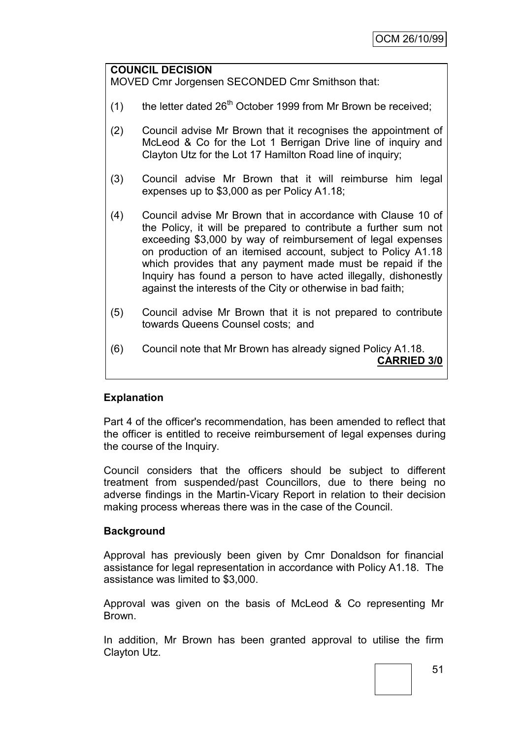**COUNCIL DECISION**

MOVED Cmr Jorgensen SECONDED Cmr Smithson that:

(1) the letter dated 26th October 1999 from Mr Brown be received;

(2) Council advise Mr Brown that it recognises the appointment of McLeod & Co for the Lot 1 Berrigan Drive line of inquiry and Clayton Utz for the Lot 17 Hamilton Road line of inquiry;

(3) Council advise Mr Brown that it will reimburse him legal expenses up to $3,000 as per Policy A1.18;

(4) Council advise Mr Brown that in accordance with Clause 10 of the Policy, it will be prepared to contribute a further sum not exceeding $3,000 by way of reimbursement of legal expenses on production of an itemised account, subject to Policy A1.18 which provides that any payment made must be repaid if the Inquiry has found a person to have acted illegally, dishonestly against the interests of the City or otherwise in bad faith;

(5) Council advise Mr Brown that it is not prepared to contribute towards Queens Counsel costs; and

(6) Council note that Mr Brown has already signed Policy A1.18.

**CARRIED 3/0**

**Explanation**

Part 4 of the officer's recommendation, has been amended to reflect that the officer is entitled to receive reimbursement of legal expenses during the course of the Inquiry.

Council considers that the officers should be subject to different treatment from suspended/past Councillors, due to there being no adverse findings in the Martin-Vicary Report in relation to their decision making process whereas there was in the case of the Council.

**Background**

Approval has previously been given by Cmr Donaldson for financial assistance for legal representation in accordance with Policy A1.18. The assistance was limited to $3,000.

Approval was given on the basis of McLeod & Co representing Mr Brown.

In addition, Mr Brown has been granted approval to utilise the firm Clayton Utz.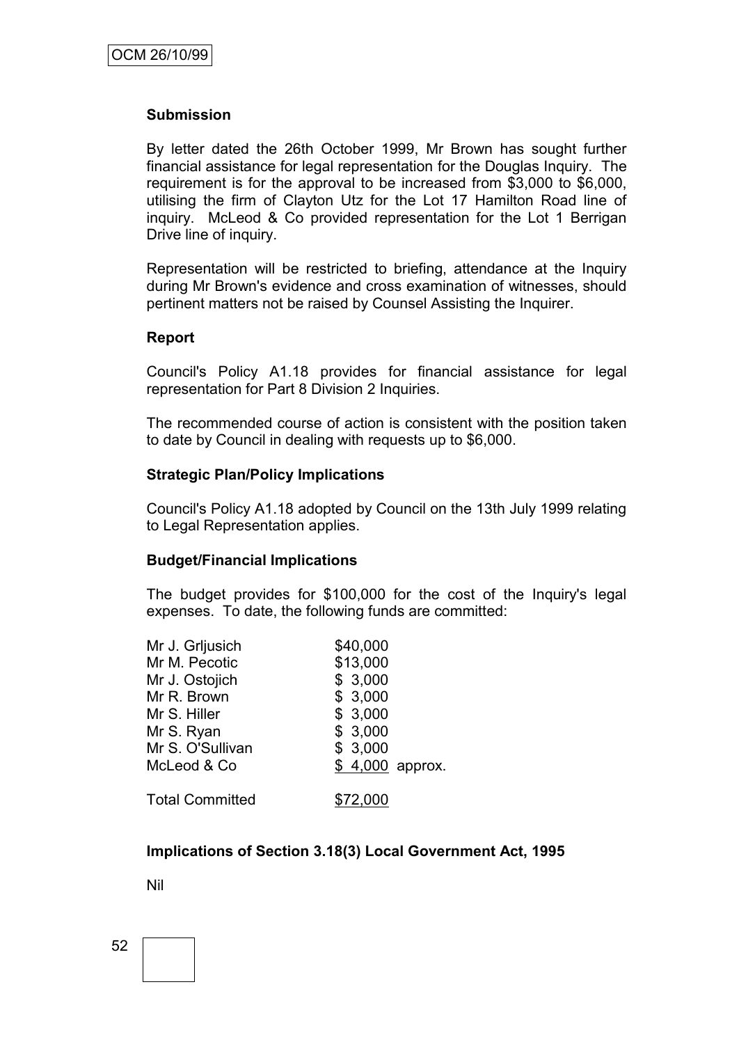**Submission**

By letter dated the 26th October 1999, Mr Brown has sought further financial assistance for legal representation for the Douglas Inquiry. The requirement is for the approval to be increased from $3,000 to $6,000, utilising the firm of Clayton Utz for the Lot 17 Hamilton Road line of inquiry. McLeod & Co provided representation for the Lot 1 Berrigan Drive line of inquiry.

Representation will be restricted to briefing, attendance at the Inquiry during Mr Brown's evidence and cross examination of witnesses, should pertinent matters not be raised by Counsel Assisting the Inquirer.

**Report**

Council's Policy A1.18 provides for financial assistance for legal representation for Part 8 Division 2 Inquiries.

The recommended course of action is consistent with the position taken to date by Council in dealing with requests up to $6,000.

**Strategic Plan/Policy Implications**

Council's Policy A1.18 adopted by Council on the 13th July 1999 relating to Legal Representation applies.

**Budget/Financial Implications**

The budget provides for $100,000 for the cost of the Inquiry's legal expenses. To date, the following funds are committed:

| | |
|---|---|
| Mr J. Grljusich | $40,000 |
| Mr M. Pecotic | $13,000 |
| Mr J. Ostojich | $ 3,000 |
| Mr R. Brown | $ 3,000 |
| Mr S. Hiller | $ 3,000 |
| Mr S. Ryan | $ 3,000 |
| Mr S. O'Sullivan | $ 3,000 |
| McLeod & Co | $ 4,000 approx. |
| Total Committed | $72,000 |

**Implications of Section 3.18(3) Local Government Act, 1995**

Nil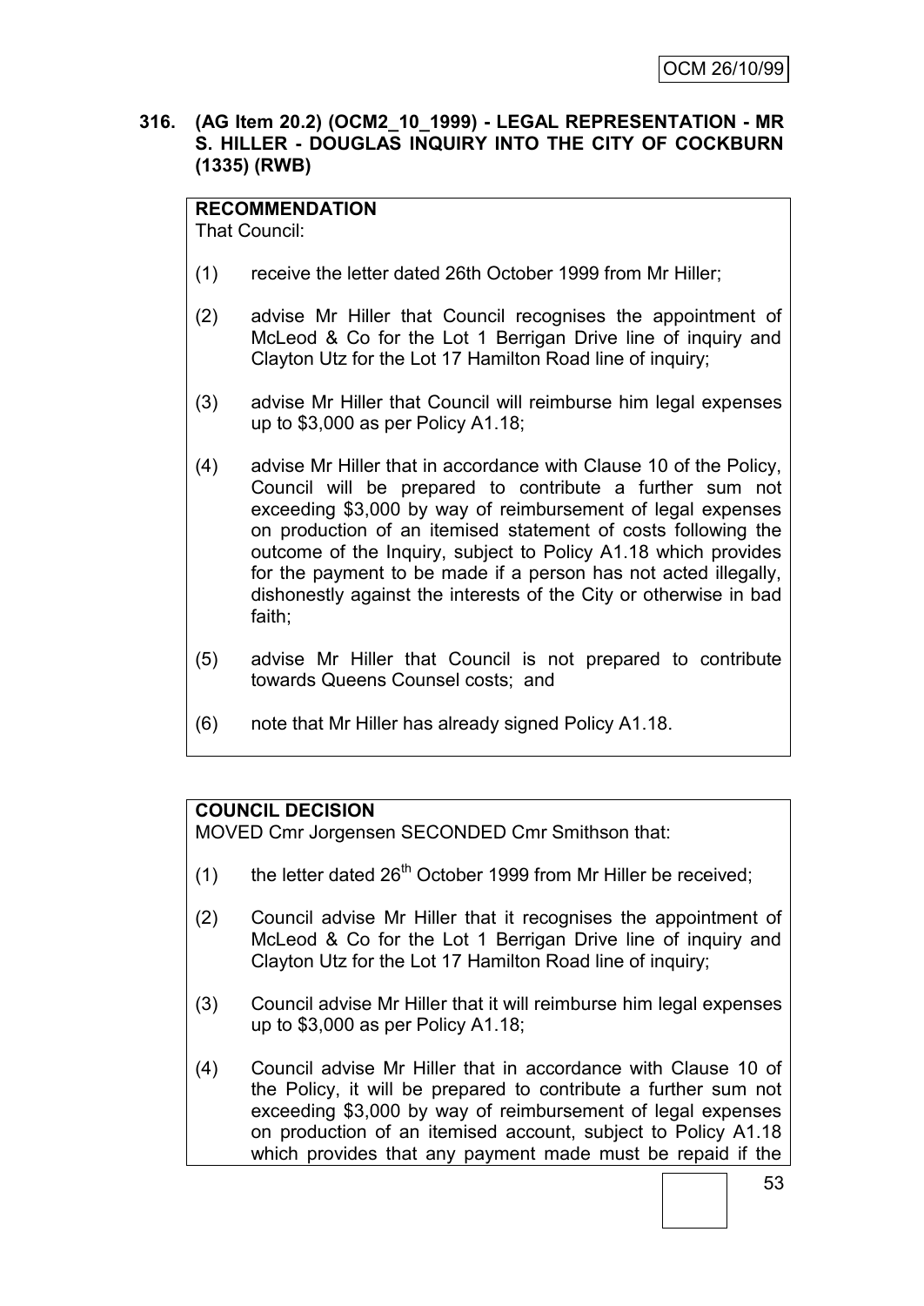**316. (AG Item 20.2) (OCM2_10_1999) - LEGAL REPRESENTATION - MR S. HILLER - DOUGLAS INQUIRY INTO THE CITY OF COCKBURN (1335) (RWB)**

**RECOMMENDATION**
That Council:

(1) receive the letter dated 26th October 1999 from Mr Hiller;

(2) advise Mr Hiller that Council recognises the appointment of McLeod & Co for the Lot 1 Berrigan Drive line of inquiry and Clayton Utz for the Lot 17 Hamilton Road line of inquiry;

(3) advise Mr Hiller that Council will reimburse him legal expenses up to $3,000 as per Policy A1.18;

(4) advise Mr Hiller that in accordance with Clause 10 of the Policy, Council will be prepared to contribute a further sum not exceeding $3,000 by way of reimbursement of legal expenses on production of an itemised statement of costs following the outcome of the Inquiry, subject to Policy A1.18 which provides for the payment to be made if a person has not acted illegally, dishonestly against the interests of the City or otherwise in bad faith;

(5) advise Mr Hiller that Council is not prepared to contribute towards Queens Counsel costs; and

(6) note that Mr Hiller has already signed Policy A1.18.

**COUNCIL DECISION**
MOVED Cmr Jorgensen SECONDED Cmr Smithson that:

(1) the letter dated 26th October 1999 from Mr Hiller be received;

(2) Council advise Mr Hiller that it recognises the appointment of McLeod & Co for the Lot 1 Berrigan Drive line of inquiry and Clayton Utz for the Lot 17 Hamilton Road line of inquiry;

(3) Council advise Mr Hiller that it will reimburse him legal expenses up to $3,000 as per Policy A1.18;

(4) Council advise Mr Hiller that in accordance with Clause 10 of the Policy, it will be prepared to contribute a further sum not exceeding $3,000 by way of reimbursement of legal expenses on production of an itemised account, subject to Policy A1.18 which provides that any payment made must be repaid if the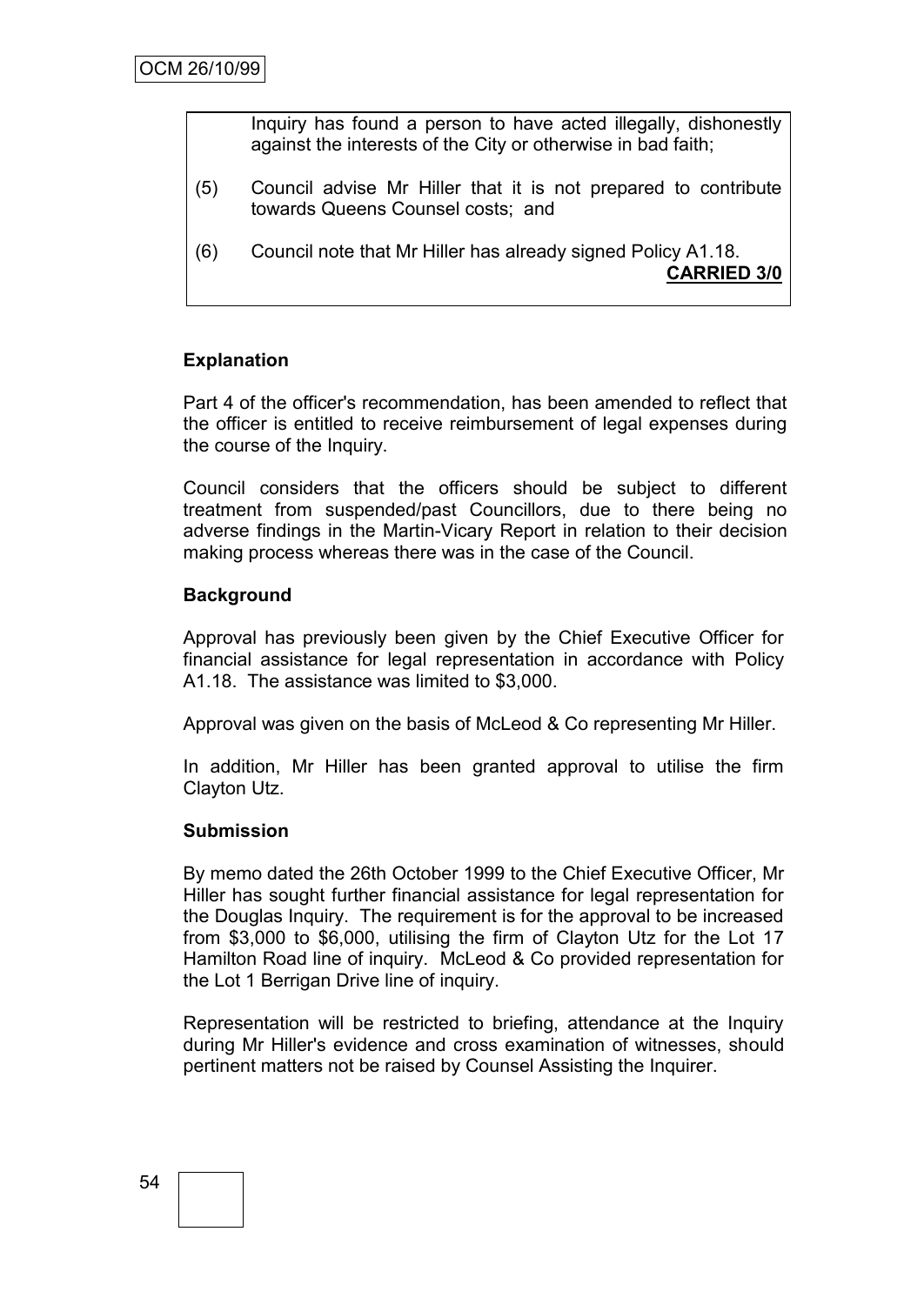Inquiry has found a person to have acted illegally, dishonestly against the interests of the City or otherwise in bad faith;

(5) Council advise Mr Hiller that it is not prepared to contribute towards Queens Counsel costs; and

(6) Council note that Mr Hiller has already signed Policy A1.18.

**CARRIED 3/0**

**Explanation**

Part 4 of the officer's recommendation, has been amended to reflect that the officer is entitled to receive reimbursement of legal expenses during the course of the Inquiry.

Council considers that the officers should be subject to different treatment from suspended/past Councillors, due to there being no adverse findings in the Martin-Vicary Report in relation to their decision making process whereas there was in the case of the Council.

**Background**

Approval has previously been given by the Chief Executive Officer for financial assistance for legal representation in accordance with Policy A1.18. The assistance was limited to $3,000.

Approval was given on the basis of McLeod & Co representing Mr Hiller.

In addition, Mr Hiller has been granted approval to utilise the firm Clayton Utz.

**Submission**

By memo dated the 26th October 1999 to the Chief Executive Officer, Mr Hiller has sought further financial assistance for legal representation for the Douglas Inquiry. The requirement is for the approval to be increased from $3,000 to $6,000, utilising the firm of Clayton Utz for the Lot 17 Hamilton Road line of inquiry. McLeod & Co provided representation for the Lot 1 Berrigan Drive line of inquiry.

Representation will be restricted to briefing, attendance at the Inquiry during Mr Hiller's evidence and cross examination of witnesses, should pertinent matters not be raised by Counsel Assisting the Inquirer.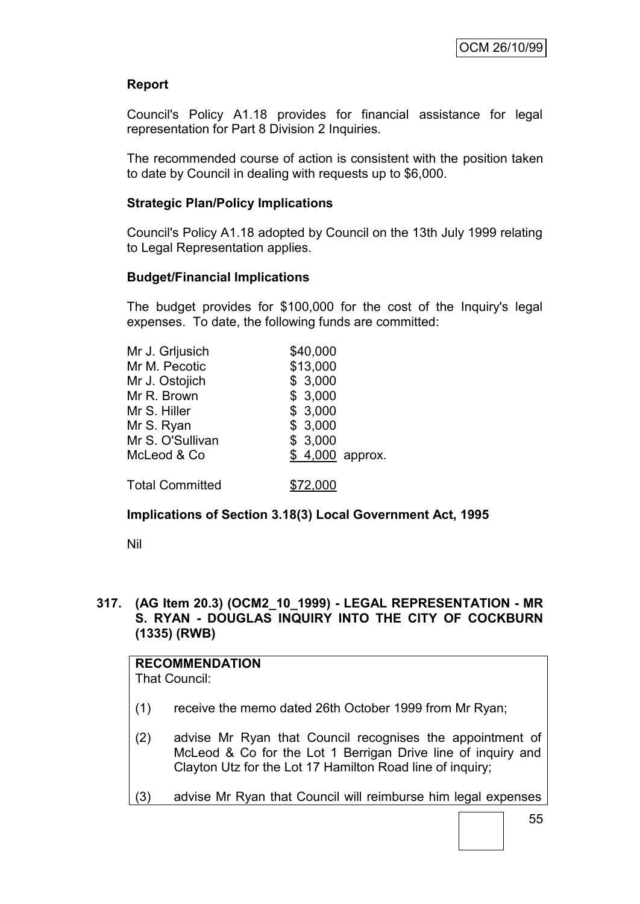**Report**

Council's Policy A1.18 provides for financial assistance for legal representation for Part 8 Division 2 Inquiries.

The recommended course of action is consistent with the position taken to date by Council in dealing with requests up to $6,000.

**Strategic Plan/Policy Implications**

Council's Policy A1.18 adopted by Council on the 13th July 1999 relating to Legal Representation applies.

**Budget/Financial Implications**

The budget provides for $100,000 for the cost of the Inquiry's legal expenses. To date, the following funds are committed:

| | |
|---|---|
| Mr J. Grljusich | $40,000 |
| Mr M. Pecotic | $13,000 |
| Mr J. Ostojich | $ 3,000 |
| Mr R. Brown | $ 3,000 |
| Mr S. Hiller | $ 3,000 |
| Mr S. Ryan | $ 3,000 |
| Mr S. O'Sullivan | $ 3,000 |
| McLeod & Co | $ 4,000 approx. |
| Total Committed | $72,000 |

**Implications of Section 3.18(3) Local Government Act, 1995**

Nil

## 317. (AG Item 20.3) (OCM2_10_1999) - LEGAL REPRESENTATION - MR S. RYAN - DOUGLAS INQUIRY INTO THE CITY OF COCKBURN (1335) (RWB)

**RECOMMENDATION**
That Council:

(1) receive the memo dated 26th October 1999 from Mr Ryan;

(2) advise Mr Ryan that Council recognises the appointment of McLeod & Co for the Lot 1 Berrigan Drive line of inquiry and Clayton Utz for the Lot 17 Hamilton Road line of inquiry;

(3) advise Mr Ryan that Council will reimburse him legal expenses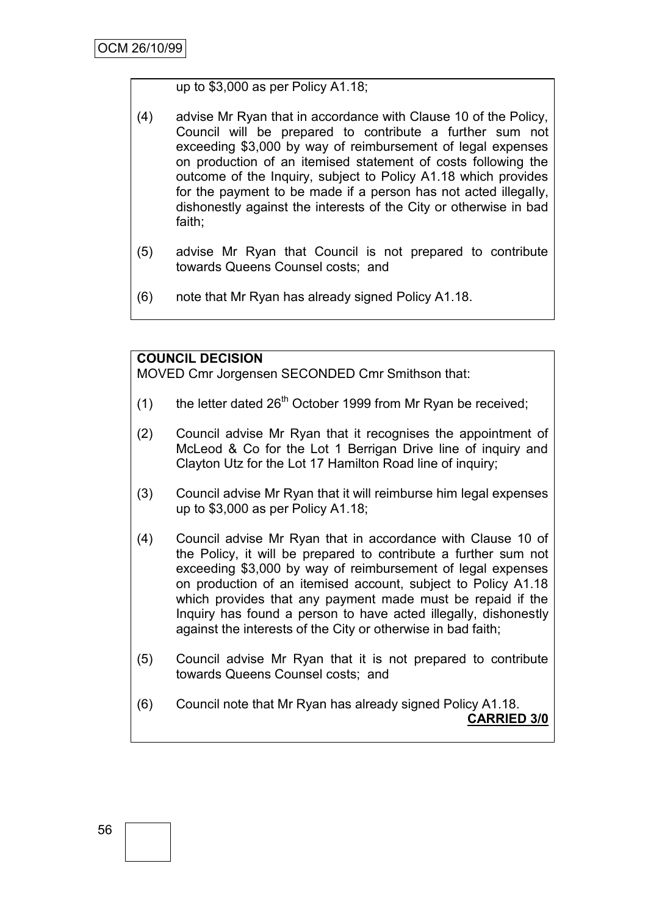up to $3,000 as per Policy A1.18;

(4) advise Mr Ryan that in accordance with Clause 10 of the Policy, Council will be prepared to contribute a further sum not exceeding $3,000 by way of reimbursement of legal expenses on production of an itemised statement of costs following the outcome of the Inquiry, subject to Policy A1.18 which provides for the payment to be made if a person has not acted illegally, dishonestly against the interests of the City or otherwise in bad faith;

(5) advise Mr Ryan that Council is not prepared to contribute towards Queens Counsel costs; and

(6) note that Mr Ryan has already signed Policy A1.18.

**COUNCIL DECISION**

MOVED Cmr Jorgensen SECONDED Cmr Smithson that:

(1) the letter dated 26th October 1999 from Mr Ryan be received;

(2) Council advise Mr Ryan that it recognises the appointment of McLeod & Co for the Lot 1 Berrigan Drive line of inquiry and Clayton Utz for the Lot 17 Hamilton Road line of inquiry;

(3) Council advise Mr Ryan that it will reimburse him legal expenses up to $3,000 as per Policy A1.18;

(4) Council advise Mr Ryan that in accordance with Clause 10 of the Policy, it will be prepared to contribute a further sum not exceeding $3,000 by way of reimbursement of legal expenses on production of an itemised account, subject to Policy A1.18 which provides that any payment made must be repaid if the Inquiry has found a person to have acted illegally, dishonestly against the interests of the City or otherwise in bad faith;

(5) Council advise Mr Ryan that it is not prepared to contribute towards Queens Counsel costs; and

(6) Council note that Mr Ryan has already signed Policy A1.18.

**CARRIED 3/0**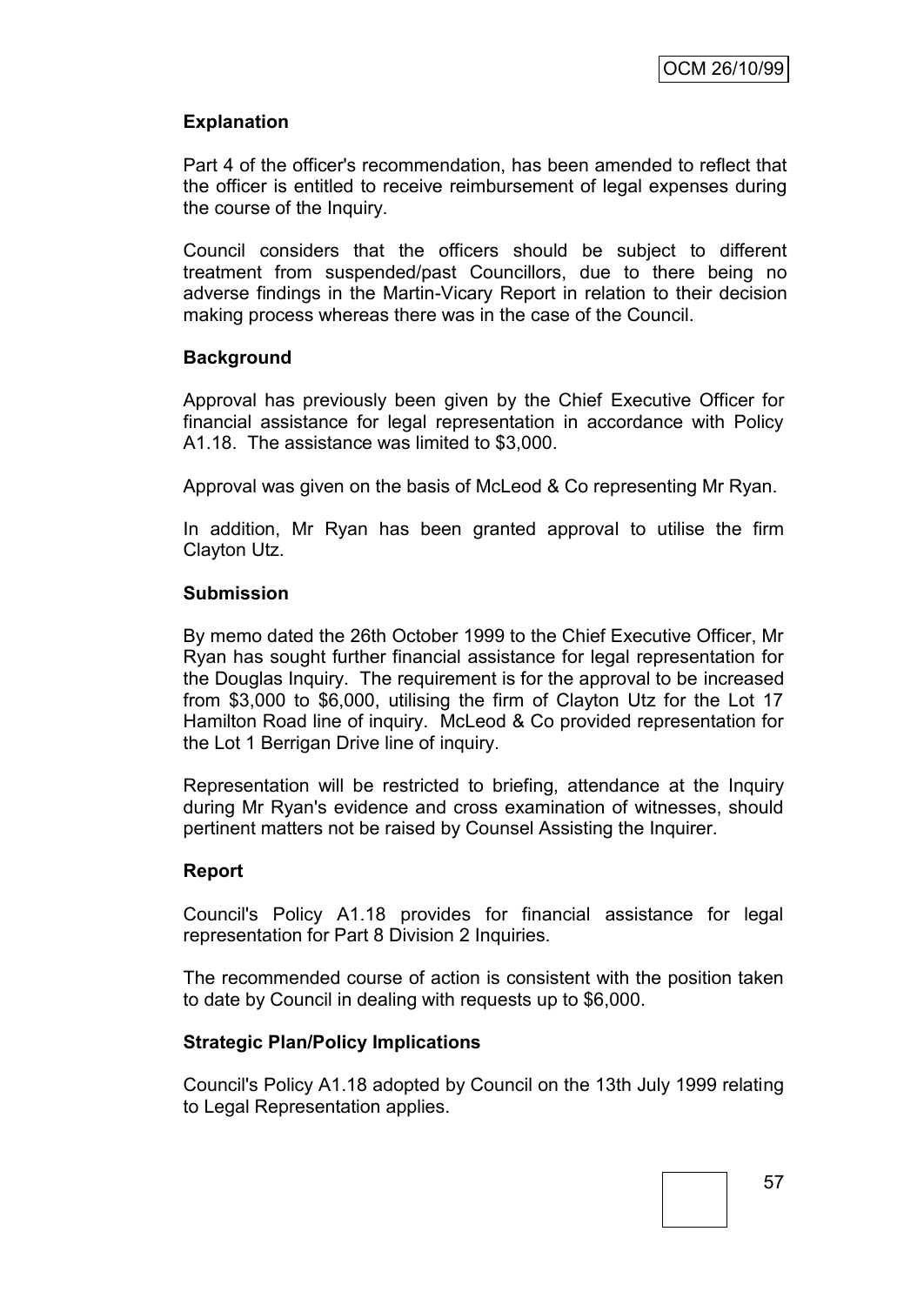**Explanation**

Part 4 of the officer's recommendation, has been amended to reflect that the officer is entitled to receive reimbursement of legal expenses during the course of the Inquiry.

Council considers that the officers should be subject to different treatment from suspended/past Councillors, due to there being no adverse findings in the Martin-Vicary Report in relation to their decision making process whereas there was in the case of the Council.

**Background**

Approval has previously been given by the Chief Executive Officer for financial assistance for legal representation in accordance with Policy A1.18. The assistance was limited to $3,000.

Approval was given on the basis of McLeod & Co representing Mr Ryan.

In addition, Mr Ryan has been granted approval to utilise the firm Clayton Utz.

**Submission**

By memo dated the 26th October 1999 to the Chief Executive Officer, Mr Ryan has sought further financial assistance for legal representation for the Douglas Inquiry. The requirement is for the approval to be increased from $3,000 to $6,000, utilising the firm of Clayton Utz for the Lot 17 Hamilton Road line of inquiry. McLeod & Co provided representation for the Lot 1 Berrigan Drive line of inquiry.

Representation will be restricted to briefing, attendance at the Inquiry during Mr Ryan's evidence and cross examination of witnesses, should pertinent matters not be raised by Counsel Assisting the Inquirer.

**Report**

Council's Policy A1.18 provides for financial assistance for legal representation for Part 8 Division 2 Inquiries.

The recommended course of action is consistent with the position taken to date by Council in dealing with requests up to $6,000.

**Strategic Plan/Policy Implications**

Council's Policy A1.18 adopted by Council on the 13th July 1999 relating to Legal Representation applies.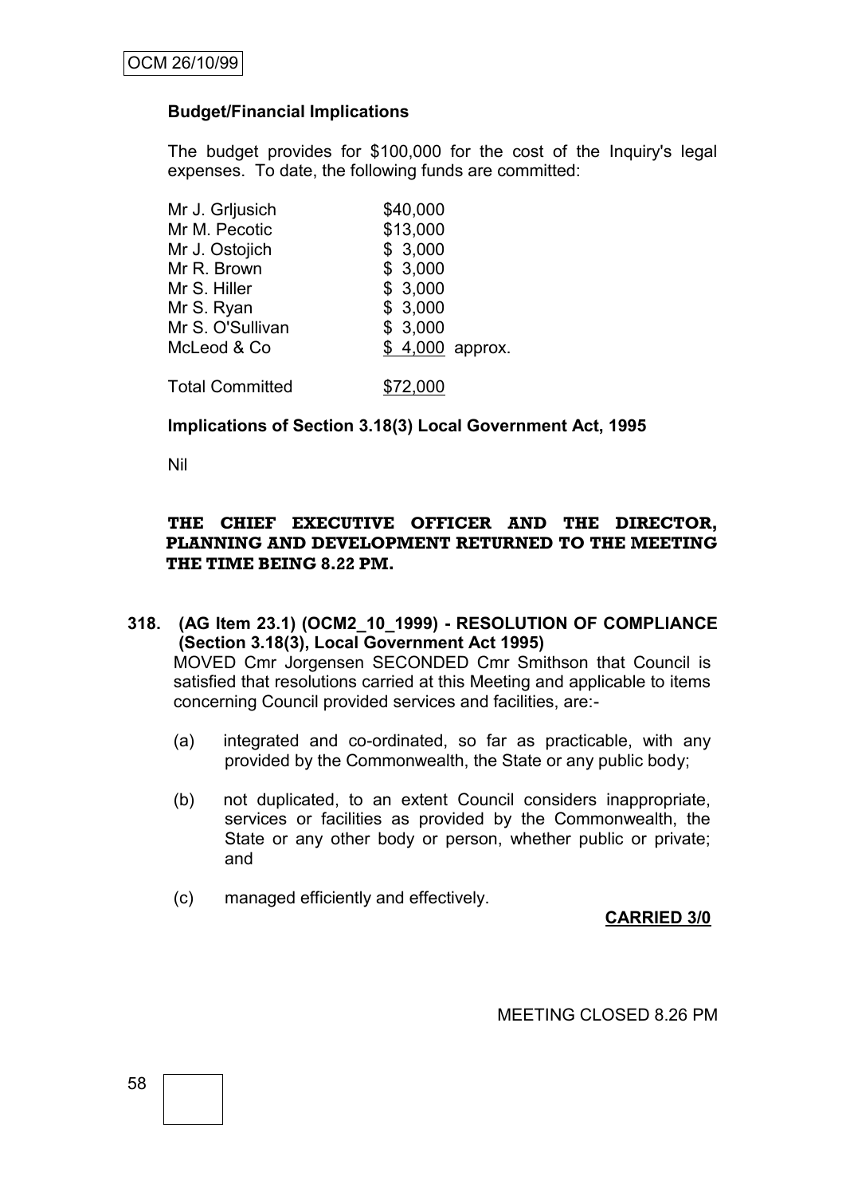**Budget/Financial Implications**

The budget provides for $100,000 for the cost of the Inquiry's legal expenses. To date, the following funds are committed:

| | |
|---|---|
| Mr J. Grljusich | $40,000 |
| Mr M. Pecotic | $13,000 |
| Mr J. Ostojich | $ 3,000 |
| Mr R. Brown | $ 3,000 |
| Mr S. Hiller | $ 3,000 |
| Mr S. Ryan | $ 3,000 |
| Mr S. O'Sullivan | $ 3,000 |
| McLeod & Co | $ 4,000 approx. |
| Total Committed | $72,000 |

**Implications of Section 3.18(3) Local Government Act, 1995**

Nil

**THE CHIEF EXECUTIVE OFFICER AND THE DIRECTOR, PLANNING AND DEVELOPMENT RETURNED TO THE MEETING THE TIME BEING 8.22 PM.**

**318. (AG Item 23.1) (OCM2_10_1999) - RESOLUTION OF COMPLIANCE (Section 3.18(3), Local Government Act 1995)**

MOVED Cmr Jorgensen SECONDED Cmr Smithson that Council is satisfied that resolutions carried at this Meeting and applicable to items concerning Council provided services and facilities, are:-

(a) integrated and co-ordinated, so far as practicable, with any provided by the Commonwealth, the State or any public body;

(b) not duplicated, to an extent Council considers inappropriate, services or facilities as provided by the Commonwealth, the State or any other body or person, whether public or private; and

(c) managed efficiently and effectively.

**CARRIED 3/0**

MEETING CLOSED 8.26 PM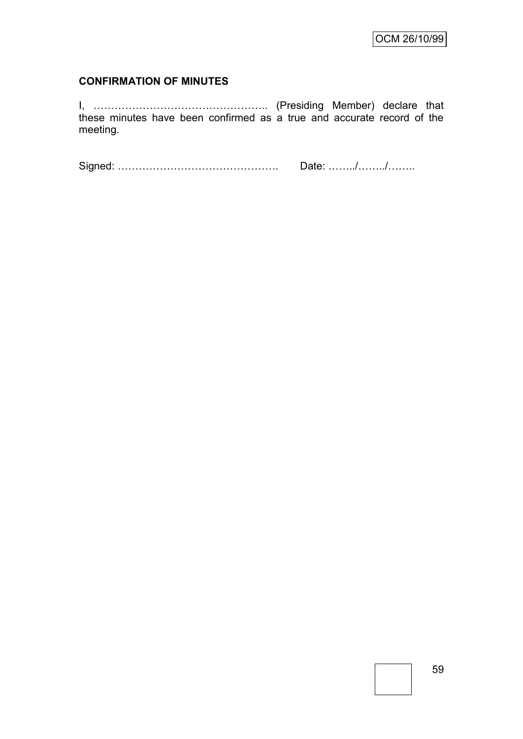## CONFIRMATION OF MINUTES

I, ………………………………………….. (Presiding Member) declare that these minutes have been confirmed as a true and accurate record of the meeting.

Signed: ………………………………………. Date: ……../……../……..